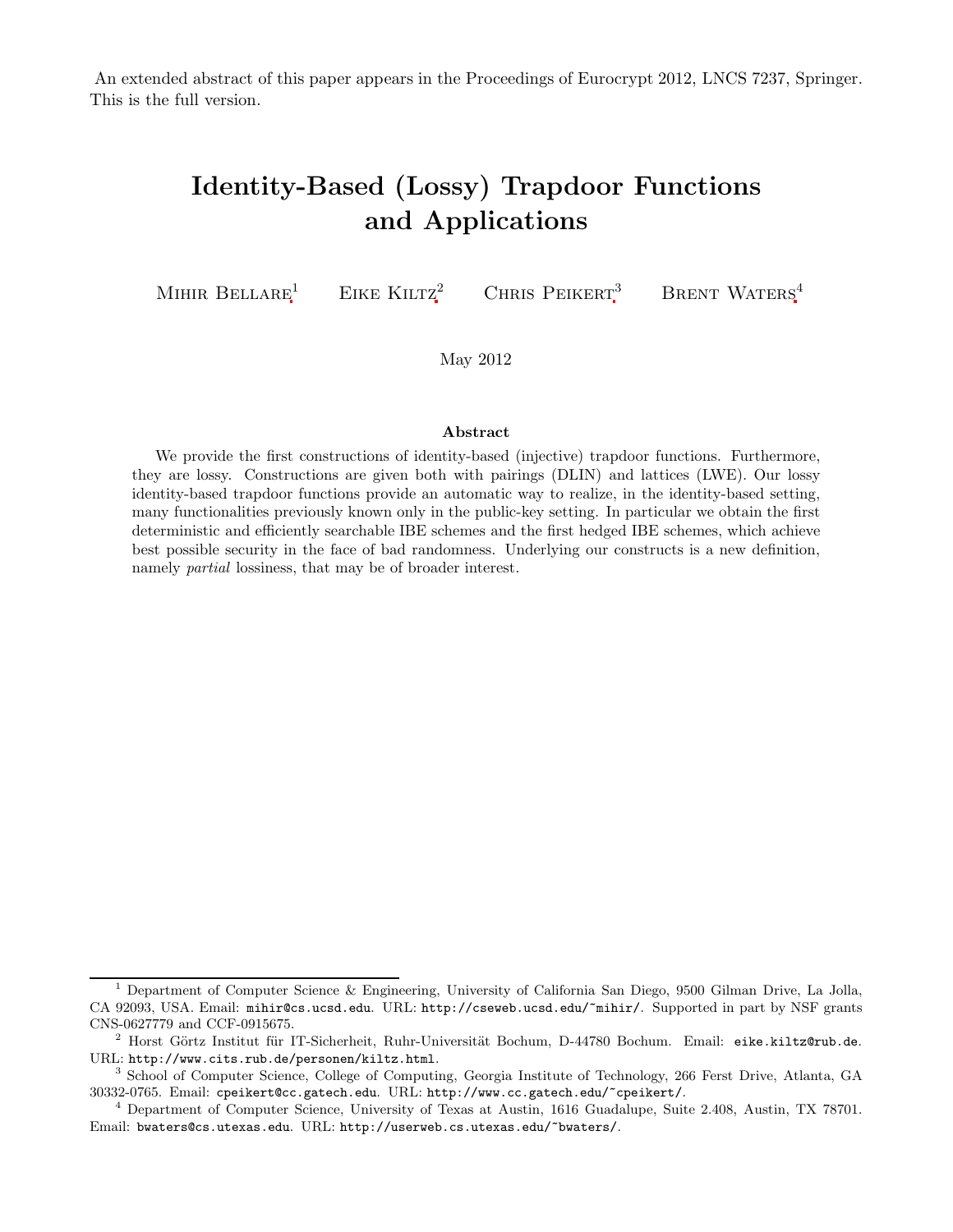An extended abstract of this paper appears in the Proceedings of Eurocrypt 2012, LNCS 7237, Springer. This is the full version.

# Identity-Based (Lossy) Trapdoor Functions and Applications

Mihir Bellare[1] Eike Kiltz[2] Chris Peikert[3] Brent Waters[4]

May 2012

### Abstract

We provide the first constructions of identity-based (injective) trapdoor functions. Furthermore, they are lossy. Constructions are given both with pairings (DLIN) and lattices (LWE). Our lossy identity-based trapdoor functions provide an automatic way to realize, in the identity-based setting, many functionalities previously known only in the public-key setting. In particular we obtain the first deterministic and efficiently searchable IBE schemes and the first hedged IBE schemes, which achieve best possible security in the face of bad randomness. Underlying our constructs is a new definition, namely *partial* lossiness, that may be of broader interest.

---

[1] Department of Computer Science & Engineering, University of California San Diego, 9500 Gilman Drive, La Jolla, CA 92093, USA. Email: `mihir@cs.ucsd.edu`. URL: `http://cseweb.ucsd.edu/~mihir/`. Supported in part by NSF grants CNS-0627779 and CCF-0915675.

[2] Horst Görtz Institut für IT-Sicherheit, Ruhr-Universität Bochum, D-44780 Bochum. Email: `eike.kiltz@rub.de`. URL: `http://www.cits.rub.de/personen/kiltz.html`.

[3] School of Computer Science, College of Computing, Georgia Institute of Technology, 266 Ferst Drive, Atlanta, GA 30332-0765. Email: `cpeikert@cc.gatech.edu`. URL: `http://www.cc.gatech.edu/~cpeikert/`.

[4] Department of Computer Science, University of Texas at Austin, 1616 Guadalupe, Suite 2.408, Austin, TX 78701. Email: `bwaters@cs.utexas.edu`. URL: `http://userweb.cs.utexas.edu/~bwaters/`.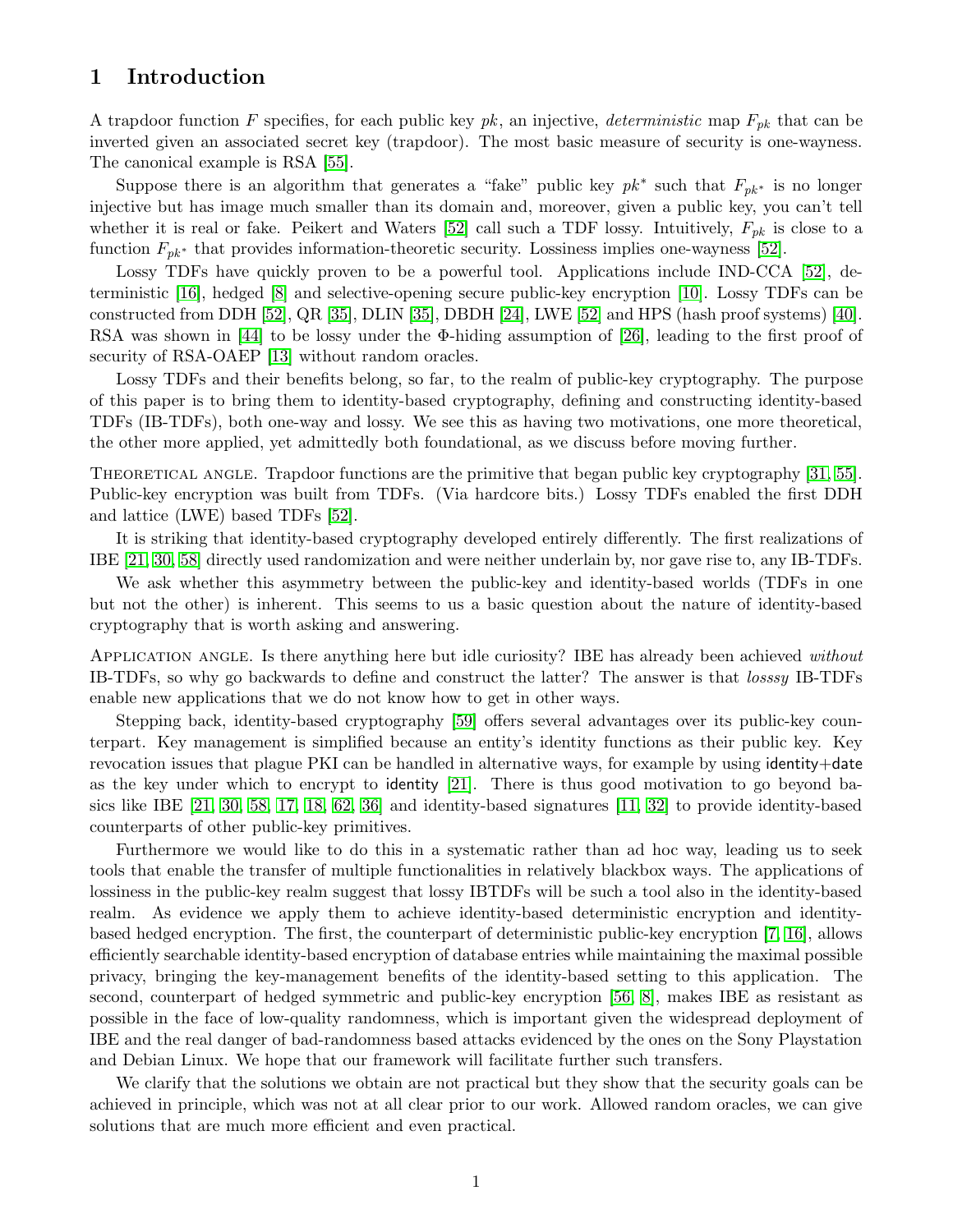// Introduction

# 1 Introduction

A trapdoor function $F$ specifies, for each public key $pk$, an injective, *deterministic* map $F_{pk}$ that can be inverted given an associated secret key (trapdoor). The most basic measure of security is one-wayness. The canonical example is RSA [55].

Suppose there is an algorithm that generates a "fake" public key $pk^*$ such that $F_{pk^*}$ is no longer injective but has image much smaller than its domain and, moreover, given a public key, you can't tell whether it is real or fake. Peikert and Waters [52] call such a TDF lossy. Intuitively, $F_{pk}$ is close to a function $F_{pk^*}$ that provides information-theoretic security. Lossiness implies one-wayness [52].

Lossy TDFs have quickly proven to be a powerful tool. Applications include IND-CCA [52], deterministic [16], hedged [8] and selective-opening secure public-key encryption [10]. Lossy TDFs can be constructed from DDH [52], QR [35], DLIN [35], DBDH [24], LWE [52] and HPS (hash proof systems) [40]. RSA was shown in [44] to be lossy under the Φ-hiding assumption of [26], leading to the first proof of security of RSA-OAEP [13] without random oracles.

Lossy TDFs and their benefits belong, so far, to the realm of public-key cryptography. The purpose of this paper is to bring them to identity-based cryptography, defining and constructing identity-based TDFs (IB-TDFs), both one-way and lossy. We see this as having two motivations, one more theoretical, the other more applied, yet admittedly both foundational, as we discuss before moving further.

THEORETICAL ANGLE. Trapdoor functions are the primitive that began public key cryptography [31, 55]. Public-key encryption was built from TDFs. (Via hardcore bits.) Lossy TDFs enabled the first DDH and lattice (LWE) based TDFs [52].

It is striking that identity-based cryptography developed entirely differently. The first realizations of IBE [21, 30, 58] directly used randomization and were neither underlain by, nor gave rise to, any IB-TDFs.

We ask whether this asymmetry between the public-key and identity-based worlds (TDFs in one but not the other) is inherent. This seems to us a basic question about the nature of identity-based cryptography that is worth asking and answering.

APPLICATION ANGLE. Is there anything here but idle curiosity? IBE has already been achieved *without* IB-TDFs, so why go backwards to define and construct the latter? The answer is that *losssy* IB-TDFs enable new applications that we do not know how to get in other ways.

Stepping back, identity-based cryptography [59] offers several advantages over its public-key counterpart. Key management is simplified because an entity's identity functions as their public key. Key revocation issues that plague PKI can be handled in alternative ways, for example by using identity+date as the key under which to encrypt to identity [21]. There is thus good motivation to go beyond basics like IBE [21, 30, 58, 17, 18, 62, 36] and identity-based signatures [11, 32] to provide identity-based counterparts of other public-key primitives.

Furthermore we would like to do this in a systematic rather than ad hoc way, leading us to seek tools that enable the transfer of multiple functionalities in relatively blackbox ways. The applications of lossiness in the public-key realm suggest that lossy IBTDFs will be such a tool also in the identity-based realm. As evidence we apply them to achieve identity-based deterministic encryption and identity-based hedged encryption. The first, the counterpart of deterministic public-key encryption [7, 16], allows efficiently searchable identity-based encryption of database entries while maintaining the maximal possible privacy, bringing the key-management benefits of the identity-based setting to this application. The second, counterpart of hedged symmetric and public-key encryption [56, 8], makes IBE as resistant as possible in the face of low-quality randomness, which is important given the widespread deployment of IBE and the real danger of bad-randomness based attacks evidenced by the ones on the Sony Playstation and Debian Linux. We hope that our framework will facilitate further such transfers.

We clarify that the solutions we obtain are not practical but they show that the security goals can be achieved in principle, which was not at all clear prior to our work. Allowed random oracles, we can give solutions that are much more efficient and even practical.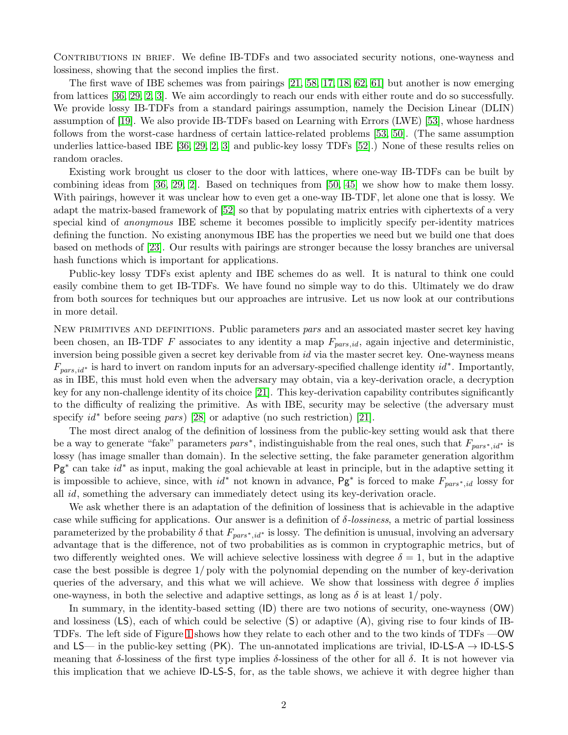CONTRIBUTIONS IN BRIEF. We define IB-TDFs and two associated security notions, one-wayness and lossiness, showing that the second implies the first.

The first wave of IBE schemes was from pairings [21, 58, 17, 18, 62, 61] but another is now emerging from lattices [36, 29, 2, 3]. We aim accordingly to reach our ends with either route and do so successfully. We provide lossy IB-TDFs from a standard pairings assumption, namely the Decision Linear (DLIN) assumption of [19]. We also provide IB-TDFs based on Learning with Errors (LWE) [53], whose hardness follows from the worst-case hardness of certain lattice-related problems [53, 50]. (The same assumption underlies lattice-based IBE [36, 29, 2, 3] and public-key lossy TDFs [52].) None of these results relies on random oracles.

Existing work brought us closer to the door with lattices, where one-way IB-TDFs can be built by combining ideas from [36, 29, 2]. Based on techniques from [50, 45] we show how to make them lossy. With pairings, however it was unclear how to even get a one-way IB-TDF, let alone one that is lossy. We adapt the matrix-based framework of [52] so that by populating matrix entries with ciphertexts of a very special kind of *anonymous* IBE scheme it becomes possible to implicitly specify per-identity matrices defining the function. No existing anonymous IBE has the properties we need but we build one that does based on methods of [23]. Our results with pairings are stronger because the lossy branches are universal hash functions which is important for applications.

Public-key lossy TDFs exist aplenty and IBE schemes do as well. It is natural to think one could easily combine them to get IB-TDFs. We have found no simple way to do this. Ultimately we do draw from both sources for techniques but our approaches are intrusive. Let us now look at our contributions in more detail.

NEW PRIMITIVES AND DEFINITIONS. Public parameters *pars* and an associated master secret key having been chosen, an IB-TDF $F$ associates to any identity a map $F_{pars,id}$, again injective and deterministic, inversion being possible given a secret key derivable from *id* via the master secret key. One-wayness means $F_{pars,id^*}$ is hard to invert on random inputs for an adversary-specified challenge identity $id^*$. Importantly, as in IBE, this must hold even when the adversary may obtain, via a key-derivation oracle, a decryption key for any non-challenge identity of its choice [21]. This key-derivation capability contributes significantly to the difficulty of realizing the primitive. As with IBE, security may be selective (the adversary must specify $id^*$ before seeing *pars*) [28] or adaptive (no such restriction) [21].

The most direct analog of the definition of lossiness from the public-key setting would ask that there be a way to generate "fake" parameters $pars^*$, indistinguishable from the real ones, such that $F_{pars^*,id^*}$ is lossy (has image smaller than domain). In the selective setting, the fake parameter generation algorithm $\mathsf{Pg}^*$ can take $id^*$ as input, making the goal achievable at least in principle, but in the adaptive setting it is impossible to achieve, since, with $id^*$ not known in advance, $\mathsf{Pg}^*$ is forced to make $F_{pars^*,id}$ lossy for all *id*, something the adversary can immediately detect using its key-derivation oracle.

We ask whether there is an adaptation of the definition of lossiness that is achievable in the adaptive case while sufficing for applications. Our answer is a definition of $\delta$*-lossiness*, a metric of partial lossiness parameterized by the probability $\delta$ that $F_{pars^*,id^*}$ is lossy. The definition is unusual, involving an adversary advantage that is the difference, not of two probabilities as is common in cryptographic metrics, but of two differently weighted ones. We will achieve selective lossiness with degree $\delta = 1$, but in the adaptive case the best possible is degree $1/\mathrm{poly}$ with the polynomial depending on the number of key-derivation queries of the adversary, and this what we will achieve. We show that lossiness with degree $\delta$ implies one-wayness, in both the selective and adaptive settings, as long as $\delta$ is at least $1/\mathrm{poly}$.

In summary, in the identity-based setting (ID) there are two notions of security, one-wayness (OW) and lossiness (LS), each of which could be selective (S) or adaptive (A), giving rise to four kinds of IB-TDFs. The left side of Figure 1 shows how they relate to each other and to the two kinds of TDFs —OW and LS— in the public-key setting (PK). The un-annotated implications are trivial, ID-LS-A $\rightarrow$ ID-LS-S meaning that $\delta$-lossiness of the first type implies $\delta$-lossiness of the other for all $\delta$. It is not however via this implication that we achieve ID-LS-S, for, as the table shows, we achieve it with degree higher than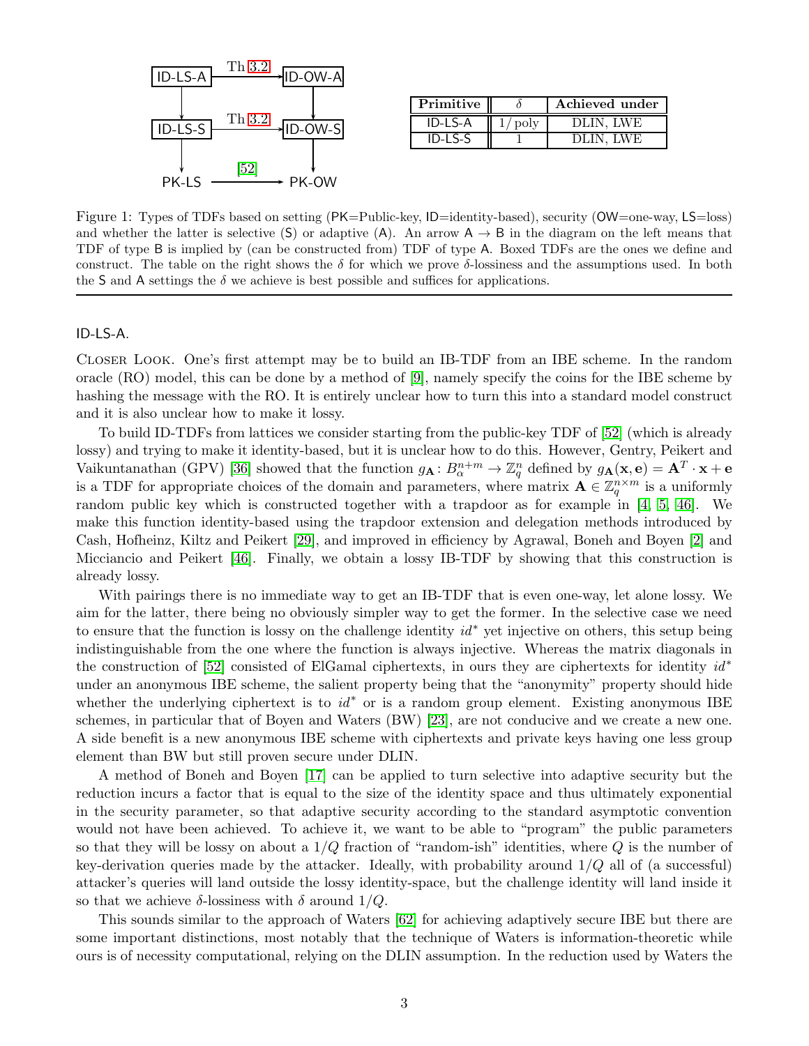| Primitive | $\delta$ | Achieved under |
|---|---|---|
| ID-LS-A | $1/\text{poly}$ | DLIN, LWE |
| ID-LS-S | 1 | DLIN, LWE |

Figure 1: Types of TDFs based on setting (PK=Public-key, ID=identity-based), security (OW=one-way, LS=loss) and whether the latter is selective (S) or adaptive (A). An arrow A → B in the diagram on the left means that TDF of type B is implied by (can be constructed from) TDF of type A. Boxed TDFs are the ones we define and construct. The table on the right shows the $\delta$ for which we prove $\delta$-lossiness and the assumptions used. In both the S and A settings the $\delta$ we achieve is best possible and suffices for applications.

ID-LS-A.

Closer Look. One's first attempt may be to build an IB-TDF from an IBE scheme. In the random oracle (RO) model, this can be done by a method of [9], namely specify the coins for the IBE scheme by hashing the message with the RO. It is entirely unclear how to turn this into a standard model construct and it is also unclear how to make it lossy.

To build ID-TDFs from lattices we consider starting from the public-key TDF of [52] (which is already lossy) and trying to make it identity-based, but it is unclear how to do this. However, Gentry, Peikert and Vaikuntanathan (GPV) [36] showed that the function $g_{\mathbf{A}}\colon B_{\alpha}^{n+m} \to \mathbb{Z}_q^n$ defined by $g_{\mathbf{A}}(\mathbf{x}, \mathbf{e}) = \mathbf{A}^T \cdot \mathbf{x} + \mathbf{e}$ is a TDF for appropriate choices of the domain and parameters, where matrix $\mathbf{A} \in \mathbb{Z}_q^{n\times m}$ is a uniformly random public key which is constructed together with a trapdoor as for example in [4, 5, 46]. We make this function identity-based using the trapdoor extension and delegation methods introduced by Cash, Hofheinz, Kiltz and Peikert [29], and improved in efficiency by Agrawal, Boneh and Boyen [2] and Micciancio and Peikert [46]. Finally, we obtain a lossy IB-TDF by showing that this construction is already lossy.

With pairings there is no immediate way to get an IB-TDF that is even one-way, let alone lossy. We aim for the latter, there being no obviously simpler way to get the former. In the selective case we need to ensure that the function is lossy on the challenge identity $id^*$ yet injective on others, this setup being indistinguishable from the one where the function is always injective. Whereas the matrix diagonals in the construction of [52] consisted of ElGamal ciphertexts, in ours they are ciphertexts for identity $id^*$ under an anonymous IBE scheme, the salient property being that the "anonymity" property should hide whether the underlying ciphertext is to $id^*$ or is a random group element. Existing anonymous IBE schemes, in particular that of Boyen and Waters (BW) [23], are not conducive and we create a new one. A side benefit is a new anonymous IBE scheme with ciphertexts and private keys having one less group element than BW but still proven secure under DLIN.

A method of Boneh and Boyen [17] can be applied to turn selective into adaptive security but the reduction incurs a factor that is equal to the size of the identity space and thus ultimately exponential in the security parameter, so that adaptive security according to the standard asymptotic convention would not have been achieved. To achieve it, we want to be able to "program" the public parameters so that they will be lossy on about a $1/Q$ fraction of "random-ish" identities, where $Q$ is the number of key-derivation queries made by the attacker. Ideally, with probability around $1/Q$ all of (a successful) attacker's queries will land outside the lossy identity-space, but the challenge identity will land inside it so that we achieve $\delta$-lossiness with $\delta$ around $1/Q$.

This sounds similar to the approach of Waters [62] for achieving adaptively secure IBE but there are some important distinctions, most notably that the technique of Waters is information-theoretic while ours is of necessity computational, relying on the DLIN assumption. In the reduction used by Waters the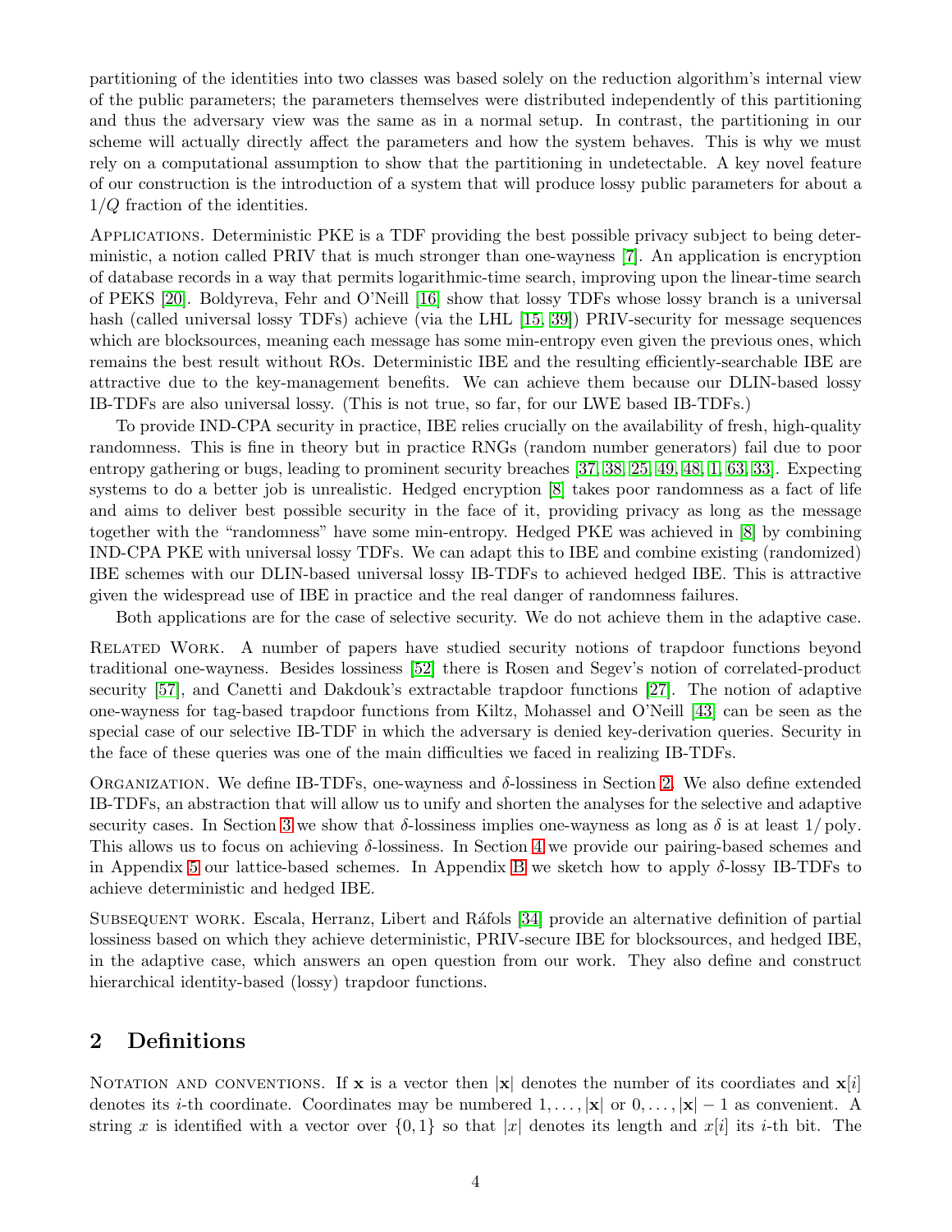partitioning of the identities into two classes was based solely on the reduction algorithm's internal view of the public parameters; the parameters themselves were distributed independently of this partitioning and thus the adversary view was the same as in a normal setup. In contrast, the partitioning in our scheme will actually directly affect the parameters and how the system behaves. This is why we must rely on a computational assumption to show that the partitioning in undetectable. A key novel feature of our construction is the introduction of a system that will produce lossy public parameters for about a $1/Q$ fraction of the identities.

Applications. Deterministic PKE is a TDF providing the best possible privacy subject to being deterministic, a notion called PRIV that is much stronger than one-wayness [7]. An application is encryption of database records in a way that permits logarithmic-time search, improving upon the linear-time search of PEKS [20]. Boldyreva, Fehr and O'Neill [16] show that lossy TDFs whose lossy branch is a universal hash (called universal lossy TDFs) achieve (via the LHL [15, 39]) PRIV-security for message sequences which are blocksources, meaning each message has some min-entropy even given the previous ones, which remains the best result without ROs. Deterministic IBE and the resulting efficiently-searchable IBE are attractive due to the key-management benefits. We can achieve them because our DLIN-based lossy IB-TDFs are also universal lossy. (This is not true, so far, for our LWE based IB-TDFs.)

To provide IND-CPA security in practice, IBE relies crucially on the availability of fresh, high-quality randomness. This is fine in theory but in practice RNGs (random number generators) fail due to poor entropy gathering or bugs, leading to prominent security breaches [37, 38, 25, 49, 48, 1, 63, 33]. Expecting systems to do a better job is unrealistic. Hedged encryption [8] takes poor randomness as a fact of life and aims to deliver best possible security in the face of it, providing privacy as long as the message together with the "randomness" have some min-entropy. Hedged PKE was achieved in [8] by combining IND-CPA PKE with universal lossy TDFs. We can adapt this to IBE and combine existing (randomized) IBE schemes with our DLIN-based universal lossy IB-TDFs to achieved hedged IBE. This is attractive given the widespread use of IBE in practice and the real danger of randomness failures.

Both applications are for the case of selective security. We do not achieve them in the adaptive case.

Related Work. A number of papers have studied security notions of trapdoor functions beyond traditional one-wayness. Besides lossiness [52] there is Rosen and Segev's notion of correlated-product security [57], and Canetti and Dakdouk's extractable trapdoor functions [27]. The notion of adaptive one-wayness for tag-based trapdoor functions from Kiltz, Mohassel and O'Neill [43] can be seen as the special case of our selective IB-TDF in which the adversary is denied key-derivation queries. Security in the face of these queries was one of the main difficulties we faced in realizing IB-TDFs.

Organization. We define IB-TDFs, one-wayness and $\delta$-lossiness in Section 2. We also define extended IB-TDFs, an abstraction that will allow us to unify and shorten the analyses for the selective and adaptive security cases. In Section 3 we show that $\delta$-lossiness implies one-wayness as long as $\delta$ is at least $1/\text{poly}$. This allows us to focus on achieving $\delta$-lossiness. In Section 4 we provide our pairing-based schemes and in Appendix 5 our lattice-based schemes. In Appendix B we sketch how to apply $\delta$-lossy IB-TDFs to achieve deterministic and hedged IBE.

Subsequent work. Escala, Herranz, Libert and Ráfols [34] provide an alternative definition of partial lossiness based on which they achieve deterministic, PRIV-secure IBE for blocksources, and hedged IBE, in the adaptive case, which answers an open question from our work. They also define and construct hierarchical identity-based (lossy) trapdoor functions.

## 2 Definitions

Notation and conventions. If $\mathbf{x}$ is a vector then $|\mathbf{x}|$ denotes the number of its coordinates and $\mathbf{x}[i]$ denotes its $i$-th coordinate. Coordinates may be numbered $1, \ldots, |\mathbf{x}|$ or $0, \ldots, |\mathbf{x}| - 1$ as convenient. A string $x$ is identified with a vector over $\{0, 1\}$ so that $|x|$ denotes its length and $x[i]$ its $i$-th bit. The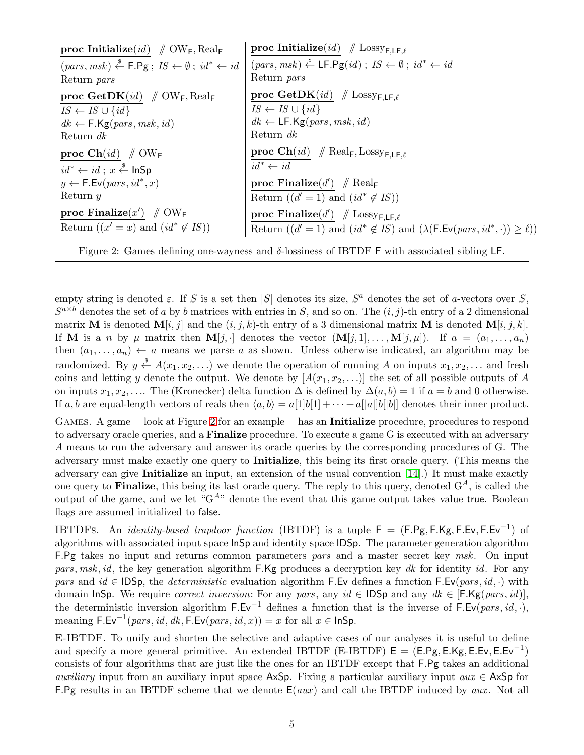| **proc Initialize**$(id)$ // $\mathrm{OW}_{\mathsf{F}}, \mathrm{Real}_{\mathsf{F}}$ | **proc Initialize**$(id)$ // $\mathrm{Lossy}_{\mathsf{F},\mathsf{LF},\ell}$ |
|---|---|
| $(pars, msk) \xleftarrow{\$} \mathsf{F.Pg}$ ; $IS \leftarrow \emptyset$ ; $id^* \leftarrow id$ | $(pars, msk) \xleftarrow{\$} \mathsf{LF.Pg}(id)$ ; $IS \leftarrow \emptyset$ ; $id^* \leftarrow id$ |
| Return $pars$ | Return $pars$ |
| **proc GetDK**$(id)$ // $\mathrm{OW}_{\mathsf{F}}, \mathrm{Real}_{\mathsf{F}}$ | **proc GetDK**$(id)$ // $\mathrm{Lossy}_{\mathsf{F},\mathsf{LF},\ell}$ |
| $IS \leftarrow IS \cup \{id\}$ | $IS \leftarrow IS \cup \{id\}$ |
| $dk \leftarrow \mathsf{F.Kg}(pars, msk, id)$ | $dk \leftarrow \mathsf{LF.Kg}(pars, msk, id)$ |
| Return $dk$ | Return $dk$ |
| **proc Ch**$(id)$ // $\mathrm{OW}_{\mathsf{F}}$ | **proc Ch**$(id)$ // $\mathrm{Real}_{\mathsf{F}}, \mathrm{Lossy}_{\mathsf{F},\mathsf{LF},\ell}$ |
| $id^* \leftarrow id$ ; $x \xleftarrow{\$} \mathsf{InSp}$ | $id^* \leftarrow id$ |
| $y \leftarrow \mathsf{F.Ev}(pars, id^*, x)$ | **proc Finalize**$(d')$ // $\mathrm{Real}_{\mathsf{F}}$ |
| Return $y$ | Return $((d' = 1)$ and $(id^* \notin IS))$ |
| **proc Finalize**$(x')$ // $\mathrm{OW}_{\mathsf{F}}$ | **proc Finalize**$(d')$ // $\mathrm{Lossy}_{\mathsf{F},\mathsf{LF},\ell}$ |
| Return $((x' = x)$ and $(id^* \notin IS))$ | Return $((d' = 1)$ and $(id^* \notin IS)$ and $(\lambda(\mathsf{F.Ev}(pars, id^*, \cdot)) \geq \ell))$ |

Figure 2: Games defining one-wayness and $\delta$-lossiness of IBTDF $\mathsf{F}$ with associated sibling $\mathsf{LF}$.

empty string is denoted $\varepsilon$. If $S$ is a set then $|S|$ denotes its size, $S^a$ denotes the set of $a$-vectors over $S$, $S^{a \times b}$ denotes the set of $a$ by $b$ matrices with entries in $S$, and so on. The $(i, j)$-th entry of a 2 dimensional matrix $\mathbf{M}$ is denoted $\mathbf{M}[i, j]$ and the $(i, j, k)$-th entry of a 3 dimensional matrix $\mathbf{M}$ is denoted $\mathbf{M}[i, j, k]$. If $\mathbf{M}$ is a $n$ by $\mu$ matrix then $\mathbf{M}[j, \cdot]$ denotes the vector $(\mathbf{M}[j, 1], \ldots, \mathbf{M}[j, \mu])$. If $a = (a_1, \ldots, a_n)$ then $(a_1, \ldots, a_n) \leftarrow a$ means we parse $a$ as shown. Unless otherwise indicated, an algorithm may be randomized. By $y \xleftarrow{\$} A(x_1, x_2, \ldots)$ we denote the operation of running $A$ on inputs $x_1, x_2, \ldots$ and fresh coins and letting $y$ denote the output. We denote by $[A(x_1, x_2, \ldots)]$ the set of all possible outputs of $A$ on inputs $x_1, x_2, \ldots$. The (Kronecker) delta function $\Delta$ is defined by $\Delta(a, b) = 1$ if $a = b$ and 0 otherwise. If $a, b$ are equal-length vectors of reals then $\langle a, b \rangle = a[1]b[1] + \cdots + a[|a|]b[|b|]$ denotes their inner product.

Games. A game —look at Figure 2 for an example— has an **Initialize** procedure, procedures to respond to adversary oracle queries, and a **Finalize** procedure. To execute a game G is executed with an adversary $A$ means to run the adversary and answer its oracle queries by the corresponding procedures of G. The adversary must make exactly one query to **Initialize**, this being its first oracle query. (This means the adversary can give **Initialize** an input, an extension of the usual convention [14].) It must make exactly one query to **Finalize**, this being its last oracle query. The reply to this query, denoted $\mathrm{G}^A$, is called the output of the game, and we let "$\mathrm{G}^A$" denote the event that this game output takes value true. Boolean flags are assumed initialized to false.

IBTDFs. An *identity-based trapdoor function* (IBTDF) is a tuple $\mathsf{F} = (\mathsf{F.Pg}, \mathsf{F.Kg}, \mathsf{F.Ev}, \mathsf{F.Ev}^{-1})$ of algorithms with associated input space $\mathsf{InSp}$ and identity space $\mathsf{IDSp}$. The parameter generation algorithm $\mathsf{F.Pg}$ takes no input and returns common parameters $pars$ and a master secret key $msk$. On input $pars, msk, id$, the key generation algorithm $\mathsf{F.Kg}$ produces a decryption key $dk$ for identity $id$. For any $pars$ and $id \in \mathsf{IDSp}$, the *deterministic* evaluation algorithm $\mathsf{F.Ev}$ defines a function $\mathsf{F.Ev}(pars, id, \cdot)$ with domain $\mathsf{InSp}$. We require *correct inversion*: For any $pars$, any $id \in \mathsf{IDSp}$ and any $dk \in [\mathsf{F.Kg}(pars, id)]$, the deterministic inversion algorithm $\mathsf{F.Ev}^{-1}$ defines a function that is the inverse of $\mathsf{F.Ev}(pars, id, \cdot)$, meaning $\mathsf{F.Ev}^{-1}(pars, id, dk, \mathsf{F.Ev}(pars, id, x)) = x$ for all $x \in \mathsf{InSp}$.

E-IBTDF. To unify and shorten the selective and adaptive cases of our analyses it is useful to define and specify a more general primitive. An extended IBTDF (E-IBTDF) $\mathsf{E} = (\mathsf{E.Pg}, \mathsf{E.Kg}, \mathsf{E.Ev}, \mathsf{E.Ev}^{-1})$ consists of four algorithms that are just like the ones for an IBTDF except that $\mathsf{F.Pg}$ takes an additional *auxiliary* input from an auxiliary input space $\mathsf{AxSp}$. Fixing a particular auxiliary input $aux \in \mathsf{AxSp}$ for $\mathsf{F.Pg}$ results in an IBTDF scheme that we denote $\mathsf{E}(aux)$ and call the IBTDF induced by $aux$. Not all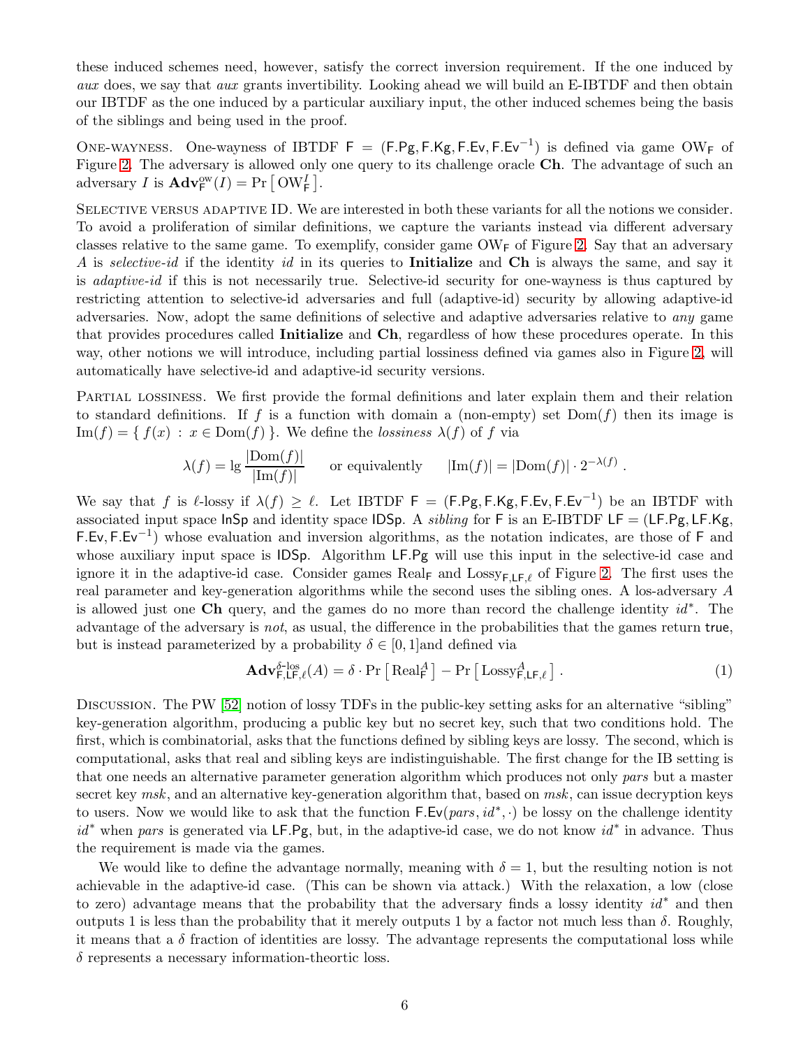these induced schemes need, however, satisfy the correct inversion requirement. If the one induced by *aux* does, we say that *aux* grants invertibility. Looking ahead we will build an E-IBTDF and then obtain our IBTDF as the one induced by a particular auxiliary input, the other induced schemes being the basis of the siblings and being used in the proof.

One-wayness. One-wayness of IBTDF $\mathsf{F} = (\mathsf{F.Pg}, \mathsf{F.Kg}, \mathsf{F.Ev}, \mathsf{F.Ev}^{-1})$ is defined via game $\mathrm{OW}_{\mathsf{F}}$ of Figure 2. The adversary is allowed only one query to its challenge oracle **Ch**. The advantage of such an adversary $I$ is $\mathbf{Adv}^{\mathrm{ow}}_{\mathsf{F}}(I) = \Pr\left[\,\mathrm{OW}^{I}_{\mathsf{F}}\,\right]$.

Selective versus adaptive ID. We are interested in both these variants for all the notions we consider. To avoid a proliferation of similar definitions, we capture the variants instead via different adversary classes relative to the same game. To exemplify, consider game $\mathrm{OW}_{\mathsf{F}}$ of Figure 2. Say that an adversary $A$ is *selective-id* if the identity *id* in its queries to **Initialize** and **Ch** is always the same, and say it is *adaptive-id* if this is not necessarily true. Selective-id security for one-wayness is thus captured by restricting attention to selective-id adversaries and full (adaptive-id) security by allowing adaptive-id adversaries. Now, adopt the same definitions of selective and adaptive adversaries relative to *any* game that provides procedures called **Initialize** and **Ch**, regardless of how these procedures operate. In this way, other notions we will introduce, including partial lossiness defined via games also in Figure 2, will automatically have selective-id and adaptive-id security versions.

Partial lossiness. We first provide the formal definitions and later explain them and their relation to standard definitions. If $f$ is a function with domain a (non-empty) set $\mathrm{Dom}(f)$ then its image is $\mathrm{Im}(f) = \{\, f(x) \,:\, x \in \mathrm{Dom}(f)\,\}$. We define the *lossiness* $\lambda(f)$ of $f$ via

$$\lambda(f) = \lg\frac{|\mathrm{Dom}(f)|}{|\mathrm{Im}(f)|} \qquad \text{or equivalently} \qquad |\mathrm{Im}(f)| = |\mathrm{Dom}(f)|\cdot 2^{-\lambda(f)}\,.$$

We say that $f$ is $\ell$-lossy if $\lambda(f) \geq \ell$. Let IBTDF $\mathsf{F} = (\mathsf{F.Pg}, \mathsf{F.Kg}, \mathsf{F.Ev}, \mathsf{F.Ev}^{-1})$ be an IBTDF with associated input space $\mathsf{InSp}$ and identity space $\mathsf{IDSp}$. A *sibling* for $\mathsf{F}$ is an E-IBTDF $\mathsf{LF} = (\mathsf{LF.Pg}, \mathsf{LF.Kg}, \mathsf{F.Ev}, \mathsf{F.Ev}^{-1})$ whose evaluation and inversion algorithms, as the notation indicates, are those of $\mathsf{F}$ and whose auxiliary input space is $\mathsf{IDSp}$. Algorithm $\mathsf{LF.Pg}$ will use this input in the selective-id case and ignore it in the adaptive-id case. Consider games $\mathrm{Real}_{\mathsf{F}}$ and $\mathrm{Lossy}_{\mathsf{F},\mathsf{LF},\ell}$ of Figure 2. The first uses the real parameter and key-generation algorithms while the second uses the sibling ones. A los-adversary $A$ is allowed just one **Ch** query, and the games do no more than record the challenge identity $id^*$. The advantage of the adversary is *not*, as usual, the difference in the probabilities that the games return $\mathsf{true}$, but is instead parameterized by a probability $\delta \in [0,1]$and defined via

$$\mathbf{Adv}^{\delta\text{-los}}_{\mathsf{F},\mathsf{LF},\ell}(A) = \delta\cdot\Pr\left[\,\mathrm{Real}^{A}_{\mathsf{F}}\,\right] - \Pr\left[\,\mathrm{Lossy}^{A}_{\mathsf{F},\mathsf{LF},\ell}\,\right]. \tag{1}$$

Discussion. The PW [52] notion of lossy TDFs in the public-key setting asks for an alternative "sibling" key-generation algorithm, producing a public key but no secret key, such that two conditions hold. The first, which is combinatorial, asks that the functions defined by sibling keys are lossy. The second, which is computational, asks that real and sibling keys are indistinguishable. The first change for the IB setting is that one needs an alternative parameter generation algorithm which produces not only *pars* but a master secret key *msk*, and an alternative key-generation algorithm that, based on *msk*, can issue decryption keys to users. Now we would like to ask that the function $\mathsf{F.Ev}(pars, id^*, \cdot)$ be lossy on the challenge identity $id^*$ when *pars* is generated via $\mathsf{LF.Pg}$, but, in the adaptive-id case, we do not know $id^*$ in advance. Thus the requirement is made via the games.

We would like to define the advantage normally, meaning with $\delta = 1$, but the resulting notion is not achievable in the adaptive-id case. (This can be shown via attack.) With the relaxation, a low (close to zero) advantage means that the probability that the adversary finds a lossy identity $id^*$ and then outputs 1 is less than the probability that it merely outputs 1 by a factor not much less than $\delta$. Roughly, it means that a $\delta$ fraction of identities are lossy. The advantage represents the computational loss while $\delta$ represents a necessary information-theortic loss.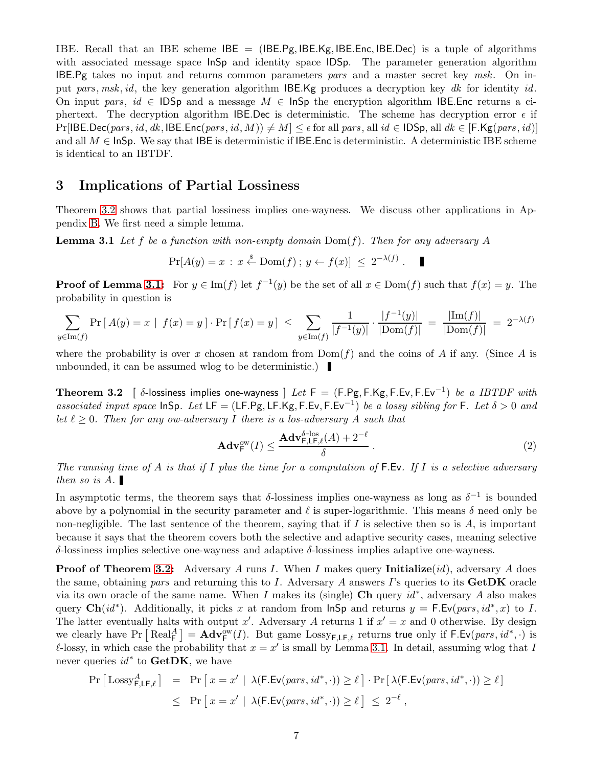IBE. Recall that an IBE scheme $\mathsf{IBE} = (\mathsf{IBE.Pg}, \mathsf{IBE.Kg}, \mathsf{IBE.Enc}, \mathsf{IBE.Dec})$ is a tuple of algorithms with associated message space $\mathsf{InSp}$ and identity space $\mathsf{IDSp}$. The parameter generation algorithm $\mathsf{IBE.Pg}$ takes no input and returns common parameters *pars* and a master secret key *msk*. On input *pars*, *msk*, *id*, the key generation algorithm $\mathsf{IBE.Kg}$ produces a decryption key *dk* for identity *id*. On input *pars*, $id \in \mathsf{IDSp}$ and a message $M \in \mathsf{InSp}$ the encryption algorithm $\mathsf{IBE.Enc}$ returns a ciphertext. The decryption algorithm $\mathsf{IBE.Dec}$ is deterministic. The scheme has decryption error $\epsilon$ if $\Pr[\mathsf{IBE.Dec}(pars, id, dk, \mathsf{IBE.Enc}(pars, id, M)) \neq M] \leq \epsilon$ for all *pars*, all $id \in \mathsf{IDSp}$, all $dk \in [\mathsf{F.Kg}(pars, id)]$ and all $M \in \mathsf{InSp}$. We say that $\mathsf{IBE}$ is deterministic if $\mathsf{IBE.Enc}$ is deterministic. A deterministic IBE scheme is identical to an IBTDF.

# 3 Implications of Partial Lossiness

Theorem 3.2 shows that partial lossiness implies one-wayness. We discuss other applications in Appendix B. We first need a simple lemma.

**Lemma 3.1** *Let $f$ be a function with non-empty domain $\mathrm{Dom}(f)$. Then for any adversary $A$*

$$\Pr[A(y) = x \,:\, x \xleftarrow{\$} \mathrm{Dom}(f)\,;\, y \leftarrow f(x)] \;\leq\; 2^{-\lambda(f)}\,.$$

**Proof of Lemma 3.1:** For $y \in \mathrm{Im}(f)$ let $f^{-1}(y)$ be the set of all $x \in \mathrm{Dom}(f)$ such that $f(x) = y$. The probability in question is

$$\sum_{y\in\mathrm{Im}(f)} \Pr\left[\, A(y) = x \;\mid\; f(x) = y\,\right] \cdot \Pr\left[\, f(x) = y\,\right] \;\leq\; \sum_{y\in\mathrm{Im}(f)} \frac{1}{|f^{-1}(y)|} \cdot \frac{|f^{-1}(y)|}{|\mathrm{Dom}(f)|} \;=\; \frac{|\mathrm{Im}(f)|}{|\mathrm{Dom}(f)|} \;=\; 2^{-\lambda(f)}$$

where the probability is over $x$ chosen at random from $\mathrm{Dom}(f)$ and the coins of $A$ if any. (Since $A$ is unbounded, it can be assumed wlog to be deterministic.)

**Theorem 3.2** [ $\delta$-lossiness implies one-wayness ] *Let $\mathsf{F} = (\mathsf{F.Pg}, \mathsf{F.Kg}, \mathsf{F.Ev}, \mathsf{F.Ev}^{-1})$ be a IBTDF with associated input space $\mathsf{InSp}$. Let $\mathsf{LF} = (\mathsf{LF.Pg}, \mathsf{LF.Kg}, \mathsf{F.Ev}, \mathsf{F.Ev}^{-1})$ be a lossy sibling for $\mathsf{F}$. Let $\delta > 0$ and let $\ell \geq 0$. Then for any ow-adversary $I$ there is a los-adversary $A$ such that*

$$\mathbf{Adv}^{\mathrm{ow}}_{\mathsf{F}}(I) \leq \frac{\mathbf{Adv}^{\delta\text{-los}}_{\mathsf{F},\mathsf{LF},\ell}(A) + 2^{-\ell}}{\delta}\,. \tag{2}$$

*The running time of $A$ is that if $I$ plus the time for a computation of $\mathsf{F.Ev}$. If $I$ is a selective adversary then so is $A$.*

In asymptotic terms, the theorem says that $\delta$-lossiness implies one-wayness as long as $\delta^{-1}$ is bounded above by a polynomial in the security parameter and $\ell$ is super-logarithmic. This means $\delta$ need only be non-negligible. The last sentence of the theorem, saying that if $I$ is selective then so is $A$, is important because it says that the theorem covers both the selective and adaptive security cases, meaning selective $\delta$-lossiness implies selective one-wayness and adaptive $\delta$-lossiness implies adaptive one-wayness.

**Proof of Theorem 3.2:** Adversary $A$ runs $I$. When $I$ makes query **Initialize**$(id)$, adversary $A$ does the same, obtaining *pars* and returning this to $I$. Adversary $A$ answers $I$'s queries to its **GetDK** oracle via its own oracle of the same name. When $I$ makes its (single) **Ch** query $id^*$, adversary $A$ also makes query **Ch**$(id^*)$. Additionally, it picks $x$ at random from $\mathsf{InSp}$ and returns $y = \mathsf{F.Ev}(pars, id^*, x)$ to $I$. The latter eventually halts with output $x'$. Adversary $A$ returns 1 if $x' = x$ and 0 otherwise. By design we clearly have $\Pr\left[\,\mathrm{Real}^A_{\mathsf{F}}\,\right] = \mathbf{Adv}^{\mathrm{ow}}_{\mathsf{F}}(I)$. But game $\mathrm{Lossy}_{\mathsf{F},\mathsf{LF},\ell}$ returns $\mathsf{true}$ only if $\mathsf{F.Ev}(pars, id^*, \cdot)$ is $\ell$-lossy, in which case the probability that $x = x'$ is small by Lemma 3.1. In detail, assuming wlog that $I$ never queries $id^*$ to **GetDK**, we have

$$\begin{aligned}
\Pr\left[\,\mathrm{Lossy}^A_{\mathsf{F},\mathsf{LF},\ell}\,\right] &= \Pr\left[\, x = x' \;\mid\; \lambda(\mathsf{F.Ev}(pars, id^*, \cdot)) \geq \ell\,\right] \cdot \Pr\left[\,\lambda(\mathsf{F.Ev}(pars, id^*, \cdot)) \geq \ell\,\right] \\
&\leq \Pr\left[\, x = x' \;\mid\; \lambda(\mathsf{F.Ev}(pars, id^*, \cdot)) \geq \ell\,\right] \;\leq\; 2^{-\ell}\,,
\end{aligned}$$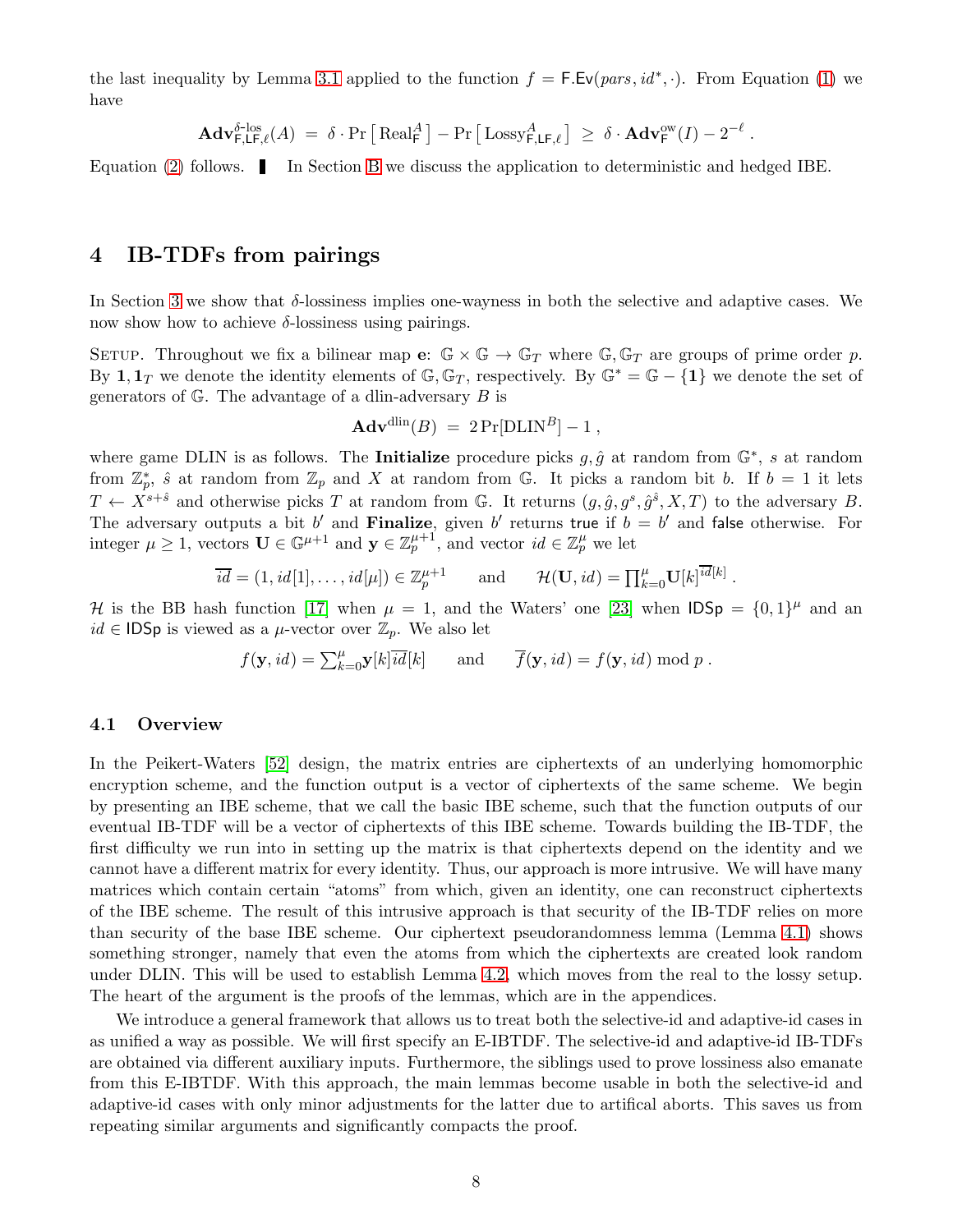the last inequality by Lemma 3.1 applied to the function $f = \mathsf{F.Ev}(pars, id^*, \cdot)$. From Equation (1) we have

$$\mathbf{Adv}^{\delta\text{-los}}_{\mathsf{F},\mathsf{LF},\ell}(A) \;=\; \delta \cdot \Pr\left[\,\mathrm{Real}^{A}_{\mathsf{F}}\,\right] - \Pr\left[\,\mathrm{Lossy}^{A}_{\mathsf{F},\mathsf{LF},\ell}\,\right] \;\geq\; \delta \cdot \mathbf{Adv}^{\mathrm{ow}}_{\mathsf{F}}(I) - 2^{-\ell}\;.$$

Equation (2) follows. ∎ In Section B we discuss the application to deterministic and hedged IBE.

## 4 IB-TDFs from pairings

In Section 3 we show that $\delta$-lossiness implies one-wayness in both the selective and adaptive cases. We now show how to achieve $\delta$-lossiness using pairings.

Setup. Throughout we fix a bilinear map $\mathbf{e}\colon \mathbb{G} \times \mathbb{G} \to \mathbb{G}_T$ where $\mathbb{G}, \mathbb{G}_T$ are groups of prime order $p$. By $\mathbf{1}, \mathbf{1}_T$ we denote the identity elements of $\mathbb{G}, \mathbb{G}_T$, respectively. By $\mathbb{G}^* = \mathbb{G} - \{\mathbf{1}\}$ we denote the set of generators of $\mathbb{G}$. The advantage of a dlin-adversary $B$ is

$$\mathbf{Adv}^{\mathrm{dlin}}(B) \;=\; 2\Pr[\mathrm{DLIN}^{B}] - 1\;,$$

where game DLIN is as follows. The **Initialize** procedure picks $g, \hat{g}$ at random from $\mathbb{G}^*$, $s$ at random from $\mathbb{Z}_p^*$, $\hat{s}$ at random from $\mathbb{Z}_p$ and $X$ at random from $\mathbb{G}$. It picks a random bit $b$. If $b = 1$ it lets $T \leftarrow X^{s+\hat{s}}$ and otherwise picks $T$ at random from $\mathbb{G}$. It returns $(g, \hat{g}, g^{s}, \hat{g}^{\hat{s}}, X, T)$ to the adversary $B$. The adversary outputs a bit $b'$ and **Finalize**, given $b'$ returns $\mathsf{true}$ if $b = b'$ and $\mathsf{false}$ otherwise. For integer $\mu \geq 1$, vectors $\mathbf{U} \in \mathbb{G}^{\mu+1}$ and $\mathbf{y} \in \mathbb{Z}_p^{\mu+1}$, and vector $id \in \mathbb{Z}_p^{\mu}$ we let

$$\overline{id} = (1, id[1], \ldots, id[\mu]) \in \mathbb{Z}_p^{\mu+1} \qquad \text{and} \qquad \mathcal{H}(\mathbf{U}, id) = \textstyle\prod_{k=0}^{\mu} \mathbf{U}[k]^{\overline{id}[k]}\;.$$

$\mathcal{H}$ is the BB hash function [17] when $\mu = 1$, and the Waters' one [23] when $\mathsf{IDSp} = \{0,1\}^{\mu}$ and an $id \in \mathsf{IDSp}$ is viewed as a $\mu$-vector over $\mathbb{Z}_p$. We also let

$$f(\mathbf{y}, id) = \textstyle\sum_{k=0}^{\mu} \mathbf{y}[k]\overline{id}[k] \qquad \text{and} \qquad \overline{f}(\mathbf{y}, id) = f(\mathbf{y}, id) \bmod p\;.$$

### 4.1 Overview

In the Peikert-Waters [52] design, the matrix entries are ciphertexts of an underlying homomorphic encryption scheme, and the function output is a vector of ciphertexts of the same scheme. We begin by presenting an IBE scheme, that we call the basic IBE scheme, such that the function outputs of our eventual IB-TDF will be a vector of ciphertexts of this IBE scheme. Towards building the IB-TDF, the first difficulty we run into in setting up the matrix is that ciphertexts depend on the identity and we cannot have a different matrix for every identity. Thus, our approach is more intrusive. We will have many matrices which contain certain "atoms" from which, given an identity, one can reconstruct ciphertexts of the IBE scheme. The result of this intrusive approach is that security of the IB-TDF relies on more than security of the base IBE scheme. Our ciphertext pseudorandomness lemma (Lemma 4.1) shows something stronger, namely that even the atoms from which the ciphertexts are created look random under DLIN. This will be used to establish Lemma 4.2, which moves from the real to the lossy setup. The heart of the argument is the proofs of the lemmas, which are in the appendices.

We introduce a general framework that allows us to treat both the selective-id and adaptive-id cases in as unified a way as possible. We will first specify an E-IBTDF. The selective-id and adaptive-id IB-TDFs are obtained via different auxiliary inputs. Furthermore, the siblings used to prove lossiness also emanate from this E-IBTDF. With this approach, the main lemmas become usable in both the selective-id and adaptive-id cases with only minor adjustments for the latter due to artifical aborts. This saves us from repeating similar arguments and significantly compacts the proof.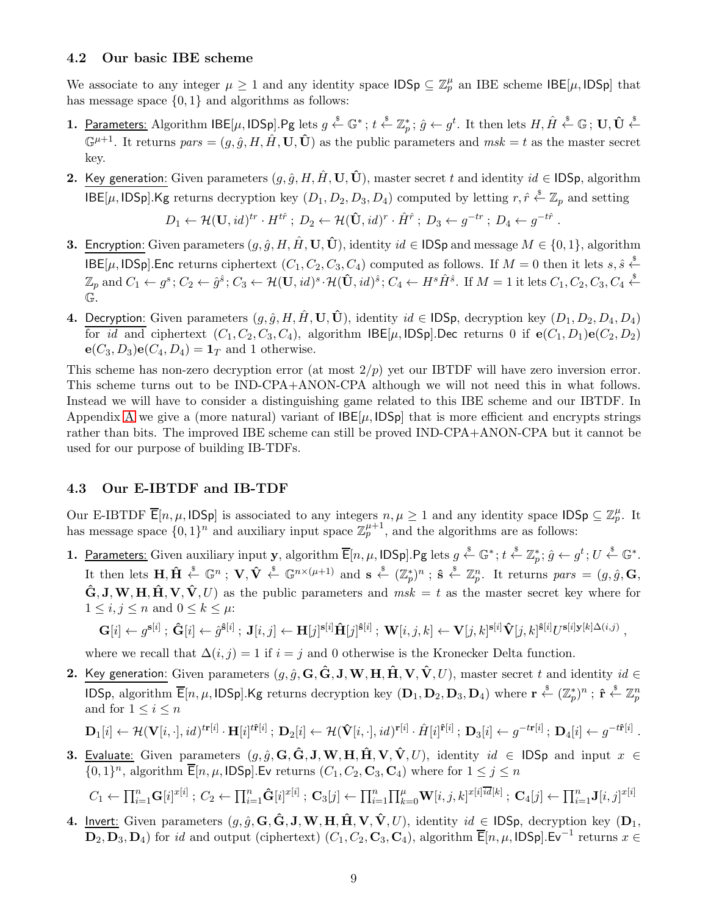### 4.2 Our basic IBE scheme

We associate to any integer $\mu \geq 1$ and any identity space $\mathsf{IDSp} \subseteq \mathbb{Z}_p^\mu$ an IBE scheme $\mathsf{IBE}[\mu, \mathsf{IDSp}]$ that has message space $\{0,1\}$ and algorithms as follows:

1. Parameters: Algorithm $\mathsf{IBE}[\mu, \mathsf{IDSp}].\mathsf{Pg}$ lets $g \stackrel{\$}{\leftarrow} \mathbb{G}^*$ ; $t \stackrel{\$}{\leftarrow} \mathbb{Z}_p^*$; $\hat{g} \leftarrow g^t$. It then lets $H, \hat{H} \stackrel{\$}{\leftarrow} \mathbb{G}$ ; $\mathbf{U}, \hat{\mathbf{U}} \stackrel{\$}{\leftarrow} \mathbb{G}^{\mu+1}$. It returns $pars = (g, \hat{g}, H, \hat{H}, \mathbf{U}, \hat{\mathbf{U}})$ as the public parameters and $msk = t$ as the master secret key.

2. Key generation: Given parameters $(g, \hat{g}, H, \hat{H}, \mathbf{U}, \hat{\mathbf{U}})$, master secret $t$ and identity $id \in \mathsf{IDSp}$, algorithm $\mathsf{IBE}[\mu, \mathsf{IDSp}].\mathsf{Kg}$ returns decryption key $(D_1, D_2, D_3, D_4)$ computed by letting $r, \hat{r} \stackrel{\$}{\leftarrow} \mathbb{Z}_p$ and setting
$$D_1 \leftarrow \mathcal{H}(\mathbf{U}, id)^{tr} \cdot H^{t\hat{r}} \; ; \; D_2 \leftarrow \mathcal{H}(\hat{\mathbf{U}}, id)^{r} \cdot \hat{H}^{\hat{r}} \; ; \; D_3 \leftarrow g^{-tr} \; ; \; D_4 \leftarrow g^{-t\hat{r}} \; .$$

3. Encryption: Given parameters $(g, \hat{g}, H, \hat{H}, \mathbf{U}, \hat{\mathbf{U}})$, identity $id \in \mathsf{IDSp}$ and message $M \in \{0,1\}$, algorithm $\mathsf{IBE}[\mu, \mathsf{IDSp}].\mathsf{Enc}$ returns ciphertext $(C_1, C_2, C_3, C_4)$ computed as follows. If $M = 0$ then it lets $s, \hat{s} \stackrel{\$}{\leftarrow} \mathbb{Z}_p$ and $C_1 \leftarrow g^s$; $C_2 \leftarrow \hat{g}^{\hat{s}}$; $C_3 \leftarrow \mathcal{H}(\mathbf{U}, id)^s \cdot \mathcal{H}(\hat{\mathbf{U}}, id)^{\hat{s}}$; $C_4 \leftarrow H^s \hat{H}^{\hat{s}}$. If $M = 1$ it lets $C_1, C_2, C_3, C_4 \stackrel{\$}{\leftarrow} \mathbb{G}$.

4. Decryption: Given parameters $(g, \hat{g}, H, \hat{H}, \mathbf{U}, \hat{\mathbf{U}})$, identity $id \in \mathsf{IDSp}$, decryption key $(D_1, D_2, D_4, D_4)$ for $id$ and ciphertext $(C_1, C_2, C_3, C_4)$, algorithm $\mathsf{IBE}[\mu, \mathsf{IDSp}].\mathsf{Dec}$ returns 0 if $\mathbf{e}(C_1, D_1)\mathbf{e}(C_2, D_2)$ $\mathbf{e}(C_3, D_3)\mathbf{e}(C_4, D_4) = \mathbf{1}_T$ and 1 otherwise.

This scheme has non-zero decryption error (at most $2/p$) yet our IBTDF will have zero inversion error. This scheme turns out to be IND-CPA+ANON-CPA although we will not need this in what follows. Instead we will have to consider a distinguishing game related to this IBE scheme and our IBTDF. In Appendix A we give a (more natural) variant of $\mathsf{IBE}[\mu, \mathsf{IDSp}]$ that is more efficient and encrypts strings rather than bits. The improved IBE scheme can still be proved IND-CPA+ANON-CPA but it cannot be used for our purpose of building IB-TDFs.

### 4.3 Our E-IBTDF and IB-TDF

Our E-IBTDF $\overline{\mathsf{E}}[n, \mu, \mathsf{IDSp}]$ is associated to any integers $n, \mu \geq 1$ and any identity space $\mathsf{IDSp} \subseteq \mathbb{Z}_p^\mu$. It has message space $\{0,1\}^n$ and auxiliary input space $\mathbb{Z}_p^{\mu+1}$, and the algorithms are as follows:

1. Parameters: Given auxiliary input $\mathbf{y}$, algorithm $\overline{\mathsf{E}}[n, \mu, \mathsf{IDSp}].\mathsf{Pg}$ lets $g \stackrel{\$}{\leftarrow} \mathbb{G}^*$ ; $t \stackrel{\$}{\leftarrow} \mathbb{Z}_p^*$; $\hat{g} \leftarrow g^t$ ; $U \stackrel{\$}{\leftarrow} \mathbb{G}^*$. It then lets $\mathbf{H}, \hat{\mathbf{H}} \stackrel{\$}{\leftarrow} \mathbb{G}^n$ ; $\mathbf{V}, \hat{\mathbf{V}} \stackrel{\$}{\leftarrow} \mathbb{G}^{n \times (\mu+1)}$ and $\mathbf{s} \stackrel{\$}{\leftarrow} (\mathbb{Z}_p^*)^n$ ; $\hat{\mathbf{s}} \stackrel{\$}{\leftarrow} \mathbb{Z}_p^n$. It returns $pars = (g, \hat{g}, \mathbf{G}, \hat{\mathbf{G}}, \mathbf{J}, \mathbf{W}, \mathbf{H}, \hat{\mathbf{H}}, \mathbf{V}, \hat{\mathbf{V}}, U)$ as the public parameters and $msk = t$ as the master secret key where for $1 \leq i, j \leq n$ and $0 \leq k \leq \mu$:
$$\mathbf{G}[i] \leftarrow g^{\mathbf{s}[i]} \; ; \; \hat{\mathbf{G}}[i] \leftarrow \hat{g}^{\hat{\mathbf{s}}[i]} \; ; \; \mathbf{J}[i,j] \leftarrow \mathbf{H}[j]^{\mathbf{s}[i]} \hat{\mathbf{H}}[j]^{\hat{\mathbf{s}}[i]} \; ; \; \mathbf{W}[i,j,k] \leftarrow \mathbf{V}[j,k]^{\mathbf{s}[i]} \hat{\mathbf{V}}[j,k]^{\hat{\mathbf{s}}[i]} U^{\mathbf{s}[i]\mathbf{y}[k]\Delta(i,j)} \; ,$$
where we recall that $\Delta(i,j) = 1$ if $i = j$ and 0 otherwise is the Kronecker Delta function.

2. Key generation: Given parameters $(g, \hat{g}, \mathbf{G}, \hat{\mathbf{G}}, \mathbf{J}, \mathbf{W}, \mathbf{H}, \hat{\mathbf{H}}, \mathbf{V}, \hat{\mathbf{V}}, U)$, master secret $t$ and identity $id \in \mathsf{IDSp}$, algorithm $\overline{\mathsf{E}}[n, \mu, \mathsf{IDSp}].\mathsf{Kg}$ returns decryption key $(\mathbf{D}_1, \mathbf{D}_2, \mathbf{D}_3, \mathbf{D}_4)$ where $\mathbf{r} \stackrel{\$}{\leftarrow} (\mathbb{Z}_p^*)^n$ ; $\hat{\mathbf{r}} \stackrel{\$}{\leftarrow} \mathbb{Z}_p^n$ and for $1 \leq i \leq n$
$$\mathbf{D}_1[i] \leftarrow \mathcal{H}(\mathbf{V}[i,\cdot], id)^{t\mathbf{r}[i]} \cdot \mathbf{H}[i]^{t\hat{\mathbf{r}}[i]} \; ; \; \mathbf{D}_2[i] \leftarrow \mathcal{H}(\hat{\mathbf{V}}[i,\cdot], id)^{\mathbf{r}[i]} \cdot \hat{H}[i]^{\hat{\mathbf{r}}[i]} \; ; \; \mathbf{D}_3[i] \leftarrow g^{-t\mathbf{r}[i]} \; ; \; \mathbf{D}_4[i] \leftarrow g^{-t\hat{\mathbf{r}}[i]} \; .$$

3. Evaluate: Given parameters $(g, \hat{g}, \mathbf{G}, \hat{\mathbf{G}}, \mathbf{J}, \mathbf{W}, \mathbf{H}, \hat{\mathbf{H}}, \mathbf{V}, \hat{\mathbf{V}}, U)$, identity $id \in \mathsf{IDSp}$ and input $x \in \{0,1\}^n$, algorithm $\overline{\mathsf{E}}[n, \mu, \mathsf{IDSp}].\mathsf{Ev}$ returns $(C_1, C_2, \mathbf{C}_3, \mathbf{C}_4)$ where for $1 \leq j \leq n$
$$C_1 \leftarrow \textstyle\prod_{i=1}^n \mathbf{G}[i]^{x[i]} \; ; \; C_2 \leftarrow \prod_{i=1}^n \hat{\mathbf{G}}[i]^{x[i]} \; ; \; \mathbf{C}_3[j] \leftarrow \prod_{i=1}^n \prod_{k=0}^{\mu} \mathbf{W}[i,j,k]^{x[i]\overline{id}[k]} \; ; \; \mathbf{C}_4[j] \leftarrow \prod_{i=1}^n \mathbf{J}[i,j]^{x[i]}$$

4. Invert: Given parameters $(g, \hat{g}, \mathbf{G}, \hat{\mathbf{G}}, \mathbf{J}, \mathbf{W}, \mathbf{H}, \hat{\mathbf{H}}, \mathbf{V}, \hat{\mathbf{V}}, U)$, identity $id \in \mathsf{IDSp}$, decryption key $(\mathbf{D}_1, \mathbf{D}_2, \mathbf{D}_3, \mathbf{D}_4)$ for $id$ and output (ciphertext) $(C_1, C_2, \mathbf{C}_3, \mathbf{C}_4)$, algorithm $\overline{\mathsf{E}}[n, \mu, \mathsf{IDSp}].\mathsf{Ev}^{-1}$ returns $x \in$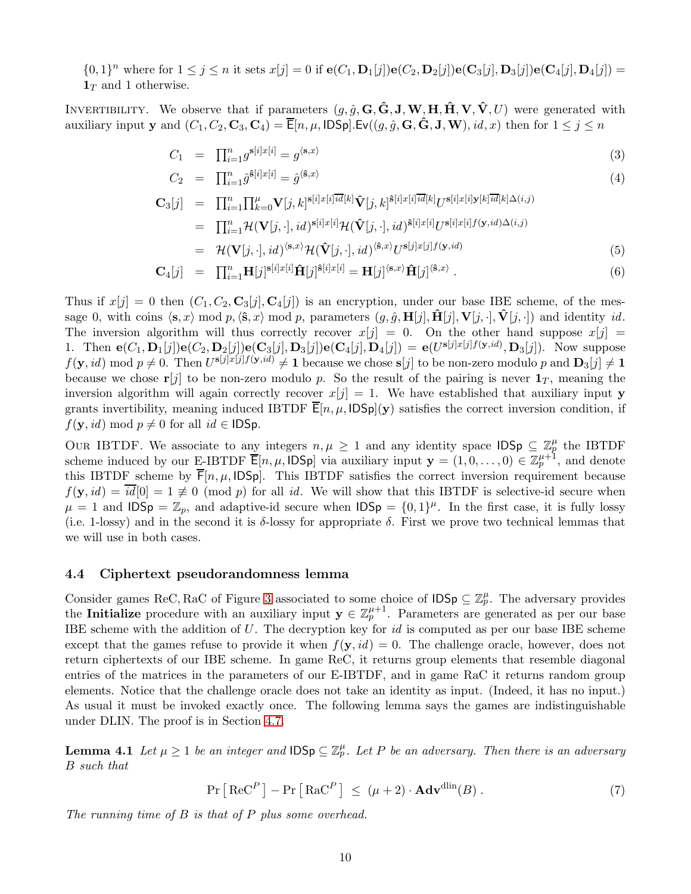$\{0,1\}^n$ where for $1 \le j \le n$ it sets $x[j] = 0$ if $\mathbf{e}(C_1, \mathbf{D}_1[j])\mathbf{e}(C_2, \mathbf{D}_2[j])\mathbf{e}(\mathbf{C}_3[j], \mathbf{D}_3[j])\mathbf{e}(\mathbf{C}_4[j], \mathbf{D}_4[j]) = \mathbf{1}_T$ and 1 otherwise.

INVERTIBILITY. We observe that if parameters $(g, \hat{g}, \mathbf{G}, \hat{\mathbf{G}}, \mathbf{J}, \mathbf{W}, \mathbf{H}, \hat{\mathbf{H}}, \mathbf{V}, \hat{\mathbf{V}}, U)$ were generated with auxiliary input $\mathbf{y}$ and $(C_1, C_2, \mathbf{C}_3, \mathbf{C}_4) = \overline{\mathsf{E}}[n, \mu, \mathsf{IDSp}].\mathsf{Ev}((g, \hat{g}, \mathbf{G}, \hat{\mathbf{G}}, \mathbf{J}, \mathbf{W}), id, x)$ then for $1 \le j \le n$

$$
C_1 = \prod_{i=1}^{n} g^{\mathbf{s}[i]x[i]} = g^{\langle \mathbf{s}, x\rangle} \tag{3}
$$

$$
C_2 = \prod_{i=1}^{n} \hat{g}^{\hat{\mathbf{s}}[i]x[i]} = \hat{g}^{\langle \hat{\mathbf{s}}, x\rangle} \tag{4}
$$

$$
\begin{aligned}
\mathbf{C}_3[j] &= \prod_{i=1}^{n}\prod_{k=0}^{\mu} \mathbf{V}[j,k]^{\mathbf{s}[i]x[i]\overline{id}[k]} \hat{\mathbf{V}}[j,k]^{\hat{\mathbf{s}}[i]x[i]\overline{id}[k]} U^{\mathbf{s}[i]x[i]\mathbf{y}[k]\overline{id}[k]\Delta(i,j)} \\
&= \prod_{i=1}^{n} \mathcal{H}(\mathbf{V}[j,\cdot], id)^{\mathbf{s}[i]x[i]} \mathcal{H}(\hat{\mathbf{V}}[j,\cdot], id)^{\hat{\mathbf{s}}[i]x[i]} U^{\mathbf{s}[i]x[i]f(\mathbf{y},id)\Delta(i,j)} \\
&= \mathcal{H}(\mathbf{V}[j,\cdot], id)^{\langle \mathbf{s}, x\rangle} \mathcal{H}(\hat{\mathbf{V}}[j,\cdot], id)^{\langle \hat{\mathbf{s}}, x\rangle} U^{\mathbf{s}[j]x[j]f(\mathbf{y},id)}
\end{aligned} \tag{5}
$$

$$
\mathbf{C}_4[j] = \prod_{i=1}^{n} \mathbf{H}[j]^{\mathbf{s}[i]x[i]} \hat{\mathbf{H}}[j]^{\hat{\mathbf{s}}[i]x[i]} = \mathbf{H}[j]^{\langle \mathbf{s}, x\rangle} \hat{\mathbf{H}}[j]^{\langle \hat{\mathbf{s}}, x\rangle} . \tag{6}
$$

Thus if $x[j] = 0$ then $(C_1, C_2, \mathbf{C}_3[j], \mathbf{C}_4[j])$ is an encryption, under our base IBE scheme, of the message 0, with coins $\langle \mathbf{s}, x\rangle \bmod p, \langle \hat{\mathbf{s}}, x\rangle \bmod p$, parameters $(g, \hat{g}, \mathbf{H}[j], \hat{\mathbf{H}}[j], \mathbf{V}[j,\cdot], \hat{\mathbf{V}}[j,\cdot])$ and identity $id$. The inversion algorithm will thus correctly recover $x[j] = 0$. On the other hand suppose $x[j] = 1$. Then $\mathbf{e}(C_1, \mathbf{D}_1[j])\mathbf{e}(C_2, \mathbf{D}_2[j])\mathbf{e}(\mathbf{C}_3[j], \mathbf{D}_3[j])\mathbf{e}(\mathbf{C}_4[j], \mathbf{D}_4[j]) = \mathbf{e}(U^{\mathbf{s}[j]x[j]f(\mathbf{y},id)}, \mathbf{D}_3[j])$. Now suppose $f(\mathbf{y}, id) \bmod p \neq 0$. Then $U^{\mathbf{s}[j]x[j]f(\mathbf{y},id)} \neq \mathbf{1}$ because we chose $\mathbf{s}[j]$ to be non-zero modulo $p$ and $\mathbf{D}_3[j] \neq \mathbf{1}$ because we chose $\mathbf{r}[j]$ to be non-zero modulo $p$. So the result of the pairing is never $\mathbf{1}_T$, meaning the inversion algorithm will again correctly recover $x[j] = 1$. We have established that auxiliary input $\mathbf{y}$ grants invertibility, meaning induced IBTDF $\overline{\mathsf{E}}[n, \mu, \mathsf{IDSp}](\mathbf{y})$ satisfies the correct inversion condition, if $f(\mathbf{y}, id) \bmod p \neq 0$ for all $id \in \mathsf{IDSp}$.

OUR IBTDF. We associate to any integers $n, \mu \geq 1$ and any identity space $\mathsf{IDSp} \subseteq \mathbb{Z}_p^{\mu}$ the IBTDF scheme induced by our E-IBTDF $\overline{\mathsf{E}}[n, \mu, \mathsf{IDSp}]$ via auxiliary input $\mathbf{y} = (1, 0, \ldots, 0) \in \mathbb{Z}_p^{\mu+1}$, and denote this IBTDF scheme by $\overline{\mathsf{F}}[n, \mu, \mathsf{IDSp}]$. This IBTDF satisfies the correct inversion requirement because $f(\mathbf{y}, id) = \overline{id}[0] = 1 \not\equiv 0 \pmod p$ for all $id$. We will show that this IBTDF is selective-id secure when $\mu = 1$ and $\mathsf{IDSp} = \mathbb{Z}_p$, and adaptive-id secure when $\mathsf{IDSp} = \{0,1\}^{\mu}$. In the first case, it is fully lossy (i.e. 1-lossy) and in the second it is $\delta$-lossy for appropriate $\delta$. First we prove two technical lemmas that we will use in both cases.

### 4.4 Ciphertext pseudorandomness lemma

Consider games ReC, RaC of Figure 3 associated to some choice of $\mathsf{IDSp} \subseteq \mathbb{Z}_p^{\mu}$. The adversary provides the **Initialize** procedure with an auxiliary input $\mathbf{y} \in \mathbb{Z}_p^{\mu+1}$. Parameters are generated as per our base IBE scheme with the addition of $U$. The decryption key for $id$ is computed as per our base IBE scheme except that the games refuse to provide it when $f(\mathbf{y}, id) = 0$. The challenge oracle, however, does not return ciphertexts of our IBE scheme. In game ReC, it returns group elements that resemble diagonal entries of the matrices in the parameters of our E-IBTDF, and in game RaC it returns random group elements. Notice that the challenge oracle does not take an identity as input. (Indeed, it has no input.) As usual it must be invoked exactly once. The following lemma says the games are indistinguishable under DLIN. The proof is in Section 4.7.

**Lemma 4.1** *Let $\mu \geq 1$ be an integer and $\mathsf{IDSp} \subseteq \mathbb{Z}_p^{\mu}$. Let $P$ be an adversary. Then there is an adversary $B$ such that*

$$
\Pr\left[\mathrm{ReC}^P\right] - \Pr\left[\mathrm{RaC}^P\right] \leq (\mu + 2) \cdot \mathbf{Adv}^{\mathrm{dlin}}(B) . \tag{7}
$$

*The running time of $B$ is that of $P$ plus some overhead.*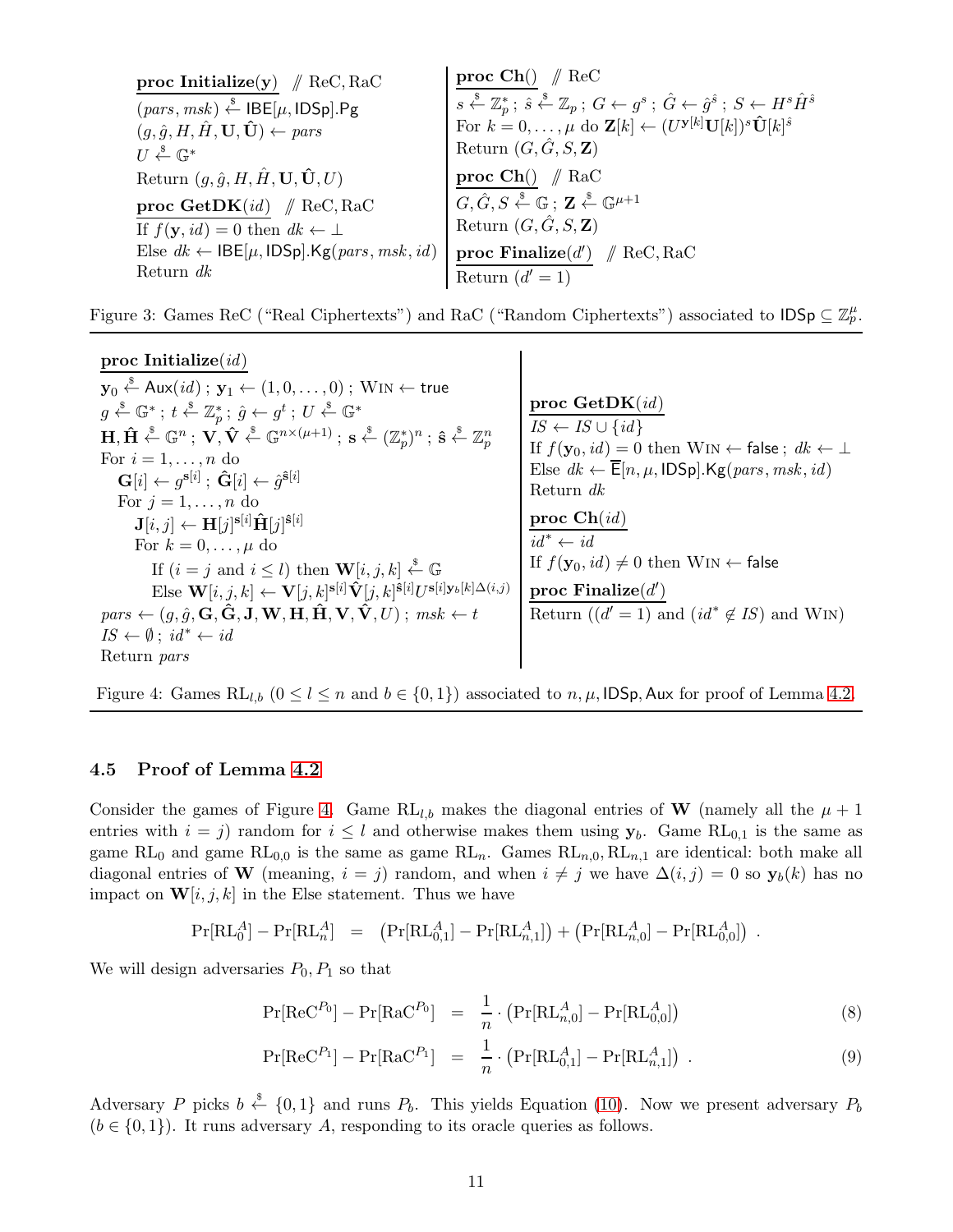**proc Initialize(y)** // ReC, RaC
$(pars, msk) \xleftarrow{\$} \mathsf{IBE}[\mu, \mathsf{IDSp}].\mathsf{Pg}$
$(g, \hat{g}, H, \hat{H}, \mathbf{U}, \hat{\mathbf{U}}) \leftarrow pars$
$U \xleftarrow{\$} \mathbb{G}^*$
Return $(g, \hat{g}, H, \hat{H}, \mathbf{U}, \hat{\mathbf{U}}, U)$

**proc GetDK($id$)** // ReC, RaC
If $f(\mathbf{y}, id) = 0$ then $dk \leftarrow \perp$
Else $dk \leftarrow \mathsf{IBE}[\mu, \mathsf{IDSp}].\mathsf{Kg}(pars, msk, id)$
Return $dk$

**proc Ch()** // ReC
$s \xleftarrow{\$} \mathbb{Z}_p^*$ ; $\hat{s} \xleftarrow{\$} \mathbb{Z}_p$ ; $G \leftarrow g^s$ ; $\hat{G} \leftarrow \hat{g}^{\hat{s}}$ ; $S \leftarrow H^s \hat{H}^{\hat{s}}$
For $k = 0, \ldots, \mu$ do $\mathbf{Z}[k] \leftarrow (U^{\mathbf{y}[k]}\mathbf{U}[k])^s \hat{\mathbf{U}}[k]^{\hat{s}}$
Return $(G, \hat{G}, S, \mathbf{Z})$

**proc Ch()** // RaC
$G, \hat{G}, S \xleftarrow{\$} \mathbb{G}$ ; $\mathbf{Z} \xleftarrow{\$} \mathbb{G}^{\mu+1}$
Return $(G, \hat{G}, S, \mathbf{Z})$

**proc Finalize($d'$)** // ReC, RaC
Return $(d' = 1)$

Figure 3: Games ReC ("Real Ciphertexts") and RaC ("Random Ciphertexts") associated to $\mathsf{IDSp} \subseteq \mathbb{Z}_p^\mu$.

**proc Initialize($id$)**
$\mathbf{y}_0 \xleftarrow{\$} \mathsf{Aux}(id)$ ; $\mathbf{y}_1 \leftarrow (1, 0, \ldots, 0)$ ; WIN $\leftarrow$ true
$g \xleftarrow{\$} \mathbb{G}^*$ ; $t \xleftarrow{\$} \mathbb{Z}_p^*$ ; $\hat{g} \leftarrow g^t$ ; $U \xleftarrow{\$} \mathbb{G}^*$
$\mathbf{H}, \hat{\mathbf{H}} \xleftarrow{\$} \mathbb{G}^n$ ; $\mathbf{V}, \hat{\mathbf{V}} \xleftarrow{\$} \mathbb{G}^{n \times (\mu+1)}$ ; $\mathbf{s} \xleftarrow{\$} (\mathbb{Z}_p^*)^n$ ; $\hat{\mathbf{s}} \xleftarrow{\$} \mathbb{Z}_p^n$
For $i = 1, \ldots, n$ do
  $\mathbf{G}[i] \leftarrow g^{\mathbf{s}[i]}$ ; $\hat{\mathbf{G}}[i] \leftarrow \hat{g}^{\hat{\mathbf{s}}[i]}$
  For $j = 1, \ldots, n$ do
    $\mathbf{J}[i,j] \leftarrow \mathbf{H}[j]^{\mathbf{s}[i]} \hat{\mathbf{H}}[j]^{\hat{\mathbf{s}}[i]}$
    For $k = 0, \ldots, \mu$ do
      If ($i = j$ and $i \le l$) then $\mathbf{W}[i,j,k] \xleftarrow{\$} \mathbb{G}$
      Else $\mathbf{W}[i,j,k] \leftarrow \mathbf{V}[j,k]^{\mathbf{s}[i]} \hat{\mathbf{V}}[j,k]^{\hat{\mathbf{s}}[i]} U^{\mathbf{s}[i]\mathbf{y}_b[k]\Delta(i,j)}$
$pars \leftarrow (g, \hat{g}, \mathbf{G}, \hat{\mathbf{G}}, \mathbf{J}, \mathbf{W}, \mathbf{H}, \hat{\mathbf{H}}, \mathbf{V}, \hat{\mathbf{V}}, U)$ ; $msk \leftarrow t$
$IS \leftarrow \emptyset$ ; $id^* \leftarrow id$
Return $pars$

**proc GetDK($id$)**
$IS \leftarrow IS \cup \{id\}$
If $f(\mathbf{y}_0, id) = 0$ then WIN $\leftarrow$ false ; $dk \leftarrow \perp$
Else $dk \leftarrow \overline{\mathsf{E}}[n, \mu, \mathsf{IDSp}].\mathsf{Kg}(pars, msk, id)$
Return $dk$

**proc Ch($id$)**
$id^* \leftarrow id$
If $f(\mathbf{y}_0, id) \neq 0$ then WIN $\leftarrow$ false

**proc Finalize($d'$)**
Return $((d' = 1)$ and $(id^* \notin IS)$ and WIN$)$

Figure 4: Games $\mathrm{RL}_{l,b}$ ($0 \le l \le n$ and $b \in \{0,1\}$) associated to $n, \mu, \mathsf{IDSp}, \mathsf{Aux}$ for proof of Lemma 4.2.

### 4.5 Proof of Lemma 4.2

Consider the games of Figure 4. Game $\mathrm{RL}_{l,b}$ makes the diagonal entries of $\mathbf{W}$ (namely all the $\mu + 1$ entries with $i = j$) random for $i \le l$ and otherwise makes them using $\mathbf{y}_b$. Game $\mathrm{RL}_{0,1}$ is the same as game $\mathrm{RL}_0$ and game $\mathrm{RL}_{0,0}$ is the same as game $\mathrm{RL}_n$. Games $\mathrm{RL}_{n,0}, \mathrm{RL}_{n,1}$ are identical: both make all diagonal entries of $\mathbf{W}$ (meaning, $i = j$) random, and when $i \neq j$ we have $\Delta(i,j) = 0$ so $\mathbf{y}_b(k)$ has no impact on $\mathbf{W}[i,j,k]$ in the Else statement. Thus we have

$$\Pr[\mathrm{RL}_0^A] - \Pr[\mathrm{RL}_n^A] \;=\; \left(\Pr[\mathrm{RL}_{0,1}^A] - \Pr[\mathrm{RL}_{n,1}^A]\right) + \left(\Pr[\mathrm{RL}_{n,0}^A] - \Pr[\mathrm{RL}_{0,0}^A]\right) .$$

We will design adversaries $P_0, P_1$ so that

$$\Pr[\mathrm{ReC}^{P_0}] - \Pr[\mathrm{RaC}^{P_0}] \;=\; \frac{1}{n} \cdot \left(\Pr[\mathrm{RL}_{n,0}^A] - \Pr[\mathrm{RL}_{0,0}^A]\right) \tag{8}$$

$$\Pr[\mathrm{ReC}^{P_1}] - \Pr[\mathrm{RaC}^{P_1}] \;=\; \frac{1}{n} \cdot \left(\Pr[\mathrm{RL}_{0,1}^A] - \Pr[\mathrm{RL}_{n,1}^A]\right) . \tag{9}$$

Adversary $P$ picks $b \xleftarrow{\$} \{0,1\}$ and runs $P_b$. This yields Equation (10). Now we present adversary $P_b$ ($b \in \{0,1\}$). It runs adversary $A$, responding to its oracle queries as follows.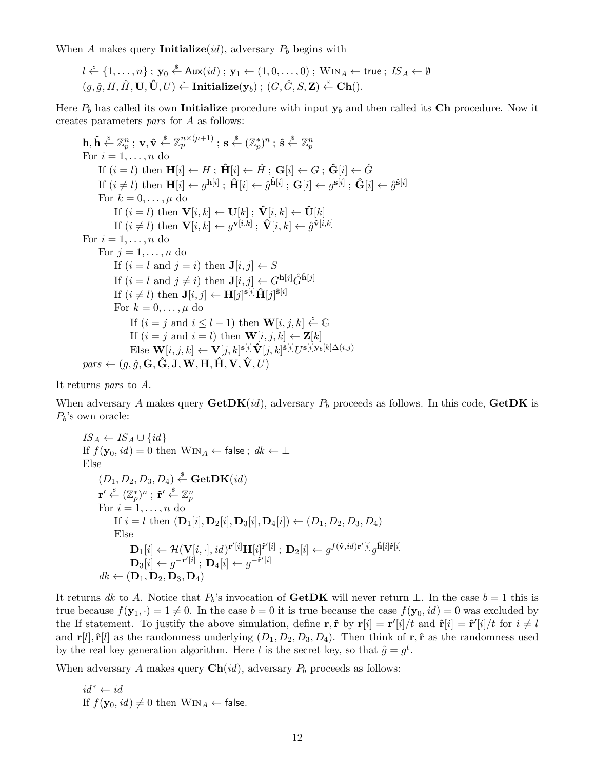When $A$ makes query **Initialize**$(id)$, adversary $P_b$ begins with

$$l \xleftarrow{\$} \{1, \ldots, n\} \; ; \; \mathbf{y}_0 \xleftarrow{\$} \mathsf{Aux}(id) \; ; \; \mathbf{y}_1 \leftarrow (1, 0, \ldots, 0) \; ; \; \mathrm{WIN}_A \leftarrow \mathsf{true} \; ; \; IS_A \leftarrow \emptyset$$
$$(g, \hat{g}, H, \hat{H}, \mathbf{U}, \hat{\mathbf{U}}, U) \xleftarrow{\$} \mathbf{Initialize}(\mathbf{y}_b) \; ; \; (G, \hat{G}, S, \mathbf{Z}) \xleftarrow{\$} \mathbf{Ch}().$$

Here $P_b$ has called its own **Initialize** procedure with input $\mathbf{y}_b$ and then called its **Ch** procedure. Now it creates parameters *pars* for $A$ as follows:

$\mathbf{h}, \hat{\mathbf{h}} \xleftarrow{\$} \mathbb{Z}_p^n \; ; \; \mathbf{v}, \hat{\mathbf{v}} \xleftarrow{\$} \mathbb{Z}_p^{n \times (\mu+1)} \; ; \; \mathbf{s} \xleftarrow{\$} (\mathbb{Z}_p^*)^n \; ; \; \hat{\mathbf{s}} \xleftarrow{\$} \mathbb{Z}_p^n$

For $i = 1, \ldots, n$ do
- If $(i = l)$ then $\mathbf{H}[i] \leftarrow H \; ; \; \hat{\mathbf{H}}[i] \leftarrow \hat{H} \; ; \; \mathbf{G}[i] \leftarrow G \; ; \; \hat{\mathbf{G}}[i] \leftarrow \hat{G}$
- If $(i \neq l)$ then $\mathbf{H}[i] \leftarrow g^{\mathbf{h}[i]} \; ; \; \hat{\mathbf{H}}[i] \leftarrow \hat{g}^{\hat{\mathbf{h}}[i]} \; ; \; \mathbf{G}[i] \leftarrow g^{\mathbf{s}[i]} \; ; \; \hat{\mathbf{G}}[i] \leftarrow \hat{g}^{\hat{\mathbf{s}}[i]}$
- For $k = 0, \ldots, \mu$ do
  - If $(i = l)$ then $\mathbf{V}[i, k] \leftarrow \mathbf{U}[k] \; ; \; \hat{\mathbf{V}}[i, k] \leftarrow \hat{\mathbf{U}}[k]$
  - If $(i \neq l)$ then $\mathbf{V}[i, k] \leftarrow g^{\mathbf{v}[i,k]} \; ; \; \hat{\mathbf{V}}[i, k] \leftarrow \hat{g}^{\hat{\mathbf{v}}[i,k]}$

For $i = 1, \ldots, n$ do
- For $j = 1, \ldots, n$ do
  - If $(i = l$ and $j = i)$ then $\mathbf{J}[i, j] \leftarrow S$
  - If $(i = l$ and $j \neq i)$ then $\mathbf{J}[i, j] \leftarrow G^{\mathbf{h}[j]} \hat{G}^{\hat{\mathbf{h}}[j]}$
  - If $(i \neq l)$ then $\mathbf{J}[i, j] \leftarrow \mathbf{H}[j]^{\mathbf{s}[i]} \hat{\mathbf{H}}[j]^{\hat{\mathbf{s}}[i]}$
  - For $k = 0, \ldots, \mu$ do
    - If $(i = j$ and $i \leq l - 1)$ then $\mathbf{W}[i, j, k] \xleftarrow{\$} \mathbb{G}$
    - If $(i = j$ and $i = l)$ then $\mathbf{W}[i, j, k] \leftarrow \mathbf{Z}[k]$
    - Else $\mathbf{W}[i, j, k] \leftarrow \mathbf{V}[j, k]^{\mathbf{s}[i]} \hat{\mathbf{V}}[j, k]^{\hat{\mathbf{s}}[i]} U^{\mathbf{s}[i]\mathbf{y}_b[k]\Delta(i,j)}$

$pars \leftarrow (g, \hat{g}, \mathbf{G}, \hat{\mathbf{G}}, \mathbf{J}, \mathbf{W}, \mathbf{H}, \hat{\mathbf{H}}, \mathbf{V}, \hat{\mathbf{V}}, U)$

It returns *pars* to $A$.

When adversary $A$ makes query **GetDK**$(id)$, adversary $P_b$ proceeds as follows. In this code, **GetDK** is $P_b$'s own oracle:

$IS_A \leftarrow IS_A \cup \{id\}$

If $f(\mathbf{y}_0, id) = 0$ then $\mathrm{WIN}_A \leftarrow \mathsf{false} \; ; \; dk \leftarrow \perp$

Else
- $(D_1, D_2, D_3, D_4) \xleftarrow{\$} \mathbf{GetDK}(id)$
- $\mathbf{r'} \xleftarrow{\$} (\mathbb{Z}_p^*)^n \; ; \; \hat{\mathbf{r}}' \xleftarrow{\$} \mathbb{Z}_p^n$
- For $i = 1, \ldots, n$ do
  - If $i = l$ then $(\mathbf{D}_1[i], \mathbf{D}_2[i], \mathbf{D}_3[i], \mathbf{D}_4[i]) \leftarrow (D_1, D_2, D_3, D_4)$
  - Else
    - $\mathbf{D}_1[i] \leftarrow \mathcal{H}(\mathbf{V}[i, \cdot], id)^{\mathbf{r}'[i]} \mathbf{H}[i]^{\hat{\mathbf{r}}'[i]} \; ; \; \mathbf{D}_2[i] \leftarrow g^{f(\hat{\mathbf{v}}, id)\mathbf{r}'[i]} g^{\hat{\mathbf{h}}[i]\hat{\mathbf{r}}[i]}$
    - $\mathbf{D}_3[i] \leftarrow g^{-\mathbf{r}'[i]} \; ; \; \mathbf{D}_4[i] \leftarrow g^{-\hat{\mathbf{r}}'[i]}$
- $dk \leftarrow (\mathbf{D}_1, \mathbf{D}_2, \mathbf{D}_3, \mathbf{D}_4)$

It returns $dk$ to $A$. Notice that $P_b$'s invocation of **GetDK** will never return $\perp$. In the case $b = 1$ this is true because $f(\mathbf{y}_1, \cdot) = 1 \neq 0$. In the case $b = 0$ it is true because the case $f(\mathbf{y}_0, id) = 0$ was excluded by the If statement. To justify the above simulation, define $\mathbf{r}, \hat{\mathbf{r}}$ by $\mathbf{r}[i] = \mathbf{r}'[i]/t$ and $\hat{\mathbf{r}}[i] = \hat{\mathbf{r}}'[i]/t$ for $i \neq l$ and $\mathbf{r}[l], \hat{\mathbf{r}}[l]$ as the randomness underlying $(D_1, D_2, D_3, D_4)$. Then think of $\mathbf{r}, \hat{\mathbf{r}}$ as the randomness used by the real key generation algorithm. Here $t$ is the secret key, so that $\hat{g} = g^t$.

When adversary $A$ makes query **Ch**$(id)$, adversary $P_b$ proceeds as follows:

$id^* \leftarrow id$

If $f(\mathbf{y}_0, id) \neq 0$ then $\mathrm{WIN}_A \leftarrow \mathsf{false}$.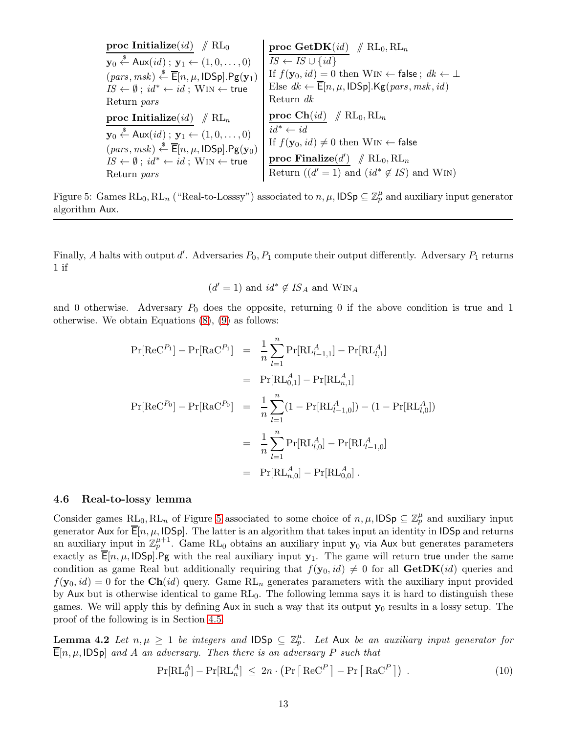```
proc Initialize(id)   // RL_0
y_0 <-$ Aux(id) ; y_1 <- (1, 0, ..., 0)
(pars, msk) <-$ E̅[n, μ, IDSp].Pg(y_1)
IS <- ∅ ; id* <- id ; Win <- true
Return pars

proc Initialize(id)   // RL_n
y_0 <-$ Aux(id) ; y_1 <- (1, 0, ..., 0)
(pars, msk) <-$ E̅[n, μ, IDSp].Pg(y_0)
IS <- ∅ ; id* <- id ; Win <- true
Return pars
```

```
proc GetDK(id)   // RL_0, RL_n
IS <- IS ∪ {id}
If f(y_0, id) = 0 then Win <- false ; dk <- ⊥
Else dk <- E̅[n, μ, IDSp].Kg(pars, msk, id)
Return dk

proc Ch(id)   // RL_0, RL_n
id* <- id
If f(y_0, id) ≠ 0 then Win <- false

proc Finalize(d')   // RL_0, RL_n
Return ((d' = 1) and (id* ∉ IS) and Win)
```

Figure 5: Games $\mathrm{RL}_0, \mathrm{RL}_n$ ("Real-to-Losssy") associated to $n, \mu, \mathsf{IDSp} \subseteq \mathbb{Z}_p^\mu$ and auxiliary input generator algorithm $\mathsf{Aux}$.

---

Finally, $A$ halts with output $d'$. Adversaries $P_0, P_1$ compute their output differently. Adversary $P_1$ returns 1 if

$$(d' = 1) \text{ and } id^* \notin IS_A \text{ and } \mathrm{Win}_A$$

and 0 otherwise. Adversary $P_0$ does the opposite, returning 0 if the above condition is true and 1 otherwise. We obtain Equations (8), (9) as follows:

$$\begin{aligned}
\Pr[\mathrm{ReC}^{P_1}] - \Pr[\mathrm{RaC}^{P_1}] &= \frac{1}{n}\sum_{l=1}^{n} \Pr[\mathrm{RL}_{l-1,1}^A] - \Pr[\mathrm{RL}_{l,1}^A] \\
&= \Pr[\mathrm{RL}_{0,1}^A] - \Pr[\mathrm{RL}_{n,1}^A] \\
\Pr[\mathrm{ReC}^{P_0}] - \Pr[\mathrm{RaC}^{P_0}] &= \frac{1}{n}\sum_{l=1}^{n} (1 - \Pr[\mathrm{RL}_{l-1,0}^A]) - (1 - \Pr[\mathrm{RL}_{l,0}^A]) \\
&= \frac{1}{n}\sum_{l=1}^{n} \Pr[\mathrm{RL}_{l,0}^A] - \Pr[\mathrm{RL}_{l-1,0}^A] \\
&= \Pr[\mathrm{RL}_{n,0}^A] - \Pr[\mathrm{RL}_{0,0}^A]\,.
\end{aligned}$$

### 4.6 Real-to-lossy lemma

Consider games $\mathrm{RL}_0, \mathrm{RL}_n$ of Figure 5 associated to some choice of $n, \mu, \mathsf{IDSp} \subseteq \mathbb{Z}_p^\mu$ and auxiliary input generator $\mathsf{Aux}$ for $\overline{\mathsf{E}}[n, \mu, \mathsf{IDSp}]$. The latter is an algorithm that takes input an identity in $\mathsf{IDSp}$ and returns an auxiliary input in $\mathbb{Z}_p^{\mu+1}$. Game $\mathrm{RL}_0$ obtains an auxiliary input $\mathbf{y}_0$ via $\mathsf{Aux}$ but generates parameters exactly as $\overline{\mathsf{E}}[n, \mu, \mathsf{IDSp}].\mathsf{Pg}$ with the real auxiliary input $\mathbf{y}_1$. The game will return $\mathsf{true}$ under the same condition as game Real but additionally requiring that $f(\mathbf{y}_0, id) \neq 0$ for all $\mathbf{GetDK}(id)$ queries and $f(\mathbf{y}_0, id) = 0$ for the $\mathbf{Ch}(id)$ query. Game $\mathrm{RL}_n$ generates parameters with the auxiliary input provided by $\mathsf{Aux}$ but is otherwise identical to game $\mathrm{RL}_0$. The following lemma says it is hard to distinguish these games. We will apply this by defining $\mathsf{Aux}$ in such a way that its output $\mathbf{y}_0$ results in a lossy setup. The proof of the following is in Section 4.5.

**Lemma 4.2** *Let $n, \mu \geq 1$ be integers and $\mathsf{IDSp} \subseteq \mathbb{Z}_p^\mu$. Let $\mathsf{Aux}$ be an auxiliary input generator for $\overline{\mathsf{E}}[n, \mu, \mathsf{IDSp}]$ and $A$ an adversary. Then there is an adversary $P$ such that*

$$\Pr[\mathrm{RL}_0^A] - \Pr[\mathrm{RL}_n^A] \;\leq\; 2n \cdot \left(\Pr\left[\,\mathrm{ReC}^P\,\right] - \Pr\left[\,\mathrm{RaC}^P\,\right]\right)\,. \tag{10}$$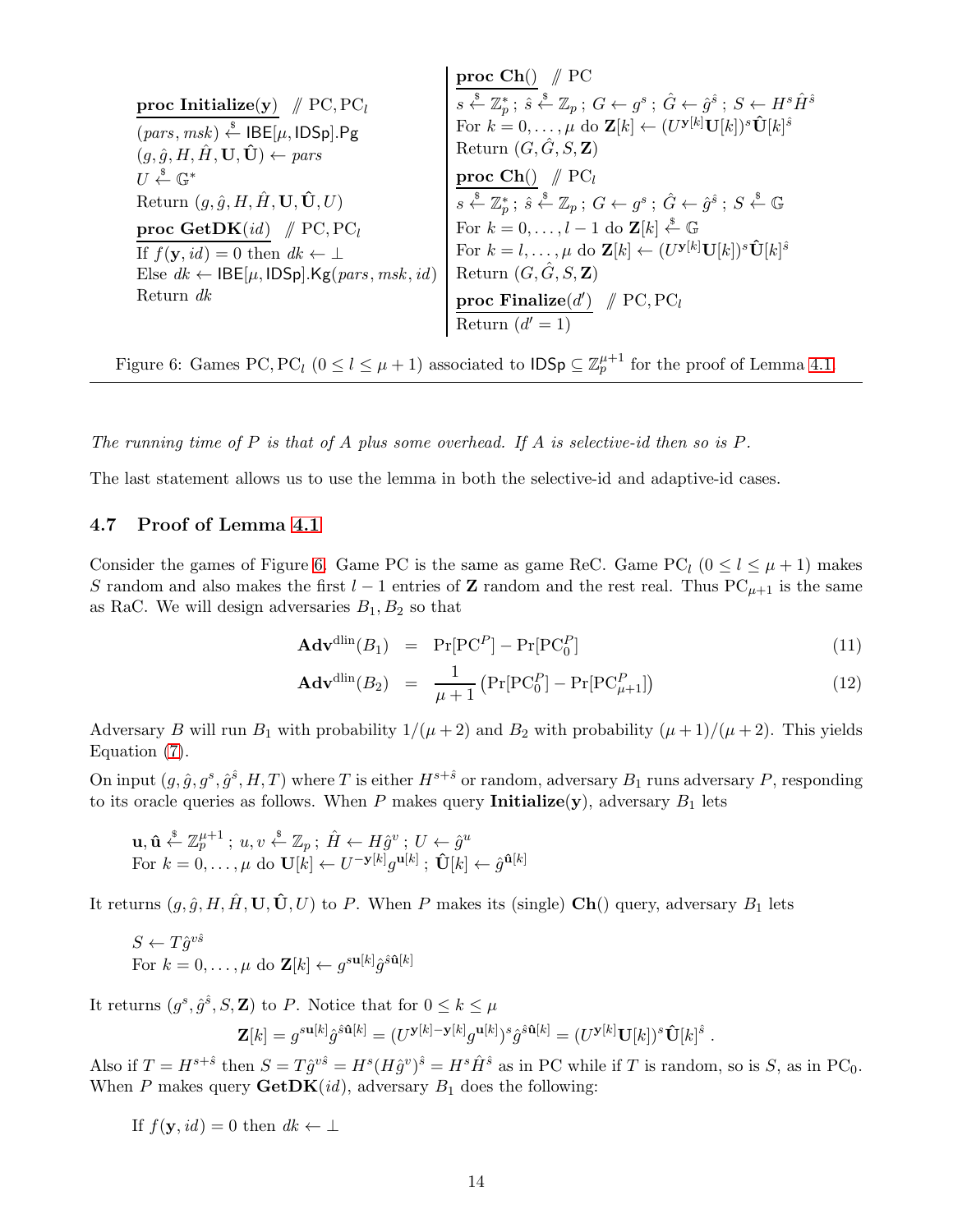**proc Initialize(y)** // PC, $\mathrm{PC}_l$
$(pars, msk) \xleftarrow{\$} \mathsf{IBE}[\mu, \mathsf{IDSp}].\mathsf{Pg}$
$(g, \hat{g}, H, \hat{H}, \mathbf{U}, \hat{\mathbf{U}}) \leftarrow pars$
$U \xleftarrow{\$} \mathbb{G}^*$
Return $(g, \hat{g}, H, \hat{H}, \mathbf{U}, \hat{\mathbf{U}}, U)$

**proc GetDK($id$)** // PC, $\mathrm{PC}_l$
If $f(\mathbf{y}, id) = 0$ then $dk \leftarrow \perp$
Else $dk \leftarrow \mathsf{IBE}[\mu, \mathsf{IDSp}].\mathsf{Kg}(pars, msk, id)$
Return $dk$

**proc Ch()** // PC
$s \xleftarrow{\$} \mathbb{Z}_p^*$ ; $\hat{s} \xleftarrow{\$} \mathbb{Z}_p$ ; $G \leftarrow g^s$ ; $\hat{G} \leftarrow \hat{g}^{\hat{s}}$ ; $S \leftarrow H^s \hat{H}^{\hat{s}}$
For $k = 0, \ldots, \mu$ do $\mathbf{Z}[k] \leftarrow (U^{\mathbf{y}[k]}\mathbf{U}[k])^s \hat{\mathbf{U}}[k]^{\hat{s}}$
Return $(G, \hat{G}, S, \mathbf{Z})$

**proc Ch()** // $\mathrm{PC}_l$
$s \xleftarrow{\$} \mathbb{Z}_p^*$ ; $\hat{s} \xleftarrow{\$} \mathbb{Z}_p$ ; $G \leftarrow g^s$ ; $\hat{G} \leftarrow \hat{g}^{\hat{s}}$ ; $S \xleftarrow{\$} \mathbb{G}$
For $k = 0, \ldots, l-1$ do $\mathbf{Z}[k] \xleftarrow{\$} \mathbb{G}$
For $k = l, \ldots, \mu$ do $\mathbf{Z}[k] \leftarrow (U^{\mathbf{y}[k]}\mathbf{U}[k])^s \hat{\mathbf{U}}[k]^{\hat{s}}$
Return $(G, \hat{G}, S, \mathbf{Z})$

**proc Finalize($d'$)** // PC, $\mathrm{PC}_l$
Return $(d' = 1)$

Figure 6: Games PC, $\mathrm{PC}_l$ $(0 \le l \le \mu + 1)$ associated to $\mathsf{IDSp} \subseteq \mathbb{Z}_p^{\mu+1}$ for the proof of Lemma 4.1

*The running time of $P$ is that of $A$ plus some overhead. If $A$ is selective-id then so is $P$.*

The last statement allows us to use the lemma in both the selective-id and adaptive-id cases.

### 4.7 Proof of Lemma 4.1

Consider the games of Figure 6. Game PC is the same as game ReC. Game $\mathrm{PC}_l$ $(0 \le l \le \mu + 1)$ makes $S$ random and also makes the first $l - 1$ entries of $\mathbf{Z}$ random and the rest real. Thus $\mathrm{PC}_{\mu+1}$ is the same as RaC. We will design adversaries $B_1, B_2$ so that

$$\mathbf{Adv}^{\mathrm{dlin}}(B_1) = \Pr[\mathrm{PC}^P] - \Pr[\mathrm{PC}_0^P] \tag{11}$$

$$\mathbf{Adv}^{\mathrm{dlin}}(B_2) = \frac{1}{\mu+1}\left(\Pr[\mathrm{PC}_0^P] - \Pr[\mathrm{PC}_{\mu+1}^P]\right) \tag{12}$$

Adversary $B$ will run $B_1$ with probability $1/(\mu+2)$ and $B_2$ with probability $(\mu+1)/(\mu+2)$. This yields Equation (7).

On input $(g, \hat{g}, g^s, \hat{g}^{\hat{s}}, H, T)$ where $T$ is either $H^{s+\hat{s}}$ or random, adversary $B_1$ runs adversary $P$, responding to its oracle queries as follows. When $P$ makes query **Initialize(y)**, adversary $B_1$ lets

$\mathbf{u}, \hat{\mathbf{u}} \xleftarrow{\$} \mathbb{Z}_p^{\mu+1}$ ; $u, v \xleftarrow{\$} \mathbb{Z}_p$ ; $\hat{H} \leftarrow H\hat{g}^v$ ; $U \leftarrow \hat{g}^u$
For $k = 0, \ldots, \mu$ do $\mathbf{U}[k] \leftarrow U^{-\mathbf{y}[k]} g^{\mathbf{u}[k]}$ ; $\hat{\mathbf{U}}[k] \leftarrow \hat{g}^{\hat{\mathbf{u}}[k]}$

It returns $(g, \hat{g}, H, \hat{H}, \mathbf{U}, \hat{\mathbf{U}}, U)$ to $P$. When $P$ makes its (single) **Ch**() query, adversary $B_1$ lets

$S \leftarrow T\hat{g}^{v\hat{s}}$
For $k = 0, \ldots, \mu$ do $\mathbf{Z}[k] \leftarrow g^{s\mathbf{u}[k]}\hat{g}^{\hat{s}\hat{\mathbf{u}}[k]}$

It returns $(g^s, \hat{g}^{\hat{s}}, S, \mathbf{Z})$ to $P$. Notice that for $0 \le k \le \mu$

$$\mathbf{Z}[k] = g^{s\mathbf{u}[k]}\hat{g}^{\hat{s}\hat{\mathbf{u}}[k]} = (U^{\mathbf{y}[k]-\mathbf{y}[k]}g^{\mathbf{u}[k]})^s \hat{g}^{\hat{s}\hat{\mathbf{u}}[k]} = (U^{\mathbf{y}[k]}\mathbf{U}[k])^s \hat{\mathbf{U}}[k]^{\hat{s}} .$$

Also if $T = H^{s+\hat{s}}$ then $S = T\hat{g}^{v\hat{s}} = H^s(H\hat{g}^v)^{\hat{s}} = H^s\hat{H}^{\hat{s}}$ as in PC while if $T$ is random, so is $S$, as in $\mathrm{PC}_0$. When $P$ makes query **GetDK**($id$), adversary $B_1$ does the following:

If $f(\mathbf{y}, id) = 0$ then $dk \leftarrow \perp$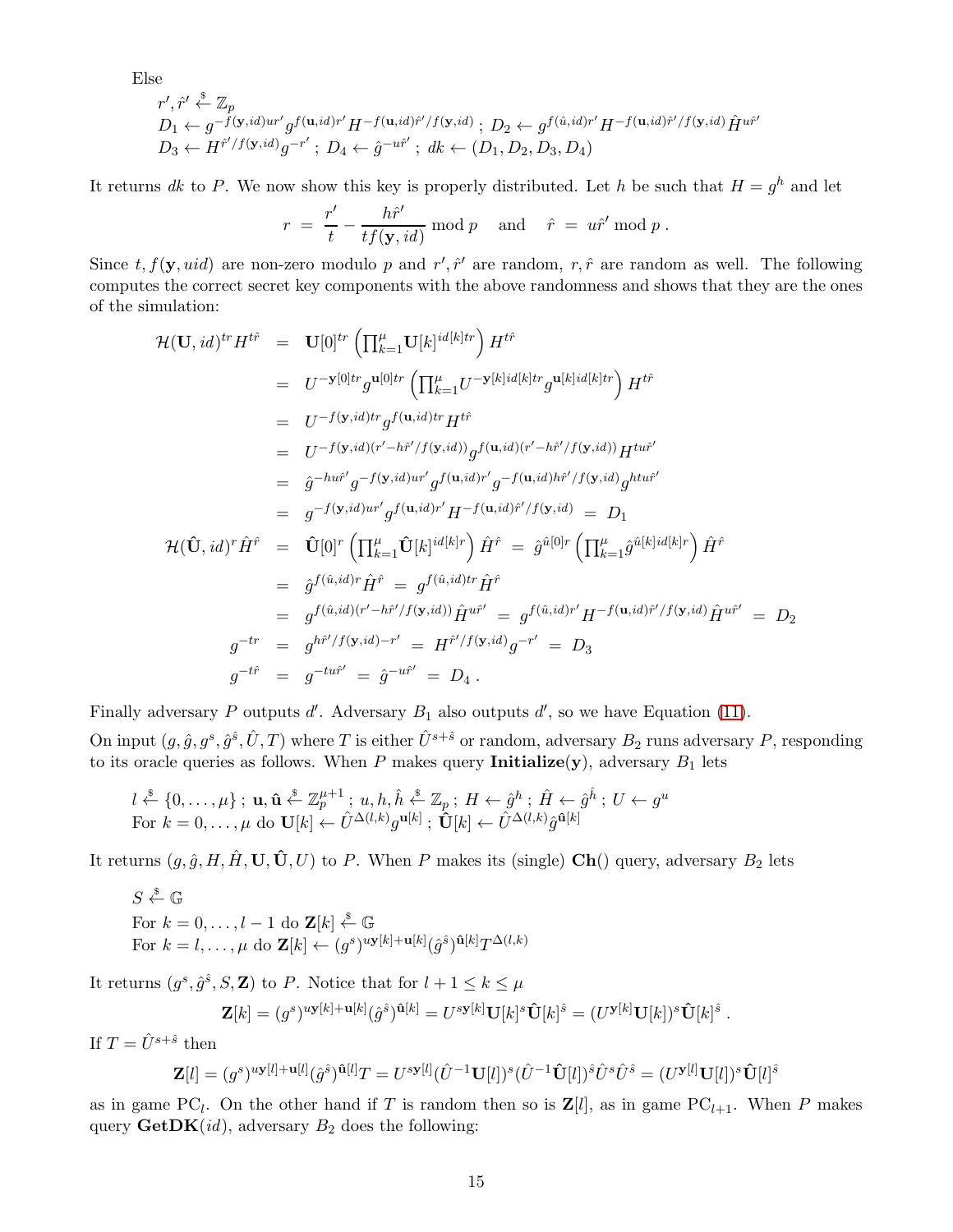Else

$$
\begin{array}{l}
r', \hat{r}' \stackrel{\$}{\leftarrow} \mathbb{Z}_p \\
D_1 \leftarrow g^{-f(\mathbf{y},id)ur'} g^{f(\mathbf{u},id)r'} H^{-f(\mathbf{u},id)\hat{r}'/f(\mathbf{y},id)} \; ; \; D_2 \leftarrow g^{f(\hat{u},id)r'} H^{-f(\mathbf{u},id)\hat{r}'/f(\mathbf{y},id)} \hat{H}^{u\hat{r}'} \\
D_3 \leftarrow H^{\hat{r}'/f(\mathbf{y},id)} g^{-r'} \; ; \; D_4 \leftarrow \hat{g}^{-u\hat{r}'} \; ; \; dk \leftarrow (D_1, D_2, D_3, D_4)
\end{array}
$$

It returns $dk$ to $P$. We now show this key is properly distributed. Let $h$ be such that $H = g^h$ and let

$$
r \;=\; \frac{r'}{t} - \frac{h\hat{r}'}{tf(\mathbf{y}, id)} \bmod p \quad \text{ and } \quad \hat{r} \;=\; u\hat{r}' \bmod p \; .
$$

Since $t, f(\mathbf{y}, uid)$ are non-zero modulo $p$ and $r', \hat{r}'$ are random, $r, \hat{r}$ are random as well. The following computes the correct secret key components with the above randomness and shows that they are the ones of the simulation:

$$
\begin{aligned}
\mathcal{H}(\mathbf{U}, id)^{tr} H^{t\hat{r}} &= \mathbf{U}[0]^{tr} \left( \prod_{k=1}^{\mu} \mathbf{U}[k]^{id[k]tr} \right) H^{t\hat{r}} \\
&= U^{-\mathbf{y}[0]tr} g^{\mathbf{u}[0]tr} \left( \prod_{k=1}^{\mu} U^{-\mathbf{y}[k]id[k]tr} g^{\mathbf{u}[k]id[k]tr} \right) H^{t\hat{r}} \\
&= U^{-f(\mathbf{y},id)tr} g^{f(\mathbf{u},id)tr} H^{t\hat{r}} \\
&= U^{-f(\mathbf{y},id)(r'-h\hat{r}'/f(\mathbf{y},id))} g^{f(\mathbf{u},id)(r'-h\hat{r}'/f(\mathbf{y},id))} H^{tu\hat{r}'} \\
&= \hat{g}^{-hu\hat{r}'} g^{-f(\mathbf{y},id)ur'} g^{f(\mathbf{u},id)r'} g^{-f(\mathbf{u},id)h\hat{r}'/f(\mathbf{y},id)} g^{htu\hat{r}'} \\
&= g^{-f(\mathbf{y},id)ur'} g^{f(\mathbf{u},id)r'} H^{-f(\mathbf{u},id)\hat{r}'/f(\mathbf{y},id)} \;=\; D_1 \\
\mathcal{H}(\hat{\mathbf{U}}, id)^{r} \hat{H}^{\hat{r}} &= \hat{\mathbf{U}}[0]^{r} \left( \prod_{k=1}^{\mu} \hat{\mathbf{U}}[k]^{id[k]r} \right) \hat{H}^{\hat{r}} \;=\; \hat{g}^{\hat{u}[0]r} \left( \prod_{k=1}^{\mu} \hat{g}^{\hat{u}[k]id[k]r} \right) \hat{H}^{\hat{r}} \\
&= \hat{g}^{f(\hat{u},id)r} \hat{H}^{\hat{r}} \;=\; g^{f(\hat{u},id)tr} \hat{H}^{\hat{r}} \\
&= g^{f(\hat{u},id)(r'-h\hat{r}'/f(\mathbf{y},id))} \hat{H}^{u\hat{r}'} \;=\; g^{f(\hat{u},id)r'} H^{-f(\mathbf{u},id)\hat{r}'/f(\mathbf{y},id)} \hat{H}^{u\hat{r}'} \;=\; D_2 \\
g^{-tr} &= g^{h\hat{r}'/f(\mathbf{y},id)-r'} \;=\; H^{\hat{r}'/f(\mathbf{y},id)} g^{-r'} \;=\; D_3 \\
g^{-t\hat{r}} &= g^{-tu\hat{r}'} \;=\; \hat{g}^{-u\hat{r}'} \;=\; D_4 \; .
\end{aligned}
$$

Finally adversary $P$ outputs $d'$. Adversary $B_1$ also outputs $d'$, so we have Equation (11).

On input $(g, \hat{g}, g^s, \hat{g}^{\hat{s}}, \hat{U}, T)$ where $T$ is either $\hat{U}^{s+\hat{s}}$ or random, adversary $B_2$ runs adversary $P$, responding to its oracle queries as follows. When $P$ makes query **Initialize**($\mathbf{y}$), adversary $B_1$ lets

$$
\begin{array}{l}
l \stackrel{\$}{\leftarrow} \{0, \ldots, \mu\} \; ; \; \mathbf{u}, \hat{\mathbf{u}} \stackrel{\$}{\leftarrow} \mathbb{Z}_p^{\mu+1} \; ; \; u, h, \hat{h} \stackrel{\$}{\leftarrow} \mathbb{Z}_p \; ; \; H \leftarrow \hat{g}^{h} \; ; \; \hat{H} \leftarrow \hat{g}^{\hat{h}} \; ; \; U \leftarrow g^u \\
\text{For } k = 0, \ldots, \mu \text{ do } \mathbf{U}[k] \leftarrow \hat{U}^{\Delta(l,k)} g^{\mathbf{u}[k]} \; ; \; \hat{\mathbf{U}}[k] \leftarrow \hat{U}^{\Delta(l,k)} \hat{g}^{\hat{\mathbf{u}}[k]}
\end{array}
$$

It returns $(g, \hat{g}, H, \hat{H}, \mathbf{U}, \hat{\mathbf{U}}, U)$ to $P$. When $P$ makes its (single) **Ch**() query, adversary $B_2$ lets

$$
\begin{array}{l}
S \stackrel{\$}{\leftarrow} \mathbb{G} \\
\text{For } k = 0, \ldots, l-1 \text{ do } \mathbf{Z}[k] \stackrel{\$}{\leftarrow} \mathbb{G} \\
\text{For } k = l, \ldots, \mu \text{ do } \mathbf{Z}[k] \leftarrow (g^s)^{u\mathbf{y}[k]+\mathbf{u}[k]} (\hat{g}^{\hat{s}})^{\hat{\mathbf{u}}[k]} T^{\Delta(l,k)}
\end{array}
$$

It returns $(g^s, \hat{g}^{\hat{s}}, S, \mathbf{Z})$ to $P$. Notice that for $l+1 \leq k \leq \mu$

$$
\mathbf{Z}[k] = (g^s)^{u\mathbf{y}[k]+\mathbf{u}[k]} (\hat{g}^{\hat{s}})^{\hat{\mathbf{u}}[k]} = U^{s\mathbf{y}[k]} \mathbf{U}[k]^s \hat{\mathbf{U}}[k]^{\hat{s}} = (U^{\mathbf{y}[k]} \mathbf{U}[k])^s \hat{\mathbf{U}}[k]^{\hat{s}} \; .
$$

If $T = \hat{U}^{s+\hat{s}}$ then

$$
\mathbf{Z}[l] = (g^s)^{u\mathbf{y}[l]+\mathbf{u}[l]} (\hat{g}^{\hat{s}})^{\hat{\mathbf{u}}[l]} T = U^{s\mathbf{y}[l]} (\hat{U}^{-1}\mathbf{U}[l])^s (\hat{U}^{-1}\hat{\mathbf{U}}[l])^{\hat{s}} \hat{U}^s \hat{U}^{\hat{s}} = (U^{\mathbf{y}[l]} \mathbf{U}[l])^s \hat{\mathbf{U}}[l]^{\hat{s}}
$$

as in game $\mathrm{PC}_l$. On the other hand if $T$ is random then so is $\mathbf{Z}[l]$, as in game $\mathrm{PC}_{l+1}$. When $P$ makes query **GetDK**($id$), adversary $B_2$ does the following: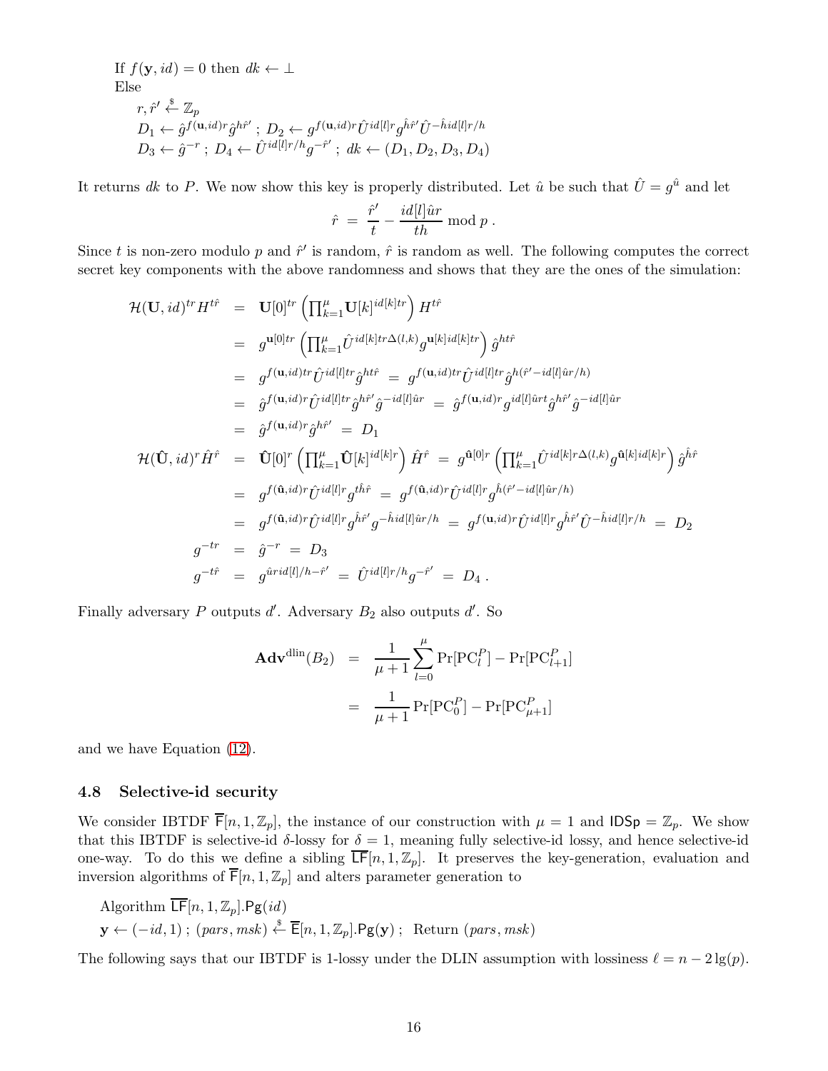If $f(\mathbf{y}, id) = 0$ then $dk \leftarrow \perp$
Else
$r, \hat{r}' \stackrel{\$}{\leftarrow} \mathbb{Z}_p$
$D_1 \leftarrow \hat{g}^{f(\mathbf{u},id)r}\hat{g}^{h\hat{r}'}$ ; $D_2 \leftarrow g^{f(\mathbf{u},id)r}\hat{U}^{id[l]r}g^{\hat{h}\hat{r}'}\hat{U}^{-\hat{h}id[l]r/h}$
$D_3 \leftarrow \hat{g}^{-r}$ ; $D_4 \leftarrow \hat{U}^{id[l]r/h}g^{-\hat{r}'}$ ; $dk \leftarrow (D_1, D_2, D_3, D_4)$

It returns $dk$ to $P$. We now show this key is properly distributed. Let $\hat{u}$ be such that $\hat{U} = g^{\hat{u}}$ and let

$$\hat{r} \;=\; \frac{\hat{r}'}{t} - \frac{id[l]\hat{u}r}{th} \bmod p\ .$$

Since $t$ is non-zero modulo $p$ and $\hat{r}'$ is random, $\hat{r}$ is random as well. The following computes the correct secret key components with the above randomness and shows that they are the ones of the simulation:

$$\begin{aligned}
\mathcal{H}(\mathbf{U}, id)^{tr} H^{t\hat{r}} &= \mathbf{U}[0]^{tr}\left(\textstyle\prod_{k=1}^{\mu}\mathbf{U}[k]^{id[k]tr}\right)H^{t\hat{r}} \\
&= g^{\mathbf{u}[0]tr}\left(\textstyle\prod_{k=1}^{\mu}\hat{U}^{id[k]tr\Delta(l,k)}g^{\mathbf{u}[k]id[k]tr}\right)\hat{g}^{ht\hat{r}} \\
&= g^{f(\mathbf{u},id)tr}\hat{U}^{id[l]tr}\hat{g}^{ht\hat{r}} \;=\; g^{f(\mathbf{u},id)tr}\hat{U}^{id[l]tr}\hat{g}^{h(\hat{r}'-id[l]\hat{u}r/h)} \\
&= \hat{g}^{f(\mathbf{u},id)r}\hat{U}^{id[l]tr}\hat{g}^{h\hat{r}'}\hat{g}^{-id[l]\hat{u}r} \;=\; \hat{g}^{f(\mathbf{u},id)r}g^{id[l]\hat{u}rt}\hat{g}^{h\hat{r}'}\hat{g}^{-id[l]\hat{u}r} \\
&= \hat{g}^{f(\mathbf{u},id)r}\hat{g}^{h\hat{r}'} \;=\; D_1 \\
\mathcal{H}(\hat{\mathbf{U}}, id)^{r}\hat{H}^{\hat{r}} &= \hat{\mathbf{U}}[0]^{r}\left(\textstyle\prod_{k=1}^{\mu}\hat{\mathbf{U}}[k]^{id[k]r}\right)\hat{H}^{\hat{r}} \;=\; g^{\hat{\mathbf{u}}[0]r}\left(\textstyle\prod_{k=1}^{\mu}\hat{U}^{id[k]r\Delta(l,k)}g^{\hat{\mathbf{u}}[k]id[k]r}\right)\hat{g}^{\hat{h}\hat{r}} \\
&= g^{f(\hat{\mathbf{u}},id)r}\hat{U}^{id[l]r}g^{t\hat{h}\hat{r}} \;=\; g^{f(\hat{\mathbf{u}},id)r}\hat{U}^{id[l]r}g^{\hat{h}(\hat{r}'-id[l]\hat{u}r/h)} \\
&= g^{f(\hat{\mathbf{u}},id)r}\hat{U}^{id[l]r}g^{\hat{h}\hat{r}'}g^{-\hat{h}id[l]\hat{u}r/h} \;=\; g^{f(\mathbf{u},id)r}\hat{U}^{id[l]r}g^{\hat{h}\hat{r}'}\hat{U}^{-\hat{h}id[l]r/h} \;=\; D_2 \\
g^{-tr} &= \hat{g}^{-r} \;=\; D_3 \\
g^{-t\hat{r}} &= g^{\hat{u}rid[l]/h-\hat{r}'} \;=\; \hat{U}^{id[l]r/h}g^{-\hat{r}'} \;=\; D_4\ .
\end{aligned}$$

Finally adversary $P$ outputs $d'$. Adversary $B_2$ also outputs $d'$. So

$$\begin{aligned}
\mathbf{Adv}^{\mathrm{dlin}}(B_2) &= \frac{1}{\mu+1}\sum_{l=0}^{\mu}\Pr[\mathrm{PC}_l^P] - \Pr[\mathrm{PC}_{l+1}^P] \\
&= \frac{1}{\mu+1}\Pr[\mathrm{PC}_0^P] - \Pr[\mathrm{PC}_{\mu+1}^P]
\end{aligned}$$

and we have Equation (12).

### 4.8 Selective-id security

We consider IBTDF $\overline{\mathsf{F}}[n, 1, \mathbb{Z}_p]$, the instance of our construction with $\mu = 1$ and $\mathsf{IDSp} = \mathbb{Z}_p$. We show that this IBTDF is selective-id $\delta$-lossy for $\delta = 1$, meaning fully selective-id lossy, and hence selective-id one-way. To do this we define a sibling $\overline{\mathsf{LF}}[n, 1, \mathbb{Z}_p]$. It preserves the key-generation, evaluation and inversion algorithms of $\overline{\mathsf{F}}[n, 1, \mathbb{Z}_p]$ and alters parameter generation to

Algorithm $\overline{\mathsf{LF}}[n, 1, \mathbb{Z}_p].\mathsf{Pg}(id)$
$\mathbf{y} \leftarrow (-id, 1)$ ; $(pars, msk) \stackrel{\$}{\leftarrow} \overline{\mathsf{E}}[n, 1, \mathbb{Z}_p].\mathsf{Pg}(\mathbf{y})$ ; Return $(pars, msk)$

The following says that our IBTDF is 1-lossy under the DLIN assumption with lossiness $\ell = n - 2\lg(p)$.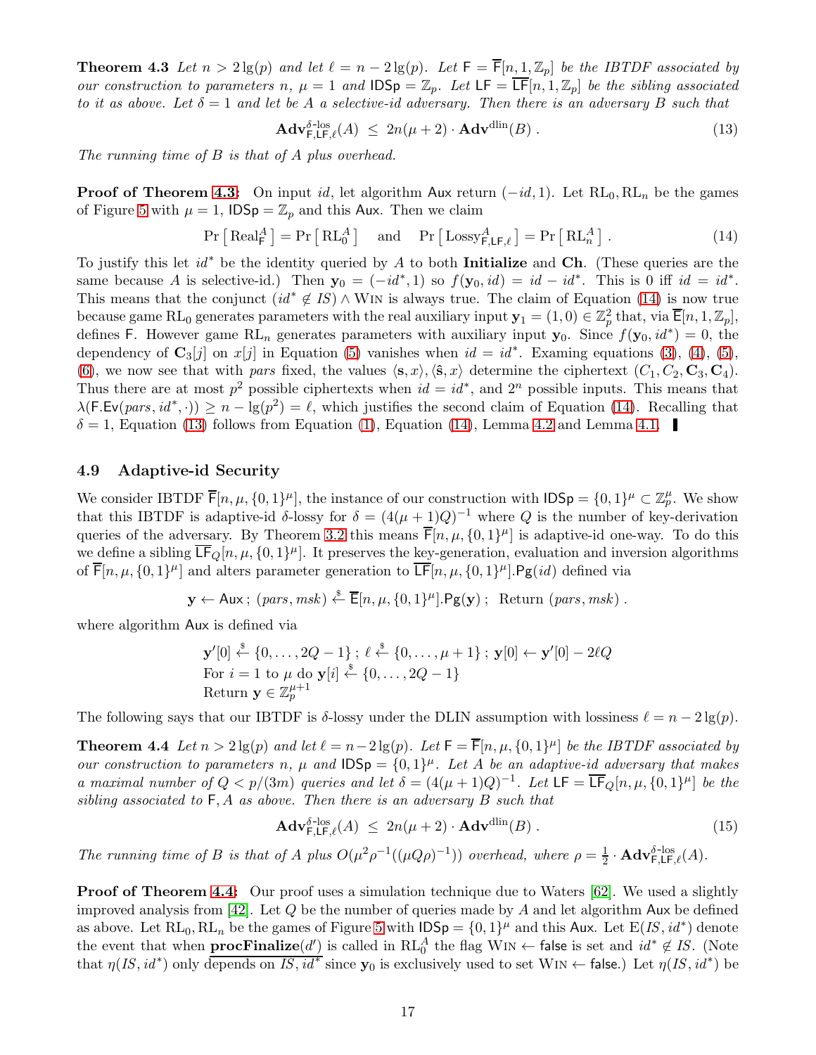**Theorem 4.3** *Let $n > 2\lg(p)$ and let $\ell = n - 2\lg(p)$. Let $\mathsf{F} = \overline{\mathsf{F}}[n, 1, \mathbb{Z}_p]$ be the IBTDF associated by our construction to parameters $n$, $\mu = 1$ and $\mathsf{IDSp} = \mathbb{Z}_p$. Let $\mathsf{LF} = \overline{\mathsf{LF}}[n, 1, \mathbb{Z}_p]$ be the sibling associated to it as above. Let $\delta = 1$ and let be $A$ a selective-id adversary. Then there is an adversary $B$ such that*

$$\mathbf{Adv}^{\delta\text{-los}}_{\mathsf{F},\mathsf{LF},\ell}(A) \;\leq\; 2n(\mu+2) \cdot \mathbf{Adv}^{\mathrm{dlin}}(B) \;. \tag{13}$$

*The running time of $B$ is that of $A$ plus overhead.*

**Proof of Theorem 4.3:** On input $id$, let algorithm $\mathsf{Aux}$ return $(-id, 1)$. Let $\mathrm{RL}_0, \mathrm{RL}_n$ be the games of Figure 5 with $\mu = 1$, $\mathsf{IDSp} = \mathbb{Z}_p$ and this $\mathsf{Aux}$. Then we claim

$$\Pr\left[\,\mathrm{Real}^A_{\mathsf{F}}\,\right] = \Pr\left[\,\mathrm{RL}^A_0\,\right] \quad \text{and} \quad \Pr\left[\,\mathrm{Lossy}^A_{\mathsf{F},\mathsf{LF},\ell}\,\right] = \Pr\left[\,\mathrm{RL}^A_n\,\right] . \tag{14}$$

To justify this let $id^*$ be the identity queried by $A$ to both **Initialize** and **Ch**. (These queries are the same because $A$ is selective-id.) Then $\mathbf{y}_0 = (-id^*, 1)$ so $f(\mathbf{y}_0, id) = id - id^*$. This is 0 iff $id = id^*$. This means that the conjunct $(id^* \notin IS) \wedge \mathrm{WIN}$ is always true. The claim of Equation (14) is now true because game $\mathrm{RL}_0$ generates parameters with the real auxiliary input $\mathbf{y}_1 = (1, 0) \in \mathbb{Z}_p^2$ that, via $\overline{\mathsf{E}}[n, 1, \mathbb{Z}_p]$, defines $\mathsf{F}$. However game $\mathrm{RL}_n$ generates parameters with auxiliary input $\mathbf{y}_0$. Since $f(\mathbf{y}_0, id^*) = 0$, the dependency of $\mathbf{C}_3[j]$ on $x[j]$ in Equation (5) vanishes when $id = id^*$. Examing equations (3), (4), (5), (6), we now see that with $pars$ fixed, the values $\langle \mathbf{s}, x\rangle, \langle \hat{\mathbf{s}}, x\rangle$ determine the ciphertext $(C_1, C_2, \mathbf{C}_3, \mathbf{C}_4)$. Thus there are at most $p^2$ possible ciphertexts when $id = id^*$, and $2^n$ possible inputs. This means that $\lambda(\mathsf{F.Ev}(pars, id^*, \cdot)) \geq n - \lg(p^2) = \ell$, which justifies the second claim of Equation (14). Recalling that $\delta = 1$, Equation (13) follows from Equation (1), Equation (14), Lemma 4.2 and Lemma 4.1. ∎

### 4.9 Adaptive-id Security

We consider IBTDF $\overline{\mathsf{F}}[n, \mu, \{0,1\}^\mu]$, the instance of our construction with $\mathsf{IDSp} = \{0,1\}^\mu \subset \mathbb{Z}_p^\mu$. We show that this IBTDF is adaptive-id $\delta$-lossy for $\delta = (4(\mu+1)Q)^{-1}$ where $Q$ is the number of key-derivation queries of the adversary. By Theorem 3.2 this means $\overline{\mathsf{F}}[n, \mu, \{0,1\}^\mu]$ is adaptive-id one-way. To do this we define a sibling $\overline{\mathsf{LF}}_Q[n, \mu, \{0,1\}^\mu]$. It preserves the key-generation, evaluation and inversion algorithms of $\overline{\mathsf{F}}[n, \mu, \{0,1\}^\mu]$ and alters parameter generation to $\overline{\mathsf{LF}}[n, \mu, \{0,1\}^\mu].\mathsf{Pg}(id)$ defined via

$$\mathbf{y} \leftarrow \mathsf{Aux}\,;\ (pars, msk) \xleftarrow{\$} \overline{\mathsf{E}}[n, \mu, \{0,1\}^\mu].\mathsf{Pg}(\mathbf{y})\,;\ \text{Return } (pars, msk)\,.$$

where algorithm $\mathsf{Aux}$ is defined via

$$\begin{aligned}
&\mathbf{y}'[0] \xleftarrow{\$} \{0,\ldots,2Q-1\}\,;\ \ell \xleftarrow{\$} \{0,\ldots,\mu+1\}\,;\ \mathbf{y}[0] \leftarrow \mathbf{y}'[0] - 2\ell Q \\
&\text{For } i = 1 \text{ to } \mu \text{ do } \mathbf{y}[i] \xleftarrow{\$} \{0,\ldots,2Q-1\} \\
&\text{Return } \mathbf{y} \in \mathbb{Z}_p^{\mu+1}
\end{aligned}$$

The following says that our IBTDF is $\delta$-lossy under the DLIN assumption with lossiness $\ell = n - 2\lg(p)$.

**Theorem 4.4** *Let $n > 2\lg(p)$ and let $\ell = n - 2\lg(p)$. Let $\mathsf{F} = \overline{\mathsf{F}}[n, \mu, \{0,1\}^\mu]$ be the IBTDF associated by our construction to parameters $n$, $\mu$ and $\mathsf{IDSp} = \{0,1\}^\mu$. Let $A$ be an adaptive-id adversary that makes a maximal number of $Q < p/(3m)$ queries and let $\delta = (4(\mu+1)Q)^{-1}$. Let $\mathsf{LF} = \overline{\mathsf{LF}}_Q[n, \mu, \{0,1\}^\mu]$ be the sibling associated to $\mathsf{F}, A$ as above. Then there is an adversary $B$ such that*

$$\mathbf{Adv}^{\delta\text{-los}}_{\mathsf{F},\mathsf{LF},\ell}(A) \;\leq\; 2n(\mu+2) \cdot \mathbf{Adv}^{\mathrm{dlin}}(B) \;. \tag{15}$$

*The running time of $B$ is that of $A$ plus $O(\mu^2\rho^{-1}((\mu Q\rho)^{-1}))$ overhead, where $\rho = \frac{1}{2} \cdot \mathbf{Adv}^{\delta\text{-los}}_{\mathsf{F},\mathsf{LF},\ell}(A)$.*

**Proof of Theorem 4.4:** Our proof uses a simulation technique due to Waters [62]. We used a slightly improved analysis from [42]. Let $Q$ be the number of queries made by $A$ and let algorithm $\mathsf{Aux}$ be defined as above. Let $\mathrm{RL}_0, \mathrm{RL}_n$ be the games of Figure 5 with $\mathsf{IDSp} = \{0,1\}^\mu$ and this $\mathsf{Aux}$. Let $\mathrm{E}(IS, id^*)$ denote the event that when $\underline{\textbf{procFinalize}}(d')$ is called in $\mathrm{RL}_0^A$ the flag $\mathrm{WIN} \leftarrow \mathsf{false}$ is set and $id^* \notin IS$. (Note that $\eta(IS, id^*)$ only depends on $IS, id^*$ since $\mathbf{y}_0$ is exclusively used to set $\mathrm{WIN} \leftarrow \mathsf{false}$.) Let $\eta(IS, id^*)$ be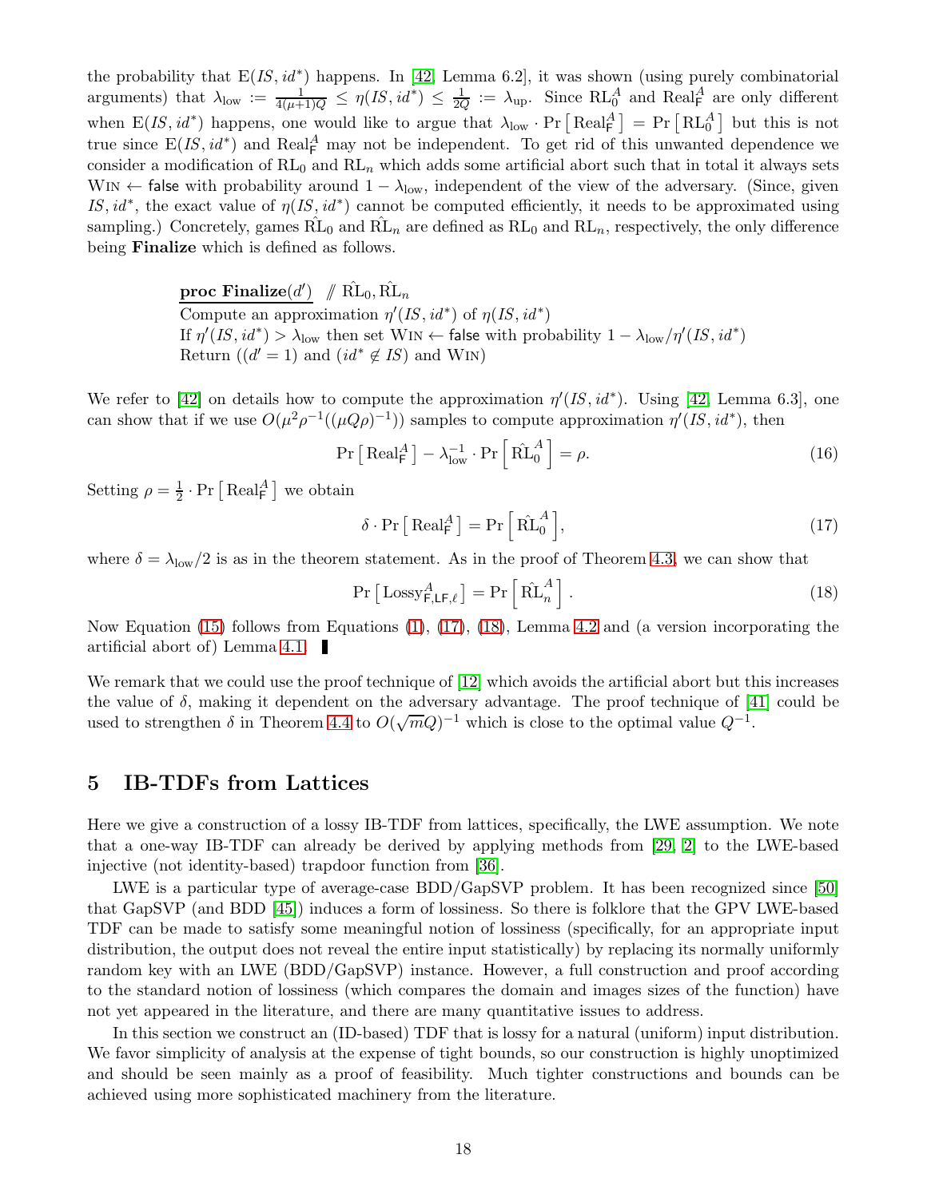the probability that $\mathrm{E}(IS, id^*)$ happens. In [42, Lemma 6.2], it was shown (using purely combinatorial arguments) that $\lambda_{\mathrm{low}} := \frac{1}{4(\mu+1)Q} \leq \eta(IS, id^*) \leq \frac{1}{2Q} := \lambda_{\mathrm{up}}$. Since $\mathrm{RL}_0^A$ and $\mathrm{Real}_{\mathsf{F}}^A$ are only different when $\mathrm{E}(IS, id^*)$ happens, one would like to argue that $\lambda_{\mathrm{low}} \cdot \Pr\left[\mathrm{Real}_{\mathsf{F}}^A\right] = \Pr\left[\mathrm{RL}_0^A\right]$ but this is not true since $\mathrm{E}(IS, id^*)$ and $\mathrm{Real}_{\mathsf{F}}^A$ may not be independent. To get rid of this unwanted dependence we consider a modification of $\mathrm{RL}_0$ and $\mathrm{RL}_n$ which adds some artificial abort such that in total it always sets $\mathrm{WIN} \leftarrow \mathsf{false}$ with probability around $1 - \lambda_{\mathrm{low}}$, independent of the view of the adversary. (Since, given $IS, id^*$, the exact value of $\eta(IS, id^*)$ cannot be computed efficiently, it needs to be approximated using sampling.) Concretely, games $\hat{\mathrm{RL}}_0$ and $\hat{\mathrm{RL}}_n$ are defined as $\mathrm{RL}_0$ and $\mathrm{RL}_n$, respectively, the only difference being **Finalize** which is defined as follows.

**proc Finalize**$(d')$ // $\hat{\mathrm{RL}}_0, \hat{\mathrm{RL}}_n$
Compute an approximation $\eta'(IS, id^*)$ of $\eta(IS, id^*)$
If $\eta'(IS, id^*) > \lambda_{\mathrm{low}}$ then set $\mathrm{WIN} \leftarrow \mathsf{false}$ with probability $1 - \lambda_{\mathrm{low}}/\eta'(IS, id^*)$
Return $((d' = 1)$ and $(id^* \notin IS)$ and $\mathrm{WIN})$

We refer to [42] on details how to compute the approximation $\eta'(IS, id^*)$. Using [42, Lemma 6.3], one can show that if we use $O(\mu^2 \rho^{-1}((\mu Q \rho)^{-1}))$ samples to compute approximation $\eta'(IS, id^*)$, then

$$\Pr\left[\mathrm{Real}_{\mathsf{F}}^A\right] - \lambda_{\mathrm{low}}^{-1} \cdot \Pr\left[\hat{\mathrm{RL}}_0^A\right] = \rho. \tag{16}$$

Setting $\rho = \frac{1}{2} \cdot \Pr\left[\mathrm{Real}_{\mathsf{F}}^A\right]$ we obtain

$$\delta \cdot \Pr\left[\mathrm{Real}_{\mathsf{F}}^A\right] = \Pr\left[\hat{\mathrm{RL}}_0^A\right], \tag{17}$$

where $\delta = \lambda_{\mathrm{low}}/2$ is as in the theorem statement. As in the proof of Theorem 4.3, we can show that

$$\Pr\left[\mathrm{Lossy}_{\mathsf{F},\mathsf{LF},\ell}^A\right] = \Pr\left[\hat{\mathrm{RL}}_n^A\right]. \tag{18}$$

Now Equation (15) follows from Equations (1), (17), (18), Lemma 4.2 and (a version incorporating the artificial abort of) Lemma 4.1. ∎

We remark that we could use the proof technique of [12] which avoids the artificial abort but this increases the value of $\delta$, making it dependent on the adversary advantage. The proof technique of [41] could be used to strengthen $\delta$ in Theorem 4.4 to $O(\sqrt{m}Q)^{-1}$ which is close to the optimal value $Q^{-1}$.

# 5 IB-TDFs from Lattices

Here we give a construction of a lossy IB-TDF from lattices, specifically, the LWE assumption. We note that a one-way IB-TDF can already be derived by applying methods from [29, 2] to the LWE-based injective (not identity-based) trapdoor function from [36].

LWE is a particular type of average-case BDD/GapSVP problem. It has been recognized since [50] that GapSVP (and BDD [45]) induces a form of lossiness. So there is folklore that the GPV LWE-based TDF can be made to satisfy some meaningful notion of lossiness (specifically, for an appropriate input distribution, the output does not reveal the entire input statistically) by replacing its normally uniformly random key with an LWE (BDD/GapSVP) instance. However, a full construction and proof according to the standard notion of lossiness (which compares the domain and images sizes of the function) have not yet appeared in the literature, and there are many quantitative issues to address.

In this section we construct an (ID-based) TDF that is lossy for a natural (uniform) input distribution. We favor simplicity of analysis at the expense of tight bounds, so our construction is highly unoptimized and should be seen mainly as a proof of feasibility. Much tighter constructions and bounds can be achieved using more sophisticated machinery from the literature.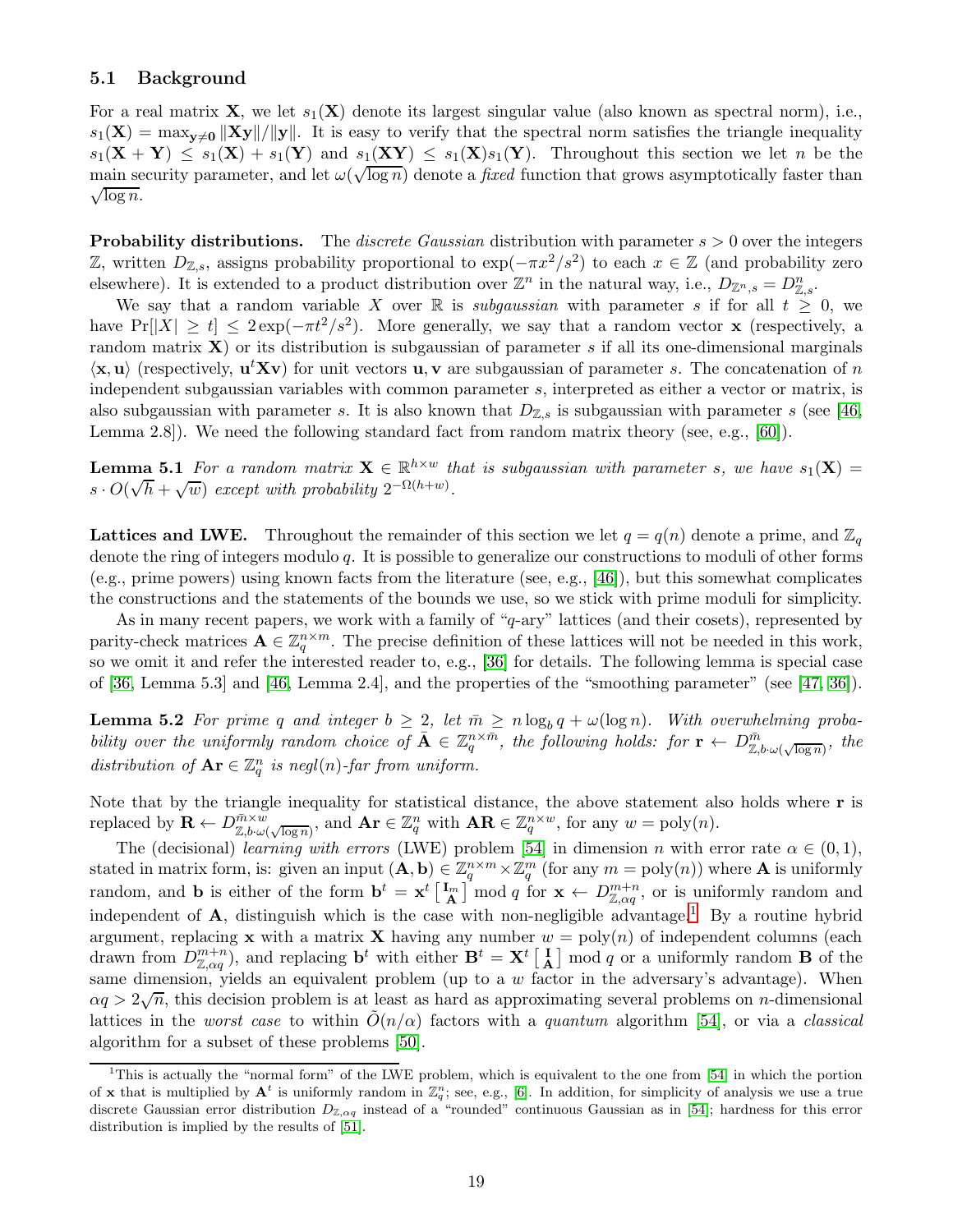### 5.1 Background

For a real matrix $\mathbf{X}$, we let $s_1(\mathbf{X})$ denote its largest singular value (also known as spectral norm), i.e., $s_1(\mathbf{X}) = \max_{\mathbf{y} \neq \mathbf{0}} \|\mathbf{X}\mathbf{y}\|/\|\mathbf{y}\|$. It is easy to verify that the spectral norm satisfies the triangle inequality $s_1(\mathbf{X} + \mathbf{Y}) \leq s_1(\mathbf{X}) + s_1(\mathbf{Y})$ and $s_1(\mathbf{X}\mathbf{Y}) \leq s_1(\mathbf{X}) s_1(\mathbf{Y})$. Throughout this section we let $n$ be the main security parameter, and let $\omega(\sqrt{\log n})$ denote a *fixed* function that grows asymptotically faster than $\sqrt{\log n}$.

**Probability distributions.** The *discrete Gaussian* distribution with parameter $s > 0$ over the integers $\mathbb{Z}$, written $D_{\mathbb{Z},s}$, assigns probability proportional to $\exp(-\pi x^2/s^2)$ to each $x \in \mathbb{Z}$ (and probability zero elsewhere). It is extended to a product distribution over $\mathbb{Z}^n$ in the natural way, i.e., $D_{\mathbb{Z}^n,s} = D_{\mathbb{Z},s}^n$.

We say that a random variable $X$ over $\mathbb{R}$ is *subgaussian* with parameter $s$ if for all $t \geq 0$, we have $\Pr[|X| \geq t] \leq 2\exp(-\pi t^2/s^2)$. More generally, we say that a random vector $\mathbf{x}$ (respectively, a random matrix $\mathbf{X}$) or its distribution is subgaussian of parameter $s$ if all its one-dimensional marginals $\langle \mathbf{x}, \mathbf{u} \rangle$ (respectively, $\mathbf{u}^t \mathbf{X} \mathbf{v}$) for unit vectors $\mathbf{u}, \mathbf{v}$ are subgaussian of parameter $s$. The concatenation of $n$ independent subgaussian variables with common parameter $s$, interpreted as either a vector or matrix, is also subgaussian with parameter $s$. It is also known that $D_{\mathbb{Z},s}$ is subgaussian with parameter $s$ (see [46, Lemma 2.8]). We need the following standard fact from random matrix theory (see, e.g., [60]).

**Lemma 5.1** *For a random matrix $\mathbf{X} \in \mathbb{R}^{h \times w}$ that is subgaussian with parameter $s$, we have $s_1(\mathbf{X}) = s \cdot O(\sqrt{h} + \sqrt{w})$ except with probability $2^{-\Omega(h+w)}$.*

**Lattices and LWE.** Throughout the remainder of this section we let $q = q(n)$ denote a prime, and $\mathbb{Z}_q$ denote the ring of integers modulo $q$. It is possible to generalize our constructions to moduli of other forms (e.g., prime powers) using known facts from the literature (see, e.g., [46]), but this somewhat complicates the constructions and the statements of the bounds we use, so we stick with prime moduli for simplicity.

As in many recent papers, we work with a family of "$q$-ary" lattices (and their cosets), represented by parity-check matrices $\mathbf{A} \in \mathbb{Z}_q^{n \times m}$. The precise definition of these lattices will not be needed in this work, so we omit it and refer the interested reader to, e.g., [36] for details. The following lemma is special case of [36, Lemma 5.3] and [46, Lemma 2.4], and the properties of the "smoothing parameter" (see [47, 36]).

**Lemma 5.2** *For prime $q$ and integer $b \geq 2$, let $\bar{m} \geq n \log_b q + \omega(\log n)$. With overwhelming probability over the uniformly random choice of $\bar{\mathbf{A}} \in \mathbb{Z}_q^{n \times \bar{m}}$, the following holds: for $\mathbf{r} \leftarrow D_{\mathbb{Z}, b \cdot \omega(\sqrt{\log n})}^{\bar{m}}$, the distribution of $\mathbf{A}\mathbf{r} \in \mathbb{Z}_q^n$ is negl$(n)$-far from uniform.*

Note that by the triangle inequality for statistical distance, the above statement also holds where $\mathbf{r}$ is replaced by $\mathbf{R} \leftarrow D_{\mathbb{Z}, b \cdot \omega(\sqrt{\log n})}^{\bar{m} \times w}$, and $\mathbf{A}\mathbf{r} \in \mathbb{Z}_q^n$ with $\mathbf{A}\mathbf{R} \in \mathbb{Z}_q^{n \times w}$, for any $w = \text{poly}(n)$.

The (decisional) *learning with errors* (LWE) problem [54] in dimension $n$ with error rate $\alpha \in (0,1)$, stated in matrix form, is: given an input $(\mathbf{A}, \mathbf{b}) \in \mathbb{Z}_q^{n \times m} \times \mathbb{Z}_q^m$ (for any $m = \text{poly}(n)$) where $\mathbf{A}$ is uniformly random, and $\mathbf{b}$ is either of the form $\mathbf{b}^t = \mathbf{x}^t \left[\begin{smallmatrix} \mathbf{I}_m \\ \mathbf{A} \end{smallmatrix}\right] \bmod q$ for $\mathbf{x} \leftarrow D_{\mathbb{Z}, \alpha q}^{m+n}$, or is uniformly random and independent of $\mathbf{A}$, distinguish which is the case with non-negligible advantage.[1] By a routine hybrid argument, replacing $\mathbf{x}$ with a matrix $\mathbf{X}$ having any number $w = \text{poly}(n)$ of independent columns (each drawn from $D_{\mathbb{Z}, \alpha q}^{m+n}$), and replacing $\mathbf{b}^t$ with either $\mathbf{B}^t = \mathbf{X}^t \left[\begin{smallmatrix} \mathbf{I} \\ \mathbf{A} \end{smallmatrix}\right] \bmod q$ or a uniformly random $\mathbf{B}$ of the same dimension, yields an equivalent problem (up to a $w$ factor in the adversary's advantage). When $\alpha q > 2\sqrt{n}$, this decision problem is at least as hard as approximating several problems on $n$-dimensional lattices in the *worst case* to within $\tilde{O}(n/\alpha)$ factors with a *quantum* algorithm [54], or via a *classical* algorithm for a subset of these problems [50].

[1] This is actually the "normal form" of the LWE problem, which is equivalent to the one from [54] in which the portion of $\mathbf{x}$ that is multiplied by $\mathbf{A}^t$ is uniformly random in $\mathbb{Z}_q^n$; see, e.g., [6]. In addition, for simplicity of analysis we use a true discrete Gaussian error distribution $D_{\mathbb{Z}, \alpha q}$ instead of a "rounded" continuous Gaussian as in [54]; hardness for this error distribution is implied by the results of [51].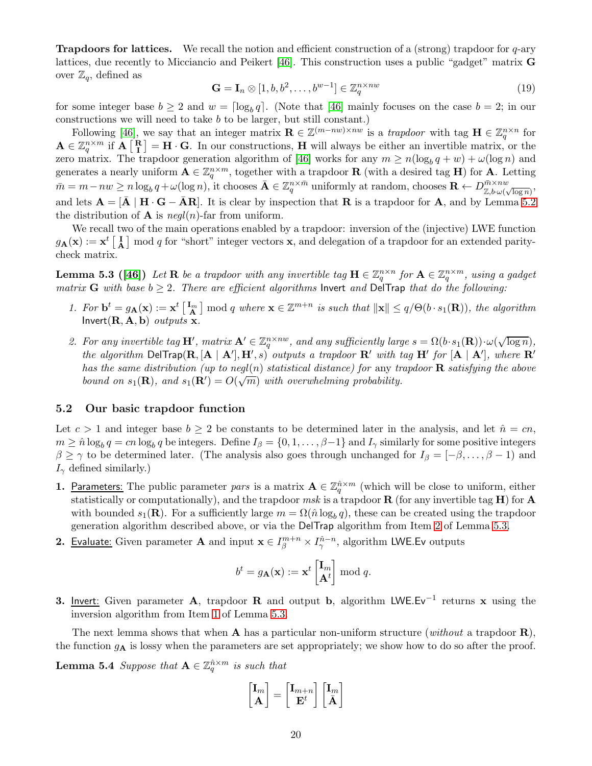**Trapdoors for lattices.** We recall the notion and efficient construction of a (strong) trapdoor for $q$-ary lattices, due recently to Micciancio and Peikert [46]. This construction uses a public "gadget" matrix $\mathbf{G}$ over $\mathbb{Z}_q$, defined as

$$\mathbf{G} = \mathbf{I}_n \otimes [1, b, b^2, \ldots, b^{w-1}] \in \mathbb{Z}_q^{n \times nw} \tag{19}$$

for some integer base $b \geq 2$ and $w = \lceil \log_b q \rceil$. (Note that [46] mainly focuses on the case $b = 2$; in our constructions we will need to take $b$ to be larger, but still constant.)

Following [46], we say that an integer matrix $\mathbf{R} \in \mathbb{Z}^{(m-nw)\times nw}$ is a *trapdoor* with tag $\mathbf{H} \in \mathbb{Z}_q^{n\times n}$ for $\mathbf{A} \in \mathbb{Z}_q^{n\times m}$ if $\mathbf{A}\left[\begin{smallmatrix}\mathbf{R}\\ \mathbf{I}\end{smallmatrix}\right] = \mathbf{H} \cdot \mathbf{G}$. In our constructions, $\mathbf{H}$ will always be either an invertible matrix, or the zero matrix. The trapdoor generation algorithm of [46] works for any $m \geq n(\log_b q + w) + \omega(\log n)$ and generates a nearly uniform $\mathbf{A} \in \mathbb{Z}_q^{n\times m}$, together with a trapdoor $\mathbf{R}$ (with a desired tag $\mathbf{H}$) for $\mathbf{A}$. Letting $\bar{m} = m - nw \geq n \log_b q + \omega(\log n)$, it chooses $\bar{\mathbf{A}} \in \mathbb{Z}_q^{n\times \bar{m}}$ uniformly at random, chooses $\mathbf{R} \leftarrow D_{\mathbb{Z}, b\cdot\omega(\sqrt{\log n})}^{\bar{m}\times nw}$, and lets $\mathbf{A} = [\bar{\mathbf{A}} \mid \mathbf{H}\cdot\mathbf{G} - \bar{\mathbf{A}}\mathbf{R}]$. It is clear by inspection that $\mathbf{R}$ is a trapdoor for $\mathbf{A}$, and by Lemma 5.2 the distribution of $\mathbf{A}$ is $negl(n)$-far from uniform.

We recall two of the main operations enabled by a trapdoor: inversion of the (injective) LWE function $g_{\mathbf{A}}(\mathbf{x}) := \mathbf{x}^t \left[\begin{smallmatrix}\mathbf{I}\\ \mathbf{A}\end{smallmatrix}\right] \bmod q$ for "short" integer vectors $\mathbf{x}$, and delegation of a trapdoor for an extended parity-check matrix.

**Lemma 5.3 ([46])** *Let $\mathbf{R}$ be a trapdoor with any invertible tag $\mathbf{H} \in \mathbb{Z}_q^{n\times n}$ for $\mathbf{A} \in \mathbb{Z}_q^{n\times m}$, using a gadget matrix $\mathbf{G}$ with base $b \geq 2$. There are efficient algorithms* Invert *and* DelTrap *that do the following:*

1. *For $\mathbf{b}^t = g_{\mathbf{A}}(\mathbf{x}) := \mathbf{x}^t \left[\begin{smallmatrix}\mathbf{I}_m\\ \mathbf{A}\end{smallmatrix}\right] \bmod q$ where $\mathbf{x} \in \mathbb{Z}^{m+n}$ is such that $\|\mathbf{x}\| \leq q/\Theta(b \cdot s_1(\mathbf{R}))$, the algorithm* $\mathsf{Invert}(\mathbf{R}, \mathbf{A}, \mathbf{b})$ *outputs $\mathbf{x}$.*

2. *For any invertible tag $\mathbf{H}'$, matrix $\mathbf{A}' \in \mathbb{Z}_q^{n\times nw}$, and any sufficiently large $s = \Omega(b\cdot s_1(\mathbf{R}))\cdot\omega(\sqrt{\log n})$, the algorithm* $\mathsf{DelTrap}(\mathbf{R}, [\mathbf{A} \mid \mathbf{A}'], \mathbf{H}', s)$ *outputs a trapdoor $\mathbf{R}'$ with tag $\mathbf{H}'$ for $[\mathbf{A} \mid \mathbf{A}']$, where $\mathbf{R}'$ has the same distribution (up to $negl(n)$ statistical distance) for* any *trapdoor $\mathbf{R}$ satisfying the above bound on $s_1(\mathbf{R})$, and $s_1(\mathbf{R}') = O(\sqrt{m})$ with overwhelming probability.*

## 5.2 Our basic trapdoor function

Let $c > 1$ and integer base $b \geq 2$ be constants to be determined later in the analysis, and let $\hat{n} = cn$, $m \geq \hat{n}\log_b q = cn\log_b q$ be integers. Define $I_\beta = \{0, 1, \ldots, \beta - 1\}$ and $I_\gamma$ similarly for some positive integers $\beta \geq \gamma$ to be determined later. (The analysis also goes through unchanged for $I_\beta = [-\beta, \ldots, \beta - 1)$ and $I_\gamma$ defined similarly.)

1. Parameters: The public parameter *pars* is a matrix $\mathbf{A} \in \mathbb{Z}_q^{\hat{n}\times m}$ (which will be close to uniform, either statistically or computationally), and the trapdoor *msk* is a trapdoor $\mathbf{R}$ (for any invertible tag $\mathbf{H}$) for $\mathbf{A}$ with bounded $s_1(\mathbf{R})$. For a sufficiently large $m = \Omega(\hat{n}\log_b q)$, these can be created using the trapdoor generation algorithm described above, or via the $\mathsf{DelTrap}$ algorithm from Item 2 of Lemma 5.3.

2. Evaluate: Given parameter $\mathbf{A}$ and input $\mathbf{x} \in I_\beta^{m+n} \times I_\gamma^{\hat{n}-n}$, algorithm $\mathsf{LWE.Ev}$ outputs

$$b^t = g_{\mathbf{A}}(\mathbf{x}) := \mathbf{x}^t \begin{bmatrix}\mathbf{I}_m\\ \mathbf{A}^t\end{bmatrix} \bmod q.$$

3. Invert: Given parameter $\mathbf{A}$, trapdoor $\mathbf{R}$ and output $\mathbf{b}$, algorithm $\mathsf{LWE.Ev}^{-1}$ returns $\mathbf{x}$ using the inversion algorithm from Item 1 of Lemma 5.3.

The next lemma shows that when $\mathbf{A}$ has a particular non-uniform structure (*without* a trapdoor $\mathbf{R}$), the function $g_{\mathbf{A}}$ is lossy when the parameters are set appropriately; we show how to do so after the proof.

**Lemma 5.4** *Suppose that $\mathbf{A} \in \mathbb{Z}_q^{\hat{n}\times m}$ is such that*

$$\begin{bmatrix}\mathbf{I}_m\\ \mathbf{A}\end{bmatrix} = \begin{bmatrix}\mathbf{I}_{m+n}\\ \mathbf{E}^t\end{bmatrix}\begin{bmatrix}\mathbf{I}_m\\ \bar{\mathbf{A}}\end{bmatrix}$$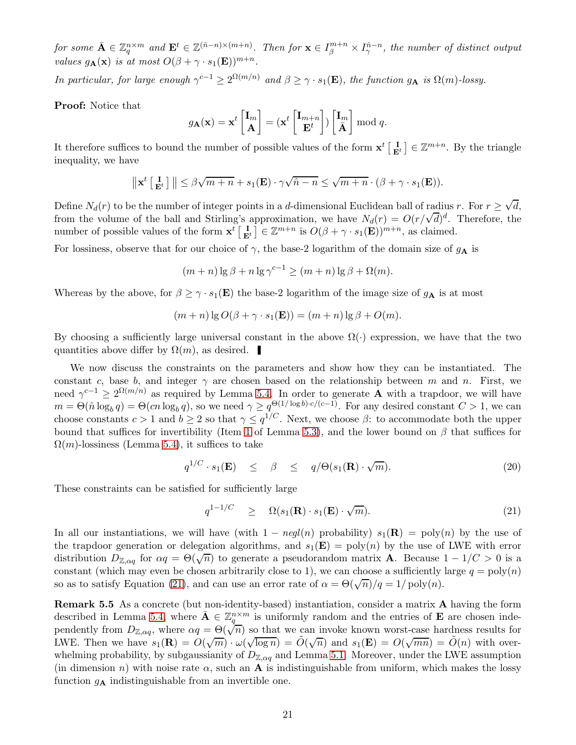*for some $\bar{\mathbf{A}} \in \mathbb{Z}_q^{n \times m}$ and $\mathbf{E}^t \in \mathbb{Z}^{(\hat{n}-n)\times(m+n)}$. Then for $\mathbf{x} \in I_\beta^{m+n} \times I_\gamma^{\hat{n}-n}$, the number of distinct output values $g_{\mathbf{A}}(\mathbf{x})$ is at most $O(\beta + \gamma \cdot s_1(\mathbf{E}))^{m+n}$.*

*In particular, for large enough $\gamma^{c-1} \geq 2^{\Omega(m/n)}$ and $\beta \geq \gamma \cdot s_1(\mathbf{E})$, the function $g_{\mathbf{A}}$ is $\Omega(m)$-lossy.*

**Proof:** Notice that

$$g_{\mathbf{A}}(\mathbf{x}) = \mathbf{x}^t \begin{bmatrix} \mathbf{I}_m \\ \mathbf{A} \end{bmatrix} = (\mathbf{x}^t \begin{bmatrix} \mathbf{I}_{m+n} \\ \mathbf{E}^t \end{bmatrix}) \begin{bmatrix} \mathbf{I}_m \\ \bar{\mathbf{A}} \end{bmatrix} \bmod q.$$

It therefore suffices to bound the number of possible values of the form $\mathbf{x}^t \left[\begin{smallmatrix} \mathbf{I} \\ \mathbf{E}^t \end{smallmatrix}\right] \in \mathbb{Z}^{m+n}$. By the triangle inequality, we have

$$\left\| \mathbf{x}^t \left[\begin{smallmatrix} \mathbf{I} \\ \mathbf{E}^t \end{smallmatrix}\right] \right\| \leq \beta\sqrt{m+n} + s_1(\mathbf{E}) \cdot \gamma\sqrt{\hat{n}-n} \leq \sqrt{m+n} \cdot (\beta + \gamma \cdot s_1(\mathbf{E})).$$

Define $N_d(r)$ to be the number of integer points in a $d$-dimensional Euclidean ball of radius $r$. For $r \geq \sqrt{d}$, from the volume of the ball and Stirling's approximation, we have $N_d(r) = O(r/\sqrt{d})^d$. Therefore, the number of possible values of the form $\mathbf{x}^t \left[\begin{smallmatrix} \mathbf{I} \\ \mathbf{E}^t \end{smallmatrix}\right] \in \mathbb{Z}^{m+n}$ is $O(\beta + \gamma \cdot s_1(\mathbf{E}))^{m+n}$, as claimed.

For lossiness, observe that for our choice of $\gamma$, the base-2 logarithm of the domain size of $g_{\mathbf{A}}$ is

$$(m+n)\lg\beta + n\lg\gamma^{c-1} \geq (m+n)\lg\beta + \Omega(m).$$

Whereas by the above, for $\beta \geq \gamma \cdot s_1(\mathbf{E})$ the base-2 logarithm of the image size of $g_{\mathbf{A}}$ is at most

$$(m+n)\lg O(\beta + \gamma \cdot s_1(\mathbf{E})) = (m+n)\lg\beta + O(m).$$

By choosing a sufficiently large universal constant in the above $\Omega(\cdot)$ expression, we have that the two quantities above differ by $\Omega(m)$, as desired. ∎

We now discuss the constraints on the parameters and show how they can be instantiated. The constant $c$, base $b$, and integer $\gamma$ are chosen based on the relationship between $m$ and $n$. First, we need $\gamma^{c-1} \geq 2^{\Omega(m/n)}$ as required by Lemma 5.4. In order to generate $\mathbf{A}$ with a trapdoor, we will have $m = \Theta(\hat{n}\log_b q) = \Theta(cn\log_b q)$, so we need $\gamma \geq q^{\Theta(1/\log b)\cdot c/(c-1)}$. For any desired constant $C > 1$, we can choose constants $c > 1$ and $b \geq 2$ so that $\gamma \leq q^{1/C}$. Next, we choose $\beta$: to accommodate both the upper bound that suffices for invertibility (Item 1 of Lemma 5.3), and the lower bound on $\beta$ that suffices for $\Omega(m)$-lossiness (Lemma 5.4), it suffices to take

$$q^{1/C} \cdot s_1(\mathbf{E}) \quad \leq \quad \beta \quad \leq \quad q/\Theta(s_1(\mathbf{R}) \cdot \sqrt{m}). \tag{20}$$

These constraints can be satisfied for sufficiently large

$$q^{1-1/C} \quad \geq \quad \Omega(s_1(\mathbf{R}) \cdot s_1(\mathbf{E}) \cdot \sqrt{m}). \tag{21}$$

In all our instantiations, we will have (with $1 - \text{negl}(n)$ probability) $s_1(\mathbf{R}) = \text{poly}(n)$ by the use of the trapdoor generation or delegation algorithms, and $s_1(\mathbf{E}) = \text{poly}(n)$ by the use of LWE with error distribution $D_{\mathbb{Z},\alpha q}$ for $\alpha q = \Theta(\sqrt{n})$ to generate a pseudorandom matrix $\mathbf{A}$. Because $1 - 1/C > 0$ is a constant (which may even be chosen arbitrarily close to 1), we can choose a sufficiently large $q = \text{poly}(n)$ so as to satisfy Equation (21), and can use an error rate of $\alpha = \Theta(\sqrt{n})/q = 1/\text{poly}(n)$.

**Remark 5.5** As a concrete (but non-identity-based) instantiation, consider a matrix $\mathbf{A}$ having the form described in Lemma 5.4, where $\bar{\mathbf{A}} \in \mathbb{Z}_q^{n\times m}$ is uniformly random and the entries of $\mathbf{E}$ are chosen independently from $D_{\mathbb{Z},\alpha q}$, where $\alpha q = \Theta(\sqrt{n})$ so that we can invoke known worst-case hardness results for LWE. Then we have $s_1(\mathbf{R}) = O(\sqrt{m}) \cdot \omega(\sqrt{\log n}) = \tilde{O}(\sqrt{n})$ and $s_1(\mathbf{E}) = O(\sqrt{mn}) = \tilde{O}(n)$ with overwhelming probability, by subgaussianity of $D_{\mathbb{Z},\alpha q}$ and Lemma 5.1. Moreover, under the LWE assumption (in dimension $n$) with noise rate $\alpha$, such an $\mathbf{A}$ is indistinguishable from uniform, which makes the lossy function $g_{\mathbf{A}}$ indistinguishable from an invertible one.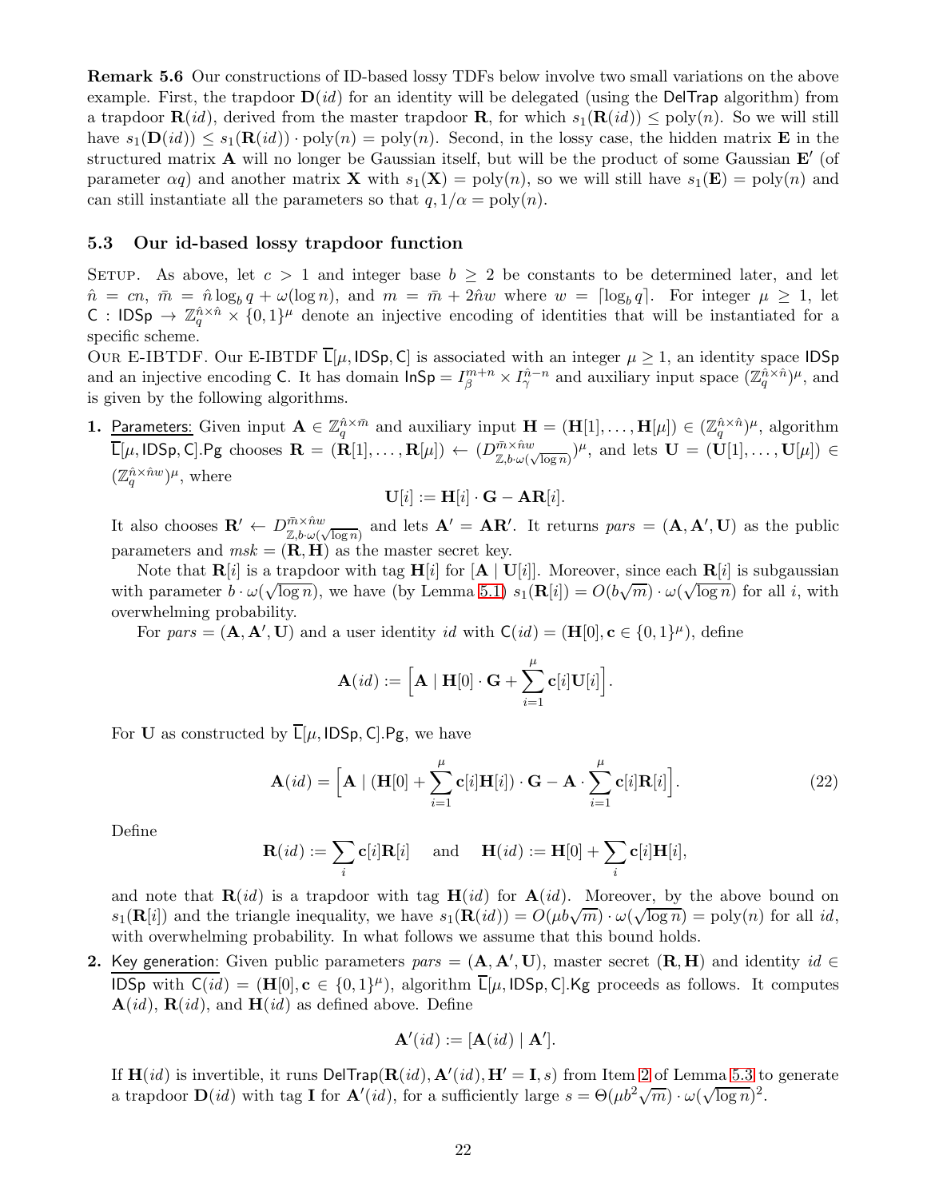**Remark 5.6** Our constructions of ID-based lossy TDFs below involve two small variations on the above example. First, the trapdoor $\mathbf{D}(id)$ for an identity will be delegated (using the $\mathsf{DelTrap}$ algorithm) from a trapdoor $\mathbf{R}(id)$, derived from the master trapdoor $\mathbf{R}$, for which $s_1(\mathbf{R}(id)) \leq \mathrm{poly}(n)$. So we will still have $s_1(\mathbf{D}(id)) \leq s_1(\mathbf{R}(id)) \cdot \mathrm{poly}(n) = \mathrm{poly}(n)$. Second, in the lossy case, the hidden matrix $\mathbf{E}$ in the structured matrix $\mathbf{A}$ will no longer be Gaussian itself, but will be the product of some Gaussian $\mathbf{E}'$ (of parameter $\alpha q$) and another matrix $\mathbf{X}$ with $s_1(\mathbf{X}) = \mathrm{poly}(n)$, so we will still have $s_1(\mathbf{E}) = \mathrm{poly}(n)$ and can still instantiate all the parameters so that $q, 1/\alpha = \mathrm{poly}(n)$.

### 5.3 Our id-based lossy trapdoor function

Setup. As above, let $c > 1$ and integer base $b \geq 2$ be constants to be determined later, and let $\hat{n} = cn$, $\bar{m} = \hat{n} \log_b q + \omega(\log n)$, and $m = \bar{m} + 2\hat{n}w$ where $w = \lceil \log_b q \rceil$. For integer $\mu \geq 1$, let $\mathsf{C} : \mathsf{IDSp} \to \mathbb{Z}_q^{\hat{n} \times \hat{n}} \times \{0,1\}^\mu$ denote an injective encoding of identities that will be instantiated for a specific scheme.

Our E-IBTDF. Our E-IBTDF $\overline{\mathsf{L}}[\mu, \mathsf{IDSp}, \mathsf{C}]$ is associated with an integer $\mu \geq 1$, an identity space $\mathsf{IDSp}$ and an injective encoding $\mathsf{C}$. It has domain $\mathsf{InSp} = I_\beta^{m+n} \times I_\gamma^{\hat{n}-n}$ and auxiliary input space $(\mathbb{Z}_q^{\hat{n} \times \hat{n}})^\mu$, and is given by the following algorithms.

**1.** Parameters: Given input $\mathbf{A} \in \mathbb{Z}_q^{\hat{n} \times \bar{m}}$ and auxiliary input $\mathbf{H} = (\mathbf{H}[1], \ldots, \mathbf{H}[\mu]) \in (\mathbb{Z}_q^{\hat{n} \times \hat{n}})^\mu$, algorithm $\overline{\mathsf{L}}[\mu, \mathsf{IDSp}, \mathsf{C}].\mathsf{Pg}$ chooses $\mathbf{R} = (\mathbf{R}[1], \ldots, \mathbf{R}[\mu]) \leftarrow (D_{\mathbb{Z}, b \cdot \omega(\sqrt{\log n})}^{\bar{m} \times \hat{n}w})^\mu$, and lets $\mathbf{U} = (\mathbf{U}[1], \ldots, \mathbf{U}[\mu]) \in (\mathbb{Z}_q^{\hat{n} \times \hat{n}w})^\mu$, where

$$\mathbf{U}[i] := \mathbf{H}[i] \cdot \mathbf{G} - \mathbf{A}\mathbf{R}[i].$$

It also chooses $\mathbf{R}' \leftarrow D_{\mathbb{Z}, b \cdot \omega(\sqrt{\log n})}^{\bar{m} \times \hat{n}w}$ and lets $\mathbf{A}' = \mathbf{A}\mathbf{R}'$. It returns $pars = (\mathbf{A}, \mathbf{A}', \mathbf{U})$ as the public parameters and $msk = (\mathbf{R}, \mathbf{H})$ as the master secret key.

Note that $\mathbf{R}[i]$ is a trapdoor with tag $\mathbf{H}[i]$ for $[\mathbf{A} \mid \mathbf{U}[i]]$. Moreover, since each $\mathbf{R}[i]$ is subgaussian with parameter $b \cdot \omega(\sqrt{\log n})$, we have (by Lemma 5.1) $s_1(\mathbf{R}[i]) = O(b\sqrt{m}) \cdot \omega(\sqrt{\log n})$ for all $i$, with overwhelming probability.

For $pars = (\mathbf{A}, \mathbf{A}', \mathbf{U})$ and a user identity $id$ with $\mathsf{C}(id) = (\mathbf{H}[0], \mathbf{c} \in \{0,1\}^\mu)$, define

$$\mathbf{A}(id) := \Big[\mathbf{A} \mid \mathbf{H}[0] \cdot \mathbf{G} + \sum_{i=1}^{\mu} \mathbf{c}[i]\mathbf{U}[i]\Big].$$

For $\mathbf{U}$ as constructed by $\overline{\mathsf{L}}[\mu, \mathsf{IDSp}, \mathsf{C}].\mathsf{Pg}$, we have

$$\mathbf{A}(id) = \Big[\mathbf{A} \mid (\mathbf{H}[0] + \sum_{i=1}^{\mu} \mathbf{c}[i]\mathbf{H}[i]) \cdot \mathbf{G} - \mathbf{A} \cdot \sum_{i=1}^{\mu} \mathbf{c}[i]\mathbf{R}[i]\Big]. \tag{22}$$

Define

$$\mathbf{R}(id) := \sum_i \mathbf{c}[i]\mathbf{R}[i] \quad \text{ and } \quad \mathbf{H}(id) := \mathbf{H}[0] + \sum_i \mathbf{c}[i]\mathbf{H}[i],$$

and note that $\mathbf{R}(id)$ is a trapdoor with tag $\mathbf{H}(id)$ for $\mathbf{A}(id)$. Moreover, by the above bound on $s_1(\mathbf{R}[i])$ and the triangle inequality, we have $s_1(\mathbf{R}(id)) = O(\mu b\sqrt{m}) \cdot \omega(\sqrt{\log n}) = \mathrm{poly}(n)$ for all $id$, with overwhelming probability. In what follows we assume that this bound holds.

**2.** Key generation: Given public parameters $pars = (\mathbf{A}, \mathbf{A}', \mathbf{U})$, master secret $(\mathbf{R}, \mathbf{H})$ and identity $id \in \mathsf{IDSp}$ with $\mathsf{C}(id) = (\mathbf{H}[0], \mathbf{c} \in \{0,1\}^\mu)$, algorithm $\overline{\mathsf{L}}[\mu, \mathsf{IDSp}, \mathsf{C}].\mathsf{Kg}$ proceeds as follows. It computes $\mathbf{A}(id)$, $\mathbf{R}(id)$, and $\mathbf{H}(id)$ as defined above. Define

$$\mathbf{A}'(id) := [\mathbf{A}(id) \mid \mathbf{A}'].$$

If $\mathbf{H}(id)$ is invertible, it runs $\mathsf{DelTrap}(\mathbf{R}(id), \mathbf{A}'(id), \mathbf{H}' = \mathbf{I}, s)$ from Item 2 of Lemma 5.3 to generate a trapdoor $\mathbf{D}(id)$ with tag $\mathbf{I}$ for $\mathbf{A}'(id)$, for a sufficiently large $s = \Theta(\mu b^2\sqrt{m}) \cdot \omega(\sqrt{\log n})^2$.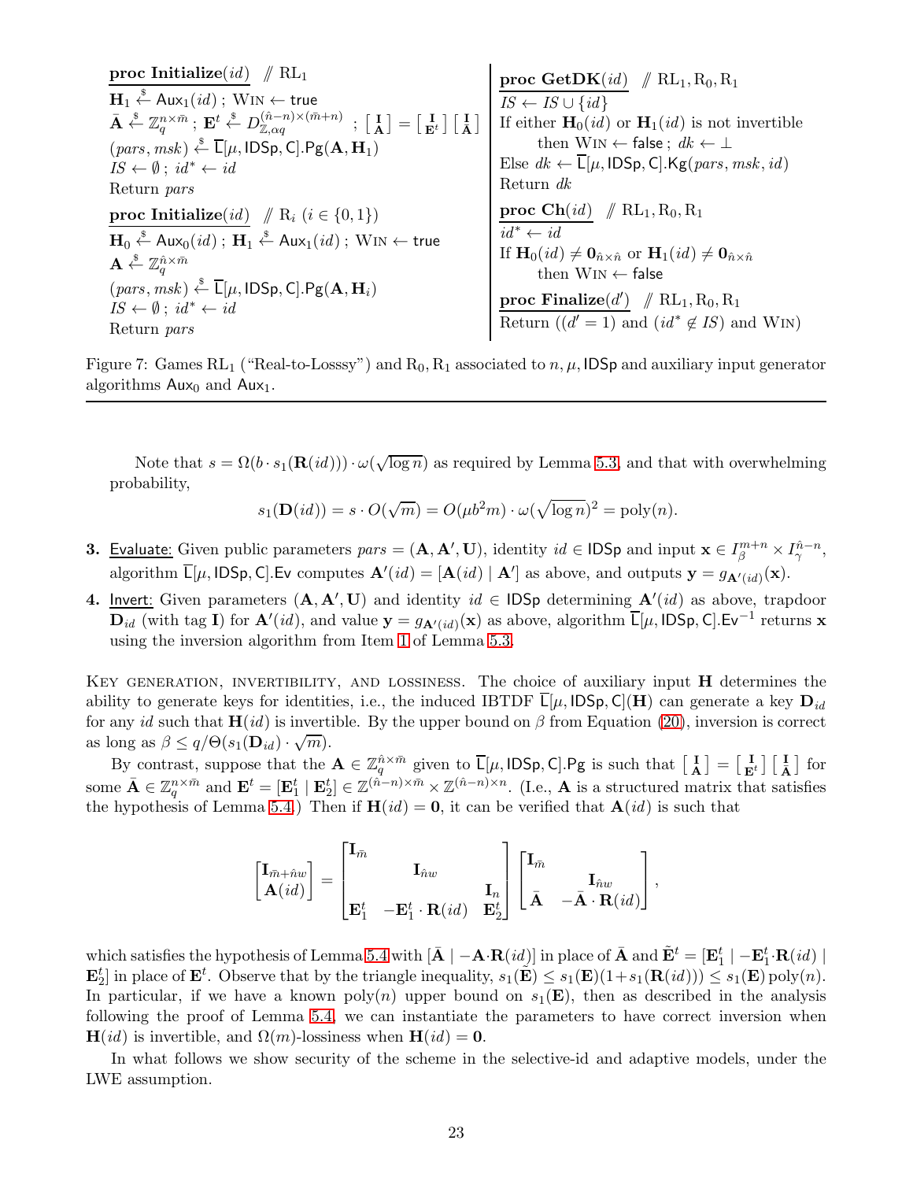**proc Initialize**$(id)$ // $\mathrm{RL}_1$
$\mathbf{H}_1 \xleftarrow{\$} \mathsf{Aux}_1(id)$ ; $\mathrm{WIN} \leftarrow$ true
$\bar{\mathbf{A}} \xleftarrow{\$} \mathbb{Z}_q^{n \times \bar{m}}$ ; $\mathbf{E}^t \xleftarrow{\$} D_{\mathbb{Z},\alpha q}^{(\hat{n}-n)\times(\bar{m}+n)}$ ; $\left[\begin{smallmatrix}\mathbf{I}\\ \mathbf{A}\end{smallmatrix}\right] = \left[\begin{smallmatrix}\mathbf{I} & \\ \mathbf{E}^t & \mathbf{I}\end{smallmatrix}\right]\left[\begin{smallmatrix}\mathbf{I}\\ \bar{\mathbf{A}}\end{smallmatrix}\right]$
$(pars, msk) \xleftarrow{\$} \overline{\mathsf{L}}[\mu, \mathsf{IDSp}, \mathsf{C}].\mathsf{Pg}(\mathbf{A}, \mathbf{H}_1)$
$IS \leftarrow \emptyset$ ; $id^* \leftarrow id$
Return $pars$

**proc Initialize**$(id)$ // $\mathrm{R}_i$ $(i \in \{0,1\})$
$\mathbf{H}_0 \xleftarrow{\$} \mathsf{Aux}_0(id)$ ; $\mathbf{H}_1 \xleftarrow{\$} \mathsf{Aux}_1(id)$ ; $\mathrm{WIN} \leftarrow$ true
$\mathbf{A} \xleftarrow{\$} \mathbb{Z}_q^{\hat{n} \times \bar{m}}$
$(pars, msk) \xleftarrow{\$} \overline{\mathsf{L}}[\mu, \mathsf{IDSp}, \mathsf{C}].\mathsf{Pg}(\mathbf{A}, \mathbf{H}_i)$
$IS \leftarrow \emptyset$ ; $id^* \leftarrow id$
Return $pars$

**proc GetDK**$(id)$ // $\mathrm{RL}_1, \mathrm{R}_0, \mathrm{R}_1$
$IS \leftarrow IS \cup \{id\}$
If either $\mathbf{H}_0(id)$ or $\mathbf{H}_1(id)$ is not invertible
  then $\mathrm{WIN} \leftarrow$ false ; $dk \leftarrow \perp$
Else $dk \leftarrow \overline{\mathsf{L}}[\mu, \mathsf{IDSp}, \mathsf{C}].\mathsf{Kg}(pars, msk, id)$
Return $dk$

**proc Ch**$(id)$ // $\mathrm{RL}_1, \mathrm{R}_0, \mathrm{R}_1$
$id^* \leftarrow id$
If $\mathbf{H}_0(id) \neq \mathbf{0}_{\hat{n}\times\hat{n}}$ or $\mathbf{H}_1(id) \neq \mathbf{0}_{\hat{n}\times\hat{n}}$
  then $\mathrm{WIN} \leftarrow$ false

**proc Finalize**$(d')$ // $\mathrm{RL}_1, \mathrm{R}_0, \mathrm{R}_1$
Return $((d' = 1)$ and $(id^* \notin IS)$ and $\mathrm{WIN})$

Figure 7: Games $\mathrm{RL}_1$ ("Real-to-Losssy") and $\mathrm{R}_0, \mathrm{R}_1$ associated to $n, \mu, \mathsf{IDSp}$ and auxiliary input generator algorithms $\mathsf{Aux}_0$ and $\mathsf{Aux}_1$.

---

Note that $s = \Omega(b \cdot s_1(\mathbf{R}(id))) \cdot \omega(\sqrt{\log n})$ as required by Lemma 5.3, and that with overwhelming probability,

$$s_1(\mathbf{D}(id)) = s \cdot O(\sqrt{m}) = O(\mu b^2 m) \cdot \omega(\sqrt{\log n})^2 = \mathrm{poly}(n).$$

**3.** Evaluate: Given public parameters $pars = (\mathbf{A}, \mathbf{A}', \mathbf{U})$, identity $id \in \mathsf{IDSp}$ and input $\mathbf{x} \in I_\beta^{m+n} \times I_\gamma^{\hat{n}-n}$, algorithm $\overline{\mathsf{L}}[\mu, \mathsf{IDSp}, \mathsf{C}].\mathsf{Ev}$ computes $\mathbf{A}'(id) = [\mathbf{A}(id) \mid \mathbf{A}']$ as above, and outputs $\mathbf{y} = g_{\mathbf{A}'(id)}(\mathbf{x})$.

**4.** Invert: Given parameters $(\mathbf{A}, \mathbf{A}', \mathbf{U})$ and identity $id \in \mathsf{IDSp}$ determining $\mathbf{A}'(id)$ as above, trapdoor $\mathbf{D}_{id}$ (with tag $\mathbf{I}$) for $\mathbf{A}'(id)$, and value $\mathbf{y} = g_{\mathbf{A}'(id)}(\mathbf{x})$ as above, algorithm $\overline{\mathsf{L}}[\mu, \mathsf{IDSp}, \mathsf{C}].\mathsf{Ev}^{-1}$ returns $\mathbf{x}$ using the inversion algorithm from Item 1 of Lemma 5.3.

Key generation, invertibility, and lossiness. The choice of auxiliary input $\mathbf{H}$ determines the ability to generate keys for identities, i.e., the induced IBTDF $\overline{\mathsf{L}}[\mu, \mathsf{IDSp}, \mathsf{C}](\mathbf{H})$ can generate a key $\mathbf{D}_{id}$ for any $id$ such that $\mathbf{H}(id)$ is invertible. By the upper bound on $\beta$ from Equation (20), inversion is correct as long as $\beta \leq q/\Theta(s_1(\mathbf{D}_{id}) \cdot \sqrt{m})$.

By contrast, suppose that the $\mathbf{A} \in \mathbb{Z}_q^{\hat{n}\times\bar{m}}$ given to $\overline{\mathsf{L}}[\mu, \mathsf{IDSp}, \mathsf{C}].\mathsf{Pg}$ is such that $\left[\begin{smallmatrix}\mathbf{I}\\ \mathbf{A}\end{smallmatrix}\right] = \left[\begin{smallmatrix}\mathbf{I} & \\ \mathbf{E}^t & \mathbf{I}\end{smallmatrix}\right]\left[\begin{smallmatrix}\mathbf{I}\\ \bar{\mathbf{A}}\end{smallmatrix}\right]$ for some $\bar{\mathbf{A}} \in \mathbb{Z}_q^{n\times\bar{m}}$ and $\mathbf{E}^t = [\mathbf{E}_1^t \mid \mathbf{E}_2^t] \in \mathbb{Z}^{(\hat{n}-n)\times\bar{m}} \times \mathbb{Z}^{(\hat{n}-n)\times n}$. (I.e., $\mathbf{A}$ is a structured matrix that satisfies the hypothesis of Lemma 5.4.) Then if $\mathbf{H}(id) = \mathbf{0}$, it can be verified that $\mathbf{A}(id)$ is such that

$$\begin{bmatrix}\mathbf{I}_{\bar{m}+\hat{n}w}\\ \mathbf{A}(id)\end{bmatrix} = \begin{bmatrix}\mathbf{I}_{\bar{m}} & & \\ & \mathbf{I}_{\hat{n}w} & \\ & & \mathbf{I}_n \\ \mathbf{E}_1^t & -\mathbf{E}_1^t \cdot \mathbf{R}(id) & \mathbf{E}_2^t\end{bmatrix}\begin{bmatrix}\mathbf{I}_{\bar{m}} & \\ & \mathbf{I}_{\hat{n}w} \\ \bar{\mathbf{A}} & -\bar{\mathbf{A}} \cdot \mathbf{R}(id)\end{bmatrix},$$

which satisfies the hypothesis of Lemma 5.4 with $[\bar{\mathbf{A}} \mid -\mathbf{A} \cdot \mathbf{R}(id)]$ in place of $\bar{\mathbf{A}}$ and $\tilde{\mathbf{E}}^t = [\mathbf{E}_1^t \mid -\mathbf{E}_1^t \cdot \mathbf{R}(id) \mid \mathbf{E}_2^t]$ in place of $\mathbf{E}^t$. Observe that by the triangle inequality, $s_1(\tilde{\mathbf{E}}) \leq s_1(\mathbf{E})(1 + s_1(\mathbf{R}(id))) \leq s_1(\mathbf{E})\,\mathrm{poly}(n)$. In particular, if we have a known $\mathrm{poly}(n)$ upper bound on $s_1(\mathbf{E})$, then as described in the analysis following the proof of Lemma 5.4, we can instantiate the parameters to have correct inversion when $\mathbf{H}(id)$ is invertible, and $\Omega(m)$-lossiness when $\mathbf{H}(id) = \mathbf{0}$.

In what follows we show security of the scheme in the selective-id and adaptive models, under the LWE assumption.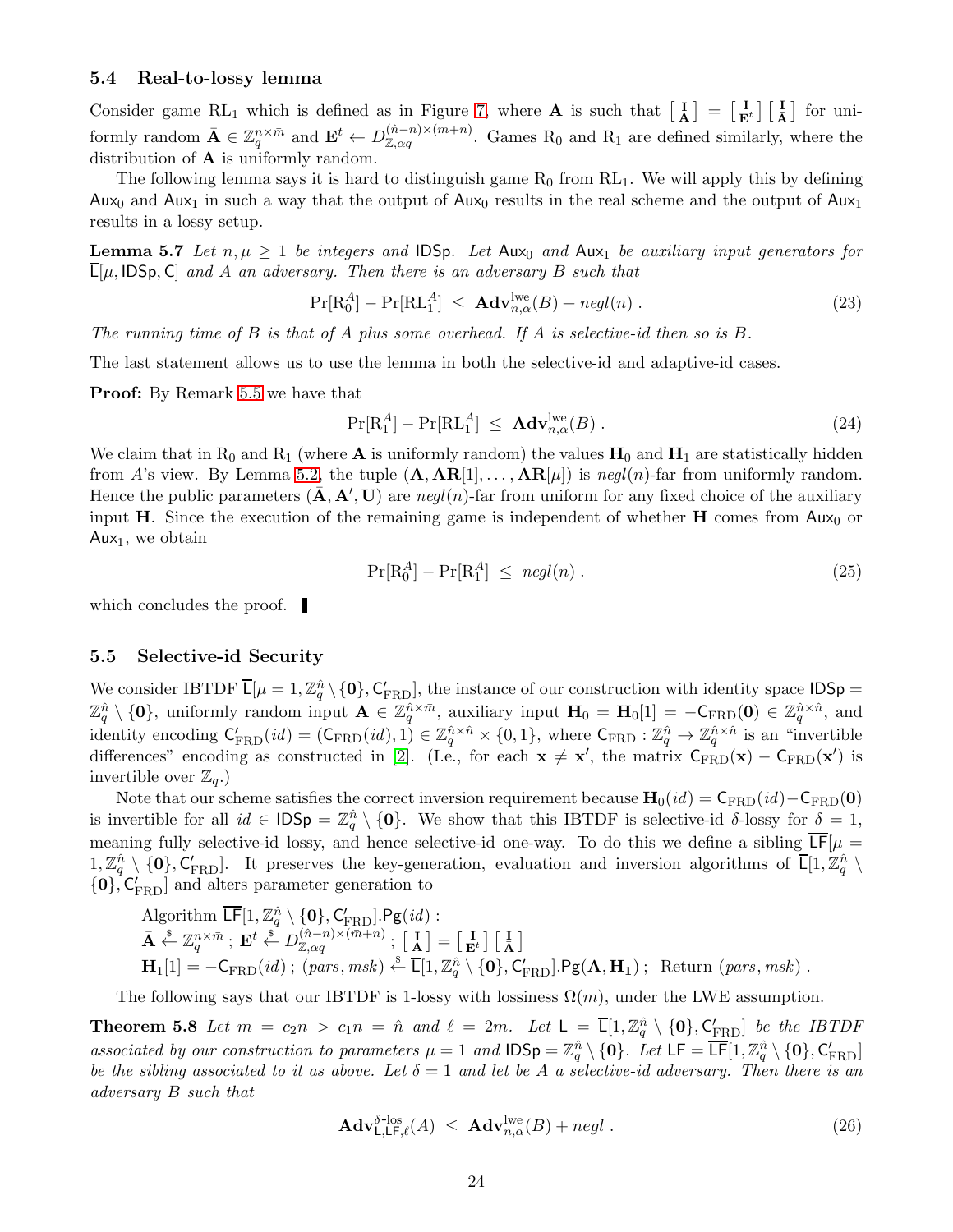### 5.4 Real-to-lossy lemma

Consider game $\mathrm{RL}_1$ which is defined as in Figure 7, where $\mathbf{A}$ is such that $\left[\begin{smallmatrix}\mathbf{I}\\ \mathbf{A}\end{smallmatrix}\right] = \left[\begin{smallmatrix}\mathbf{I}\\ \mathbf{E}^t\end{smallmatrix}\right]\left[\begin{smallmatrix}\mathbf{I}\\ \bar{\mathbf{A}}\end{smallmatrix}\right]$ for uniformly random $\bar{\mathbf{A}} \in \mathbb{Z}_q^{n\times \bar{m}}$ and $\mathbf{E}^t \leftarrow D_{\mathbb{Z},\alpha q}^{(\hat{n}-n)\times(\bar{m}+n)}$. Games $\mathrm{R}_0$ and $\mathrm{R}_1$ are defined similarly, where the distribution of $\mathbf{A}$ is uniformly random.

The following lemma says it is hard to distinguish game $\mathrm{R}_0$ from $\mathrm{RL}_1$. We will apply this by defining $\mathsf{Aux}_0$ and $\mathsf{Aux}_1$ in such a way that the output of $\mathsf{Aux}_0$ results in the real scheme and the output of $\mathsf{Aux}_1$ results in a lossy setup.

**Lemma 5.7** *Let $n, \mu \geq 1$ be integers and $\mathsf{IDSp}$. Let $\mathsf{Aux}_0$ and $\mathsf{Aux}_1$ be auxiliary input generators for $\overline{\mathsf{L}}[\mu, \mathsf{IDSp}, \mathsf{C}]$ and $A$ an adversary. Then there is an adversary $B$ such that*

$$\Pr[\mathrm{R}_0^A] - \Pr[\mathrm{RL}_1^A] \;\leq\; \mathbf{Adv}^{\mathrm{lwe}}_{n,\alpha}(B) + \mathit{negl}(n)\;. \tag{23}$$

*The running time of $B$ is that of $A$ plus some overhead. If $A$ is selective-id then so is $B$.*

The last statement allows us to use the lemma in both the selective-id and adaptive-id cases.

**Proof:** By Remark 5.5 we have that

$$\Pr[\mathrm{R}_1^A] - \Pr[\mathrm{RL}_1^A] \;\leq\; \mathbf{Adv}^{\mathrm{lwe}}_{n,\alpha}(B)\;. \tag{24}$$

We claim that in $\mathrm{R}_0$ and $\mathrm{R}_1$ (where $\mathbf{A}$ is uniformly random) the values $\mathbf{H}_0$ and $\mathbf{H}_1$ are statistically hidden from $A$'s view. By Lemma 5.2, the tuple $(\mathbf{A}, \mathbf{A}\mathbf{R}[1], \ldots, \mathbf{A}\mathbf{R}[\mu])$ is $\mathit{negl}(n)$-far from uniformly random. Hence the public parameters $(\bar{\mathbf{A}}, \mathbf{A}', \mathbf{U})$ are $\mathit{negl}(n)$-far from uniform for any fixed choice of the auxiliary input $\mathbf{H}$. Since the execution of the remaining game is independent of whether $\mathbf{H}$ comes from $\mathsf{Aux}_0$ or $\mathsf{Aux}_1$, we obtain

$$\Pr[\mathrm{R}_0^A] - \Pr[\mathrm{R}_1^A] \;\leq\; \mathit{negl}(n)\;. \tag{25}$$

which concludes the proof. ∎

### 5.5 Selective-id Security

We consider IBTDF $\overline{\mathsf{L}}[\mu = 1, \mathbb{Z}_q^{\hat{n}} \setminus \{\mathbf{0}\}, \mathsf{C}'_{\mathrm{FRD}}]$, the instance of our construction with identity space $\mathsf{IDSp} = \mathbb{Z}_q^{\hat{n}} \setminus \{\mathbf{0}\}$, uniformly random input $\mathbf{A} \in \mathbb{Z}_q^{\hat{n}\times \bar{m}}$, auxiliary input $\mathbf{H}_0 = \mathbf{H}_0[1] = -\mathsf{C}_{\mathrm{FRD}}(\mathbf{0}) \in \mathbb{Z}_q^{\hat{n}\times\hat{n}}$, and identity encoding $\mathsf{C}'_{\mathrm{FRD}}(id) = (\mathsf{C}_{\mathrm{FRD}}(id), 1) \in \mathbb{Z}_q^{\hat{n}\times\hat{n}} \times \{0,1\}$, where $\mathsf{C}_{\mathrm{FRD}} : \mathbb{Z}_q^{\hat{n}} \to \mathbb{Z}_q^{\hat{n}\times\hat{n}}$ is an "invertible differences" encoding as constructed in [2]. (I.e., for each $\mathbf{x} \neq \mathbf{x}'$, the matrix $\mathsf{C}_{\mathrm{FRD}}(\mathbf{x}) - \mathsf{C}_{\mathrm{FRD}}(\mathbf{x}')$ is invertible over $\mathbb{Z}_q$.)

Note that our scheme satisfies the correct inversion requirement because $\mathbf{H}_0(id) = \mathsf{C}_{\mathrm{FRD}}(id) - \mathsf{C}_{\mathrm{FRD}}(\mathbf{0})$ is invertible for all $id \in \mathsf{IDSp} = \mathbb{Z}_q^{\hat{n}} \setminus \{\mathbf{0}\}$. We show that this IBTDF is selective-id $\delta$-lossy for $\delta = 1$, meaning fully selective-id lossy, and hence selective-id one-way. To do this we define a sibling $\overline{\mathsf{LF}}[\mu = 1, \mathbb{Z}_q^{\hat{n}} \setminus \{\mathbf{0}\}, \mathsf{C}'_{\mathrm{FRD}}]$. It preserves the key-generation, evaluation and inversion algorithms of $\overline{\mathsf{L}}[1, \mathbb{Z}_q^{\hat{n}} \setminus \{\mathbf{0}\}, \mathsf{C}'_{\mathrm{FRD}}]$ and alters parameter generation to

Algorithm $\overline{\mathsf{LF}}[1, \mathbb{Z}_q^{\hat{n}} \setminus \{\mathbf{0}\}, \mathsf{C}'_{\mathrm{FRD}}].\mathsf{Pg}(id)$ :
$\bar{\mathbf{A}} \xleftarrow{\$} \mathbb{Z}_q^{n\times\bar{m}}$ ; $\mathbf{E}^t \xleftarrow{\$} D_{\mathbb{Z},\alpha q}^{(\hat{n}-n)\times(\bar{m}+n)}$ ; $\left[\begin{smallmatrix}\mathbf{I}\\ \mathbf{A}\end{smallmatrix}\right] = \left[\begin{smallmatrix}\mathbf{I}\\ \mathbf{E}^t\end{smallmatrix}\right]\left[\begin{smallmatrix}\mathbf{I}\\ \bar{\mathbf{A}}\end{smallmatrix}\right]$
$\mathbf{H}_1[1] = -\mathsf{C}_{\mathrm{FRD}}(id)$ ; $(pars, msk) \xleftarrow{\$} \overline{\mathsf{L}}[1, \mathbb{Z}_q^{\hat{n}} \setminus \{\mathbf{0}\}, \mathsf{C}'_{\mathrm{FRD}}].\mathsf{Pg}(\mathbf{A}, \mathbf{H}_1)$ ; Return $(pars, msk)$ .

The following says that our IBTDF is 1-lossy with lossiness $\Omega(m)$, under the LWE assumption.

**Theorem 5.8** *Let $m = c_2 n > c_1 n = \hat{n}$ and $\ell = 2m$. Let $\mathsf{L} = \overline{\mathsf{L}}[1, \mathbb{Z}_q^{\hat{n}} \setminus \{\mathbf{0}\}, \mathsf{C}'_{\mathrm{FRD}}]$ be the IBTDF associated by our construction to parameters $\mu = 1$ and $\mathsf{IDSp} = \mathbb{Z}_q^{\hat{n}} \setminus \{\mathbf{0}\}$. Let $\mathsf{LF} = \overline{\mathsf{LF}}[1, \mathbb{Z}_q^{\hat{n}} \setminus \{\mathbf{0}\}, \mathsf{C}'_{\mathrm{FRD}}]$ be the sibling associated to it as above. Let $\delta = 1$ and let be $A$ a selective-id adversary. Then there is an adversary $B$ such that*

$$\mathbf{Adv}^{\delta\text{-los}}_{\mathsf{L},\mathsf{LF},\ell}(A) \;\leq\; \mathbf{Adv}^{\mathrm{lwe}}_{n,\alpha}(B) + \mathit{negl}\;. \tag{26}$$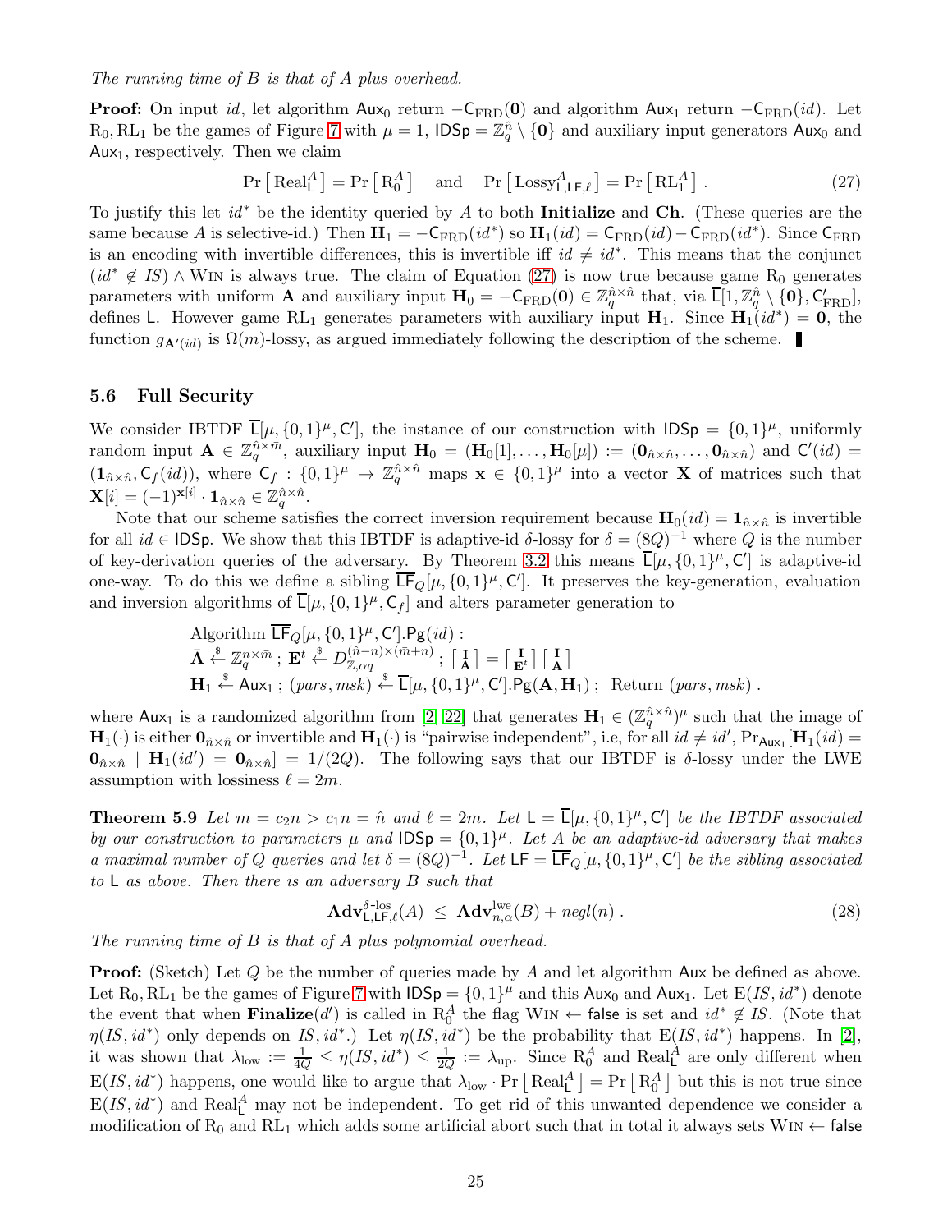*The running time of $B$ is that of $A$ plus overhead.*

**Proof:** On input $id$, let algorithm $\mathsf{Aux}_0$ return $-\mathsf{C}_{\mathrm{FRD}}(\mathbf{0})$ and algorithm $\mathsf{Aux}_1$ return $-\mathsf{C}_{\mathrm{FRD}}(id)$. Let $\mathrm{R}_0, \mathrm{RL}_1$ be the games of Figure 7 with $\mu = 1$, $\mathsf{IDSp} = \mathbb{Z}_q^{\hat{n}} \setminus \{\mathbf{0}\}$ and auxiliary input generators $\mathsf{Aux}_0$ and $\mathsf{Aux}_1$, respectively. Then we claim

$$\Pr\left[\,\mathrm{Real}_{\mathsf{L}}^A\,\right] = \Pr\left[\,\mathrm{R}_0^A\,\right] \quad \text{and} \quad \Pr\left[\,\mathrm{Lossy}_{\mathsf{L},\mathsf{LF},\ell}^A\,\right] = \Pr\left[\,\mathrm{RL}_1^A\,\right]. \tag{27}$$

To justify this let $id^*$ be the identity queried by $A$ to both **Initialize** and **Ch**. (These queries are the same because $A$ is selective-id.) Then $\mathbf{H}_1 = -\mathsf{C}_{\mathrm{FRD}}(id^*)$ so $\mathbf{H}_1(id) = \mathsf{C}_{\mathrm{FRD}}(id) - \mathsf{C}_{\mathrm{FRD}}(id^*)$. Since $\mathsf{C}_{\mathrm{FRD}}$ is an encoding with invertible differences, this is invertible iff $id \neq id^*$. This means that the conjunct $(id^* \notin IS) \wedge \mathrm{Win}$ is always true. The claim of Equation (27) is now true because game $\mathrm{R}_0$ generates parameters with uniform $\mathbf{A}$ and auxiliary input $\mathbf{H}_0 = -\mathsf{C}_{\mathrm{FRD}}(\mathbf{0}) \in \mathbb{Z}_q^{\hat{n}\times\hat{n}}$ that, via $\overline{\mathsf{L}}[1, \mathbb{Z}_q^{\hat{n}} \setminus \{\mathbf{0}\}, \mathsf{C}'_{\mathrm{FRD}}]$, defines $\mathsf{L}$. However game $\mathrm{RL}_1$ generates parameters with auxiliary input $\mathbf{H}_1$. Since $\mathbf{H}_1(id^*) = \mathbf{0}$, the function $g_{\mathbf{A}'(id)}$ is $\Omega(m)$-lossy, as argued immediately following the description of the scheme. ∎

### 5.6 Full Security

We consider IBTDF $\overline{\mathsf{L}}[\mu, \{0,1\}^\mu, \mathsf{C}']$, the instance of our construction with $\mathsf{IDSp} = \{0,1\}^\mu$, uniformly random input $\mathbf{A} \in \mathbb{Z}_q^{\hat{n}\times\bar{m}}$, auxiliary input $\mathbf{H}_0 = (\mathbf{H}_0[1], \ldots, \mathbf{H}_0[\mu]) := (\mathbf{0}_{\hat{n}\times\hat{n}}, \ldots, \mathbf{0}_{\hat{n}\times\hat{n}})$ and $\mathsf{C}'(id) = (\mathbf{1}_{\hat{n}\times\hat{n}}, \mathsf{C}_f(id))$, where $\mathsf{C}_f : \{0,1\}^\mu \to \mathbb{Z}_q^{\hat{n}\times\hat{n}}$ maps $\mathbf{x} \in \{0,1\}^\mu$ into a vector $\mathbf{X}$ of matrices such that $\mathbf{X}[i] = (-1)^{\mathbf{x}[i]} \cdot \mathbf{1}_{\hat{n}\times\hat{n}} \in \mathbb{Z}_q^{\hat{n}\times\hat{n}}$.

Note that our scheme satisfies the correct inversion requirement because $\mathbf{H}_0(id) = \mathbf{1}_{\hat{n}\times\hat{n}}$ is invertible for all $id \in \mathsf{IDSp}$. We show that this IBTDF is adaptive-id $\delta$-lossy for $\delta = (8Q)^{-1}$ where $Q$ is the number of key-derivation queries of the adversary. By Theorem 3.2 this means $\overline{\mathsf{L}}[\mu, \{0,1\}^\mu, \mathsf{C}']$ is adaptive-id one-way. To do this we define a sibling $\overline{\mathsf{LF}}_Q[\mu, \{0,1\}^\mu, \mathsf{C}']$. It preserves the key-generation, evaluation and inversion algorithms of $\overline{\mathsf{L}}[\mu, \{0,1\}^\mu, \mathsf{C}_f]$ and alters parameter generation to

$$\begin{array}{l}
\text{Algorithm } \overline{\mathsf{LF}}_Q[\mu, \{0,1\}^\mu, \mathsf{C}'].\mathsf{Pg}(id): \\
\bar{\mathbf{A}} \xleftarrow{\$} \mathbb{Z}_q^{n\times\bar{m}}\,;\ \mathbf{E}^t \xleftarrow{\$} D_{\mathbb{Z},\alpha q}^{(\hat{n}-n)\times(\bar{m}+n)}\,;\ \left[\begin{smallmatrix}\mathbf{I}\\ \mathbf{A}\end{smallmatrix}\right] = \left[\begin{smallmatrix}\mathbf{I}\\ \mathbf{E}^t\end{smallmatrix}\right]\left[\begin{smallmatrix}\mathbf{I}\\ \bar{\mathbf{A}}\end{smallmatrix}\right] \\
\mathbf{H}_1 \xleftarrow{\$} \mathsf{Aux}_1\,;\ (pars, msk) \xleftarrow{\$} \overline{\mathsf{L}}[\mu, \{0,1\}^\mu, \mathsf{C}'].\mathsf{Pg}(\mathbf{A}, \mathbf{H}_1)\,;\ \text{ Return } (pars, msk)\,.
\end{array}$$

where $\mathsf{Aux}_1$ is a randomized algorithm from [2, 22] that generates $\mathbf{H}_1 \in (\mathbb{Z}_q^{\hat{n}\times\hat{n}})^\mu$ such that the image of $\mathbf{H}_1(\cdot)$ is either $\mathbf{0}_{\hat{n}\times\hat{n}}$ or invertible and $\mathbf{H}_1(\cdot)$ is "pairwise independent", i.e, for all $id \neq id'$, $\Pr_{\mathsf{Aux}_1}[\mathbf{H}_1(id) = \mathbf{0}_{\hat{n}\times\hat{n}} \mid \mathbf{H}_1(id') = \mathbf{0}_{\hat{n}\times\hat{n}}] = 1/(2Q)$. The following says that our IBTDF is $\delta$-lossy under the LWE assumption with lossiness $\ell = 2m$.

**Theorem 5.9** *Let $m = c_2 n > c_1 n = \hat{n}$ and $\ell = 2m$. Let $\mathsf{L} = \overline{\mathsf{L}}[\mu, \{0,1\}^\mu, \mathsf{C}']$ be the IBTDF associated by our construction to parameters $\mu$ and $\mathsf{IDSp} = \{0,1\}^\mu$. Let $A$ be an adaptive-id adversary that makes a maximal number of $Q$ queries and let $\delta = (8Q)^{-1}$. Let $\mathsf{LF} = \overline{\mathsf{LF}}_Q[\mu, \{0,1\}^\mu, \mathsf{C}']$ be the sibling associated to $\mathsf{L}$ as above. Then there is an adversary $B$ such that*

$$\mathbf{Adv}_{\mathsf{L},\mathsf{LF},\ell}^{\delta\text{-los}}(A) \;\leq\; \mathbf{Adv}_{n,\alpha}^{\mathrm{lwe}}(B) + negl(n)\,. \tag{28}$$

*The running time of $B$ is that of $A$ plus polynomial overhead.*

**Proof:** (Sketch) Let $Q$ be the number of queries made by $A$ and let algorithm $\mathsf{Aux}$ be defined as above. Let $\mathrm{R}_0, \mathrm{RL}_1$ be the games of Figure 7 with $\mathsf{IDSp} = \{0,1\}^\mu$ and this $\mathsf{Aux}_0$ and $\mathsf{Aux}_1$. Let $\mathrm{E}(IS, id^*)$ denote the event that when **Finalize**$(d')$ is called in $\mathrm{R}_0^A$ the flag $\mathrm{Win} \leftarrow \mathsf{false}$ is set and $id^* \notin IS$. (Note that $\eta(IS, id^*)$ only depends on $IS, id^*$.) Let $\eta(IS, id^*)$ be the probability that $\mathrm{E}(IS, id^*)$ happens. In [2], it was shown that $\lambda_{\mathrm{low}} := \frac{1}{4Q} \leq \eta(IS, id^*) \leq \frac{1}{2Q} := \lambda_{\mathrm{up}}$. Since $\mathrm{R}_0^A$ and $\mathrm{Real}_{\mathsf{L}}^A$ are only different when $\mathrm{E}(IS, id^*)$ happens, one would like to argue that $\lambda_{\mathrm{low}} \cdot \Pr\left[\,\mathrm{Real}_{\mathsf{L}}^A\,\right] = \Pr\left[\,\mathrm{R}_0^A\,\right]$ but this is not true since $\mathrm{E}(IS, id^*)$ and $\mathrm{Real}_{\mathsf{L}}^A$ may not be independent. To get rid of this unwanted dependence we consider a modification of $\mathrm{R}_0$ and $\mathrm{RL}_1$ which adds some artificial abort such that in total it always sets $\mathrm{Win} \leftarrow \mathsf{false}$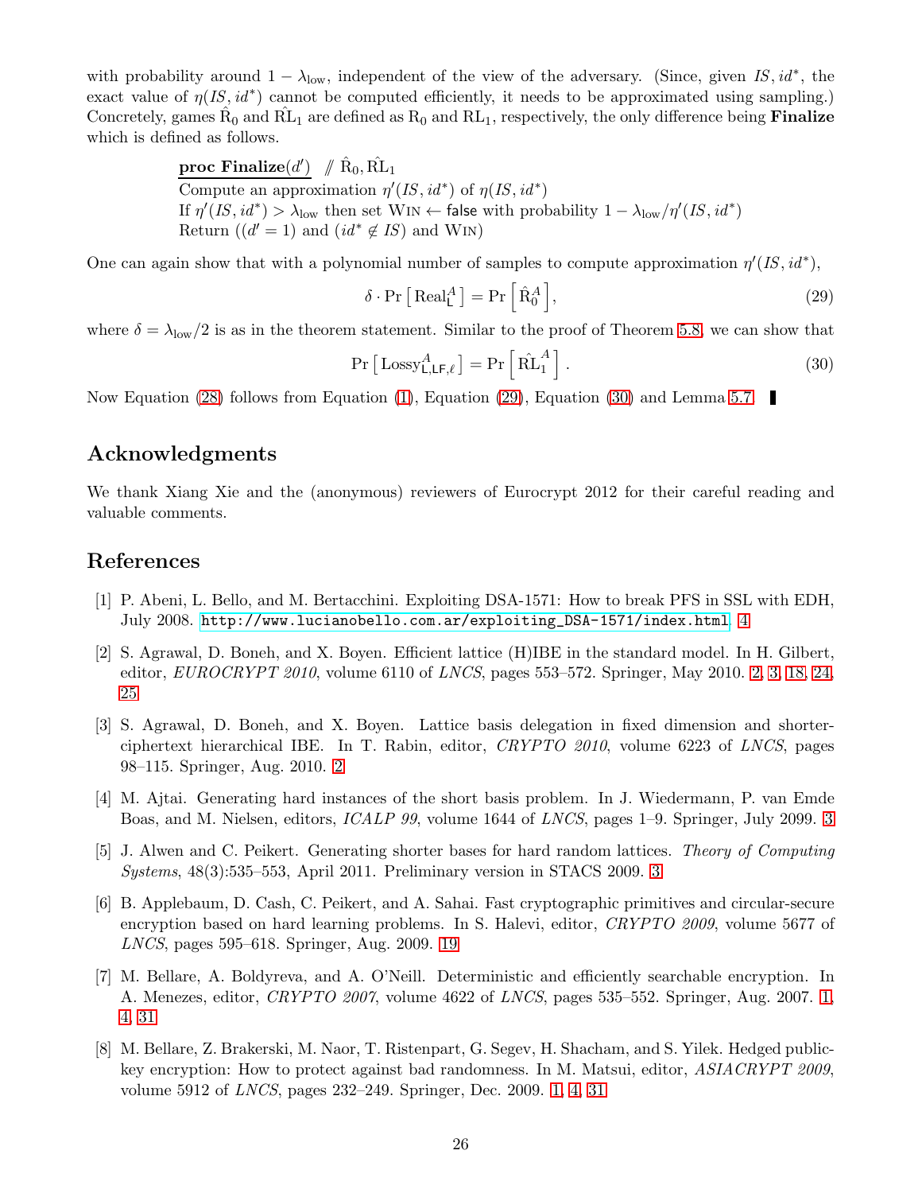with probability around $1 - \lambda_{\text{low}}$, independent of the view of the adversary. (Since, given $IS, id^*$, the exact value of $\eta(IS, id^*)$ cannot be computed efficiently, it needs to be approximated using sampling.) Concretely, games $\hat{\mathrm{R}}_0$ and $\hat{\mathrm{RL}}_1$ are defined as $\mathrm{R}_0$ and $\mathrm{RL}_1$, respectively, the only difference being **Finalize** which is defined as follows.

> **proc Finalize**$(d')$ // $\hat{\mathrm{R}}_0, \hat{\mathrm{RL}}_1$
> Compute an approximation $\eta'(IS, id^*)$ of $\eta(IS, id^*)$
> If $\eta'(IS, id^*) > \lambda_{\text{low}}$ then set $\mathrm{WIN} \leftarrow \mathsf{false}$ with probability $1 - \lambda_{\text{low}}/\eta'(IS, id^*)$
> Return $((d' = 1)$ and $(id^* \notin IS)$ and $\mathrm{WIN})$

One can again show that with a polynomial number of samples to compute approximation $\eta'(IS, id^*)$,

$$\delta \cdot \Pr\left[\,\mathrm{Real}_{\mathsf{L}}^{A}\,\right] = \Pr\left[\,\hat{\mathrm{R}}_0^{A}\,\right], \tag{29}$$

where $\delta = \lambda_{\text{low}}/2$ is as in the theorem statement. Similar to the proof of Theorem 5.8, we can show that

$$\Pr\left[\,\mathrm{Lossy}_{\mathsf{L},\mathsf{LF},\ell}^{A}\,\right] = \Pr\left[\,\hat{\mathrm{RL}}_1^{A}\,\right]. \tag{30}$$

Now Equation (28) follows from Equation (1), Equation (29), Equation (30) and Lemma 5.7. ∎

## Acknowledgments

We thank Xiang Xie and the (anonymous) reviewers of Eurocrypt 2012 for their careful reading and valuable comments.

## References

[1] P. Abeni, L. Bello, and M. Bertacchini. Exploiting DSA-1571: How to break PFS in SSL with EDH, July 2008. http://www.lucianobello.com.ar/exploiting_DSA-1571/index.html. 4

[2] S. Agrawal, D. Boneh, and X. Boyen. Efficient lattice (H)IBE in the standard model. In H. Gilbert, editor, *EUROCRYPT 2010*, volume 6110 of *LNCS*, pages 553–572. Springer, May 2010. 2, 3, 18, 24, 25

[3] S. Agrawal, D. Boneh, and X. Boyen. Lattice basis delegation in fixed dimension and shorter-ciphertext hierarchical IBE. In T. Rabin, editor, *CRYPTO 2010*, volume 6223 of *LNCS*, pages 98–115. Springer, Aug. 2010. 2

[4] M. Ajtai. Generating hard instances of the short basis problem. In J. Wiedermann, P. van Emde Boas, and M. Nielsen, editors, *ICALP 99*, volume 1644 of *LNCS*, pages 1–9. Springer, July 2099. 3

[5] J. Alwen and C. Peikert. Generating shorter bases for hard random lattices. *Theory of Computing Systems*, 48(3):535–553, April 2011. Preliminary version in STACS 2009. 3

[6] B. Applebaum, D. Cash, C. Peikert, and A. Sahai. Fast cryptographic primitives and circular-secure encryption based on hard learning problems. In S. Halevi, editor, *CRYPTO 2009*, volume 5677 of *LNCS*, pages 595–618. Springer, Aug. 2009. 19

[7] M. Bellare, A. Boldyreva, and A. O'Neill. Deterministic and efficiently searchable encryption. In A. Menezes, editor, *CRYPTO 2007*, volume 4622 of *LNCS*, pages 535–552. Springer, Aug. 2007. 1, 4, 31

[8] M. Bellare, Z. Brakerski, M. Naor, T. Ristenpart, G. Segev, H. Shacham, and S. Yilek. Hedged public-key encryption: How to protect against bad randomness. In M. Matsui, editor, *ASIACRYPT 2009*, volume 5912 of *LNCS*, pages 232–249. Springer, Dec. 2009. 1, 4, 31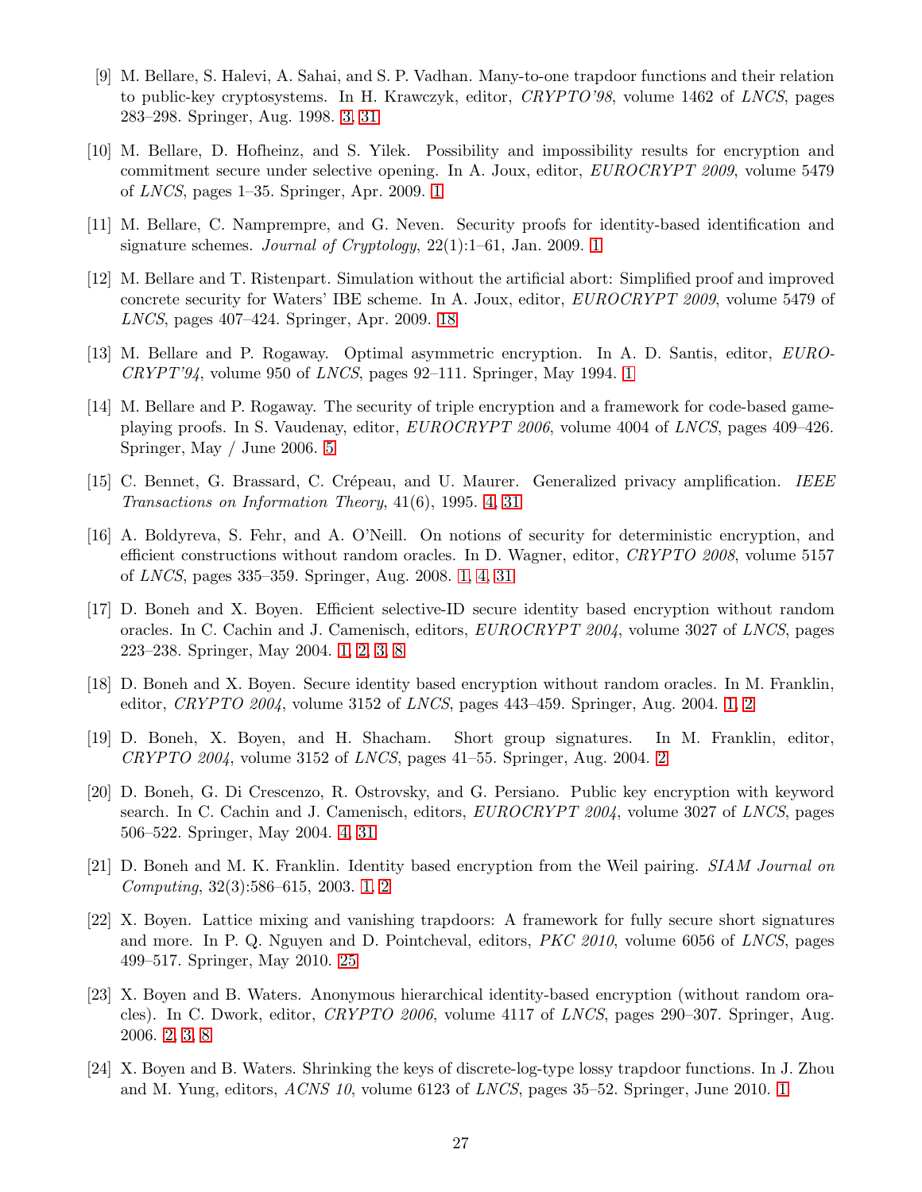[9] M. Bellare, S. Halevi, A. Sahai, and S. P. Vadhan. Many-to-one trapdoor functions and their relation to public-key cryptosystems. In H. Krawczyk, editor, *CRYPTO'98*, volume 1462 of *LNCS*, pages 283–298. Springer, Aug. 1998. 3, 31

[10] M. Bellare, D. Hofheinz, and S. Yilek. Possibility and impossibility results for encryption and commitment secure under selective opening. In A. Joux, editor, *EUROCRYPT 2009*, volume 5479 of *LNCS*, pages 1–35. Springer, Apr. 2009. 1

[11] M. Bellare, C. Namprempre, and G. Neven. Security proofs for identity-based identification and signature schemes. *Journal of Cryptology*, 22(1):1–61, Jan. 2009. 1

[12] M. Bellare and T. Ristenpart. Simulation without the artificial abort: Simplified proof and improved concrete security for Waters' IBE scheme. In A. Joux, editor, *EUROCRYPT 2009*, volume 5479 of *LNCS*, pages 407–424. Springer, Apr. 2009. 18

[13] M. Bellare and P. Rogaway. Optimal asymmetric encryption. In A. D. Santis, editor, *EUROCRYPT'94*, volume 950 of *LNCS*, pages 92–111. Springer, May 1994. 1

[14] M. Bellare and P. Rogaway. The security of triple encryption and a framework for code-based game-playing proofs. In S. Vaudenay, editor, *EUROCRYPT 2006*, volume 4004 of *LNCS*, pages 409–426. Springer, May / June 2006. 5

[15] C. Bennet, G. Brassard, C. Crépeau, and U. Maurer. Generalized privacy amplification. *IEEE Transactions on Information Theory*, 41(6), 1995. 4, 31

[16] A. Boldyreva, S. Fehr, and A. O'Neill. On notions of security for deterministic encryption, and efficient constructions without random oracles. In D. Wagner, editor, *CRYPTO 2008*, volume 5157 of *LNCS*, pages 335–359. Springer, Aug. 2008. 1, 4, 31

[17] D. Boneh and X. Boyen. Efficient selective-ID secure identity based encryption without random oracles. In C. Cachin and J. Camenisch, editors, *EUROCRYPT 2004*, volume 3027 of *LNCS*, pages 223–238. Springer, May 2004. 1, 2, 3, 8

[18] D. Boneh and X. Boyen. Secure identity based encryption without random oracles. In M. Franklin, editor, *CRYPTO 2004*, volume 3152 of *LNCS*, pages 443–459. Springer, Aug. 2004. 1, 2

[19] D. Boneh, X. Boyen, and H. Shacham. Short group signatures. In M. Franklin, editor, *CRYPTO 2004*, volume 3152 of *LNCS*, pages 41–55. Springer, Aug. 2004. 2

[20] D. Boneh, G. Di Crescenzo, R. Ostrovsky, and G. Persiano. Public key encryption with keyword search. In C. Cachin and J. Camenisch, editors, *EUROCRYPT 2004*, volume 3027 of *LNCS*, pages 506–522. Springer, May 2004. 4, 31

[21] D. Boneh and M. K. Franklin. Identity based encryption from the Weil pairing. *SIAM Journal on Computing*, 32(3):586–615, 2003. 1, 2

[22] X. Boyen. Lattice mixing and vanishing trapdoors: A framework for fully secure short signatures and more. In P. Q. Nguyen and D. Pointcheval, editors, *PKC 2010*, volume 6056 of *LNCS*, pages 499–517. Springer, May 2010. 25

[23] X. Boyen and B. Waters. Anonymous hierarchical identity-based encryption (without random oracles). In C. Dwork, editor, *CRYPTO 2006*, volume 4117 of *LNCS*, pages 290–307. Springer, Aug. 2006. 2, 3, 8

[24] X. Boyen and B. Waters. Shrinking the keys of discrete-log-type lossy trapdoor functions. In J. Zhou and M. Yung, editors, *ACNS 10*, volume 6123 of *LNCS*, pages 35–52. Springer, June 2010. 1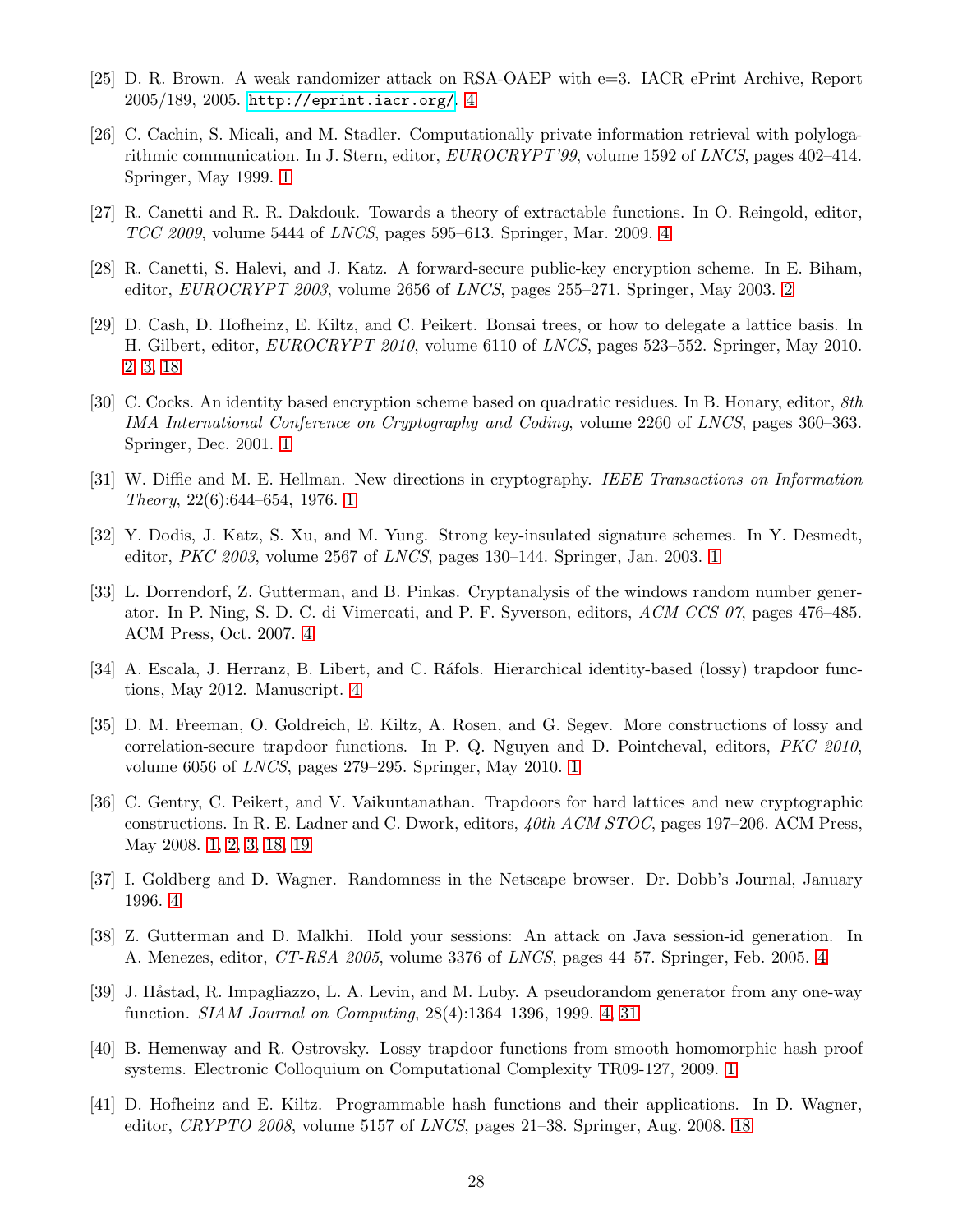[25] D. R. Brown. A weak randomizer attack on RSA-OAEP with e=3. IACR ePrint Archive, Report 2005/189, 2005. http://eprint.iacr.org/. 4

[26] C. Cachin, S. Micali, and M. Stadler. Computationally private information retrieval with polylogarithmic communication. In J. Stern, editor, *EUROCRYPT'99*, volume 1592 of *LNCS*, pages 402–414. Springer, May 1999. 1

[27] R. Canetti and R. R. Dakdouk. Towards a theory of extractable functions. In O. Reingold, editor, *TCC 2009*, volume 5444 of *LNCS*, pages 595–613. Springer, Mar. 2009. 4

[28] R. Canetti, S. Halevi, and J. Katz. A forward-secure public-key encryption scheme. In E. Biham, editor, *EUROCRYPT 2003*, volume 2656 of *LNCS*, pages 255–271. Springer, May 2003. 2

[29] D. Cash, D. Hofheinz, E. Kiltz, and C. Peikert. Bonsai trees, or how to delegate a lattice basis. In H. Gilbert, editor, *EUROCRYPT 2010*, volume 6110 of *LNCS*, pages 523–552. Springer, May 2010. 2, 3, 18

[30] C. Cocks. An identity based encryption scheme based on quadratic residues. In B. Honary, editor, *8th IMA International Conference on Cryptography and Coding*, volume 2260 of *LNCS*, pages 360–363. Springer, Dec. 2001. 1

[31] W. Diffie and M. E. Hellman. New directions in cryptography. *IEEE Transactions on Information Theory*, 22(6):644–654, 1976. 1

[32] Y. Dodis, J. Katz, S. Xu, and M. Yung. Strong key-insulated signature schemes. In Y. Desmedt, editor, *PKC 2003*, volume 2567 of *LNCS*, pages 130–144. Springer, Jan. 2003. 1

[33] L. Dorrendorf, Z. Gutterman, and B. Pinkas. Cryptanalysis of the windows random number generator. In P. Ning, S. D. C. di Vimercati, and P. F. Syverson, editors, *ACM CCS 07*, pages 476–485. ACM Press, Oct. 2007. 4

[34] A. Escala, J. Herranz, B. Libert, and C. Ráfols. Hierarchical identity-based (lossy) trapdoor functions, May 2012. Manuscript. 4

[35] D. M. Freeman, O. Goldreich, E. Kiltz, A. Rosen, and G. Segev. More constructions of lossy and correlation-secure trapdoor functions. In P. Q. Nguyen and D. Pointcheval, editors, *PKC 2010*, volume 6056 of *LNCS*, pages 279–295. Springer, May 2010. 1

[36] C. Gentry, C. Peikert, and V. Vaikuntanathan. Trapdoors for hard lattices and new cryptographic constructions. In R. E. Ladner and C. Dwork, editors, *40th ACM STOC*, pages 197–206. ACM Press, May 2008. 1, 2, 3, 18, 19

[37] I. Goldberg and D. Wagner. Randomness in the Netscape browser. Dr. Dobb's Journal, January 1996. 4

[38] Z. Gutterman and D. Malkhi. Hold your sessions: An attack on Java session-id generation. In A. Menezes, editor, *CT-RSA 2005*, volume 3376 of *LNCS*, pages 44–57. Springer, Feb. 2005. 4

[39] J. Håstad, R. Impagliazzo, L. A. Levin, and M. Luby. A pseudorandom generator from any one-way function. *SIAM Journal on Computing*, 28(4):1364–1396, 1999. 4, 31

[40] B. Hemenway and R. Ostrovsky. Lossy trapdoor functions from smooth homomorphic hash proof systems. Electronic Colloquium on Computational Complexity TR09-127, 2009. 1

[41] D. Hofheinz and E. Kiltz. Programmable hash functions and their applications. In D. Wagner, editor, *CRYPTO 2008*, volume 5157 of *LNCS*, pages 21–38. Springer, Aug. 2008. 18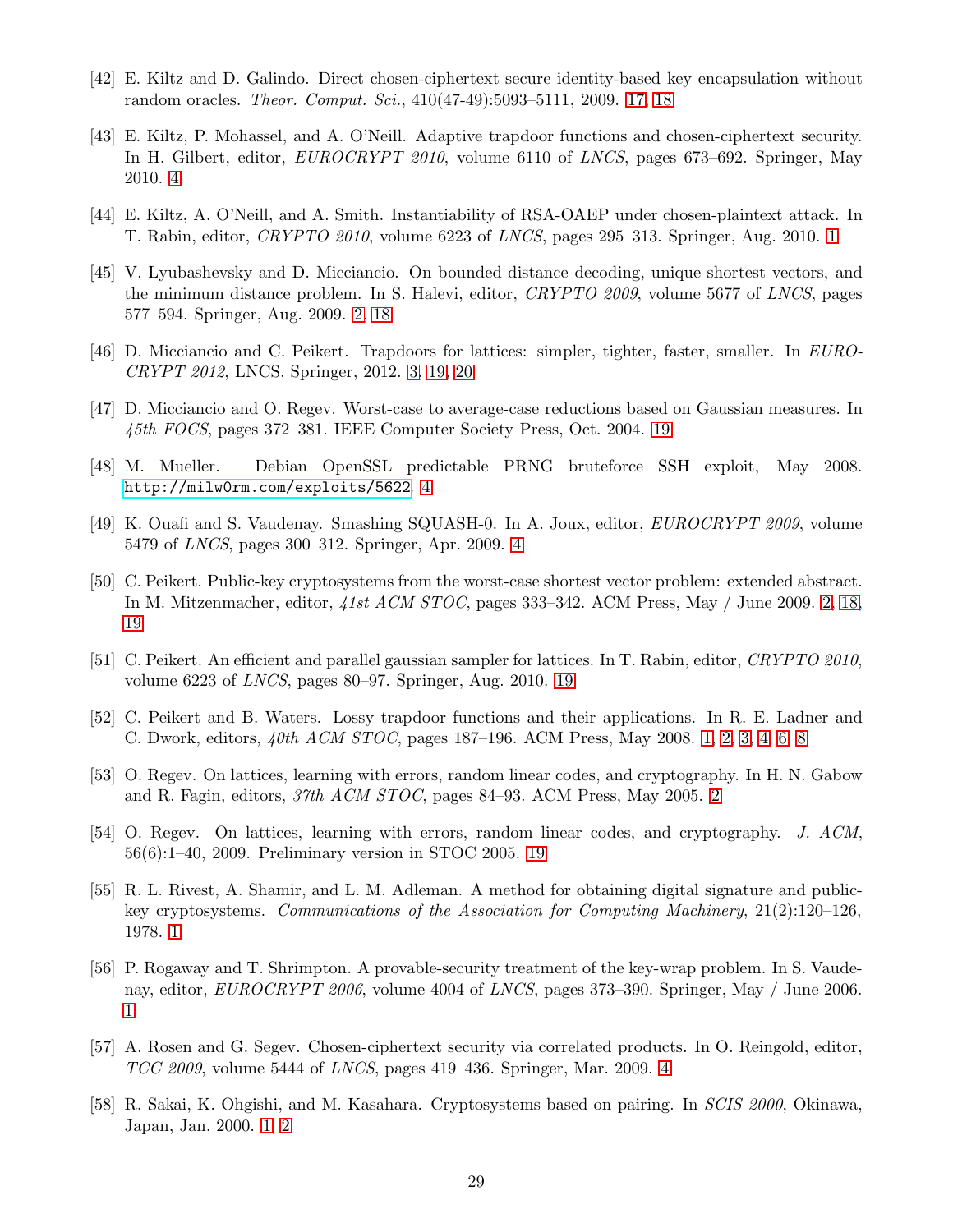[42] E. Kiltz and D. Galindo. Direct chosen-ciphertext secure identity-based key encapsulation without random oracles. *Theor. Comput. Sci.*, 410(47-49):5093–5111, 2009. 17, 18

[43] E. Kiltz, P. Mohassel, and A. O'Neill. Adaptive trapdoor functions and chosen-ciphertext security. In H. Gilbert, editor, *EUROCRYPT 2010*, volume 6110 of *LNCS*, pages 673–692. Springer, May 2010. 4

[44] E. Kiltz, A. O'Neill, and A. Smith. Instantiability of RSA-OAEP under chosen-plaintext attack. In T. Rabin, editor, *CRYPTO 2010*, volume 6223 of *LNCS*, pages 295–313. Springer, Aug. 2010. 1

[45] V. Lyubashevsky and D. Micciancio. On bounded distance decoding, unique shortest vectors, and the minimum distance problem. In S. Halevi, editor, *CRYPTO 2009*, volume 5677 of *LNCS*, pages 577–594. Springer, Aug. 2009. 2, 18

[46] D. Micciancio and C. Peikert. Trapdoors for lattices: simpler, tighter, faster, smaller. In *EUROCRYPT 2012*, LNCS. Springer, 2012. 3, 19, 20

[47] D. Micciancio and O. Regev. Worst-case to average-case reductions based on Gaussian measures. In *45th FOCS*, pages 372–381. IEEE Computer Society Press, Oct. 2004. 19

[48] M. Mueller. Debian OpenSSL predictable PRNG bruteforce SSH exploit, May 2008. http://milw0rm.com/exploits/5622. 4

[49] K. Ouafi and S. Vaudenay. Smashing SQUASH-0. In A. Joux, editor, *EUROCRYPT 2009*, volume 5479 of *LNCS*, pages 300–312. Springer, Apr. 2009. 4

[50] C. Peikert. Public-key cryptosystems from the worst-case shortest vector problem: extended abstract. In M. Mitzenmacher, editor, *41st ACM STOC*, pages 333–342. ACM Press, May / June 2009. 2, 18, 19

[51] C. Peikert. An efficient and parallel gaussian sampler for lattices. In T. Rabin, editor, *CRYPTO 2010*, volume 6223 of *LNCS*, pages 80–97. Springer, Aug. 2010. 19

[52] C. Peikert and B. Waters. Lossy trapdoor functions and their applications. In R. E. Ladner and C. Dwork, editors, *40th ACM STOC*, pages 187–196. ACM Press, May 2008. 1, 2, 3, 4, 6, 8

[53] O. Regev. On lattices, learning with errors, random linear codes, and cryptography. In H. N. Gabow and R. Fagin, editors, *37th ACM STOC*, pages 84–93. ACM Press, May 2005. 2

[54] O. Regev. On lattices, learning with errors, random linear codes, and cryptography. *J. ACM*, 56(6):1–40, 2009. Preliminary version in STOC 2005. 19

[55] R. L. Rivest, A. Shamir, and L. M. Adleman. A method for obtaining digital signature and public-key cryptosystems. *Communications of the Association for Computing Machinery*, 21(2):120–126, 1978. 1

[56] P. Rogaway and T. Shrimpton. A provable-security treatment of the key-wrap problem. In S. Vaudenay, editor, *EUROCRYPT 2006*, volume 4004 of *LNCS*, pages 373–390. Springer, May / June 2006. 1

[57] A. Rosen and G. Segev. Chosen-ciphertext security via correlated products. In O. Reingold, editor, *TCC 2009*, volume 5444 of *LNCS*, pages 419–436. Springer, Mar. 2009. 4

[58] R. Sakai, K. Ohgishi, and M. Kasahara. Cryptosystems based on pairing. In *SCIS 2000*, Okinawa, Japan, Jan. 2000. 1, 2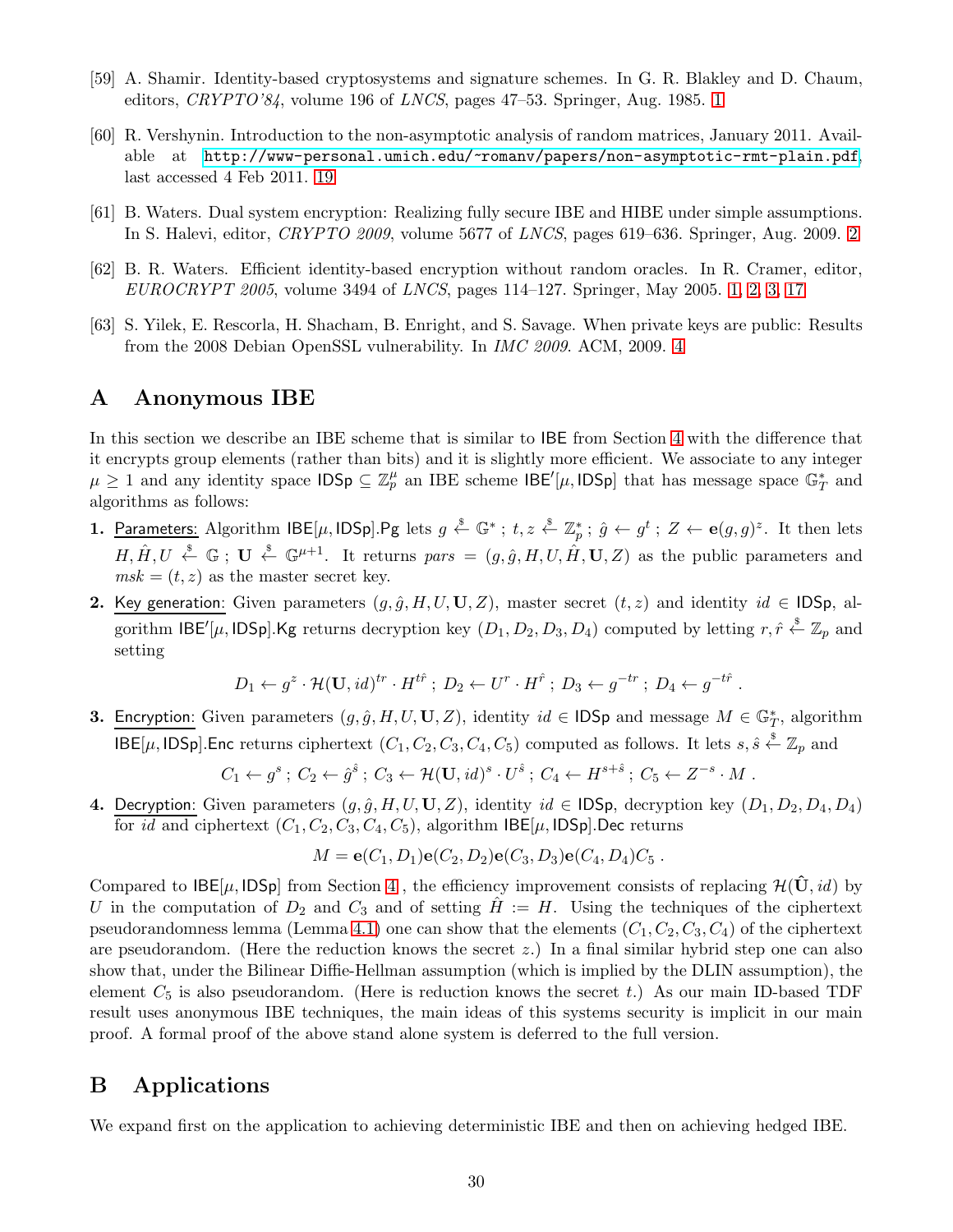[59] A. Shamir. Identity-based cryptosystems and signature schemes. In G. R. Blakley and D. Chaum, editors, *CRYPTO'84*, volume 196 of *LNCS*, pages 47–53. Springer, Aug. 1985. 1

[60] R. Vershynin. Introduction to the non-asymptotic analysis of random matrices, January 2011. Available at http://www-personal.umich.edu/~romanv/papers/non-asymptotic-rmt-plain.pdf, last accessed 4 Feb 2011. 19

[61] B. Waters. Dual system encryption: Realizing fully secure IBE and HIBE under simple assumptions. In S. Halevi, editor, *CRYPTO 2009*, volume 5677 of *LNCS*, pages 619–636. Springer, Aug. 2009. 2

[62] B. R. Waters. Efficient identity-based encryption without random oracles. In R. Cramer, editor, *EUROCRYPT 2005*, volume 3494 of *LNCS*, pages 114–127. Springer, May 2005. 1, 2, 3, 17

[63] S. Yilek, E. Rescorla, H. Shacham, B. Enright, and S. Savage. When private keys are public: Results from the 2008 Debian OpenSSL vulnerability. In *IMC 2009*. ACM, 2009. 4

# A Anonymous IBE

In this section we describe an IBE scheme that is similar to IBE from Section 4 with the difference that it encrypts group elements (rather than bits) and it is slightly more efficient. We associate to any integer $\mu \geq 1$ and any identity space $\mathsf{IDSp} \subseteq \mathbb{Z}_p^\mu$ an IBE scheme $\mathsf{IBE}'[\mu, \mathsf{IDSp}]$ that has message space $\mathbb{G}_T^*$ and algorithms as follows:

1. Parameters: Algorithm $\mathsf{IBE}[\mu, \mathsf{IDSp}].\mathsf{Pg}$ lets $g \xleftarrow{\$} \mathbb{G}^*$ ; $t, z \xleftarrow{\$} \mathbb{Z}_p^*$ ; $\hat{g} \leftarrow g^t$ ; $Z \leftarrow \mathbf{e}(g,g)^z$. It then lets $H, \hat{H}, U \xleftarrow{\$} \mathbb{G}$ ; $\mathbf{U} \xleftarrow{\$} \mathbb{G}^{\mu+1}$. It returns $pars = (g, \hat{g}, H, U, \hat{H}, \mathbf{U}, Z)$ as the public parameters and $msk = (t, z)$ as the master secret key.

2. Key generation: Given parameters $(g, \hat{g}, H, U, \mathbf{U}, Z)$, master secret $(t, z)$ and identity $id \in \mathsf{IDSp}$, algorithm $\mathsf{IBE}'[\mu, \mathsf{IDSp}].\mathsf{Kg}$ returns decryption key $(D_1, D_2, D_3, D_4)$ computed by letting $r, \hat{r} \xleftarrow{\$} \mathbb{Z}_p$ and setting
$$D_1 \leftarrow g^z \cdot \mathcal{H}(\mathbf{U}, id)^{tr} \cdot H^{t\hat{r}} \; ; \; D_2 \leftarrow U^r \cdot H^{\hat{r}} \; ; \; D_3 \leftarrow g^{-tr} \; ; \; D_4 \leftarrow g^{-t\hat{r}} \; .$$

3. Encryption: Given parameters $(g, \hat{g}, H, U, \mathbf{U}, Z)$, identity $id \in \mathsf{IDSp}$ and message $M \in \mathbb{G}_T^*$, algorithm $\mathsf{IBE}[\mu, \mathsf{IDSp}].\mathsf{Enc}$ returns ciphertext $(C_1, C_2, C_3, C_4, C_5)$ computed as follows. It lets $s, \hat{s} \xleftarrow{\$} \mathbb{Z}_p$ and
$$C_1 \leftarrow g^s \; ; \; C_2 \leftarrow \hat{g}^{\hat{s}} \; ; \; C_3 \leftarrow \mathcal{H}(\mathbf{U}, id)^s \cdot U^{\hat{s}} \; ; \; C_4 \leftarrow H^{s+\hat{s}} \; ; \; C_5 \leftarrow Z^{-s} \cdot M \; .$$

4. Decryption: Given parameters $(g, \hat{g}, H, U, \mathbf{U}, Z)$, identity $id \in \mathsf{IDSp}$, decryption key $(D_1, D_2, D_4, D_4)$ for $id$ and ciphertext $(C_1, C_2, C_3, C_4, C_5)$, algorithm $\mathsf{IBE}[\mu, \mathsf{IDSp}].\mathsf{Dec}$ returns
$$M = \mathbf{e}(C_1, D_1)\mathbf{e}(C_2, D_2)\mathbf{e}(C_3, D_3)\mathbf{e}(C_4, D_4)C_5 \; .$$

Compared to $\mathsf{IBE}[\mu, \mathsf{IDSp}]$ from Section 4 , the efficiency improvement consists of replacing $\mathcal{H}(\hat{\mathbf{U}}, id)$ by $U$ in the computation of $D_2$ and $C_3$ and of setting $\hat{H} := H$. Using the techniques of the ciphertext pseudorandomness lemma (Lemma 4.1) one can show that the elements $(C_1, C_2, C_3, C_4)$ of the ciphertext are pseudorandom. (Here the reduction knows the secret $z$.) In a final similar hybrid step one can also show that, under the Bilinear Diffie-Hellman assumption (which is implied by the DLIN assumption), the element $C_5$ is also pseudorandom. (Here is reduction knows the secret $t$.) As our main ID-based TDF result uses anonymous IBE techniques, the main ideas of this systems security is implicit in our main proof. A formal proof of the above stand alone system is deferred to the full version.

# B Applications

We expand first on the application to achieving deterministic IBE and then on achieving hedged IBE.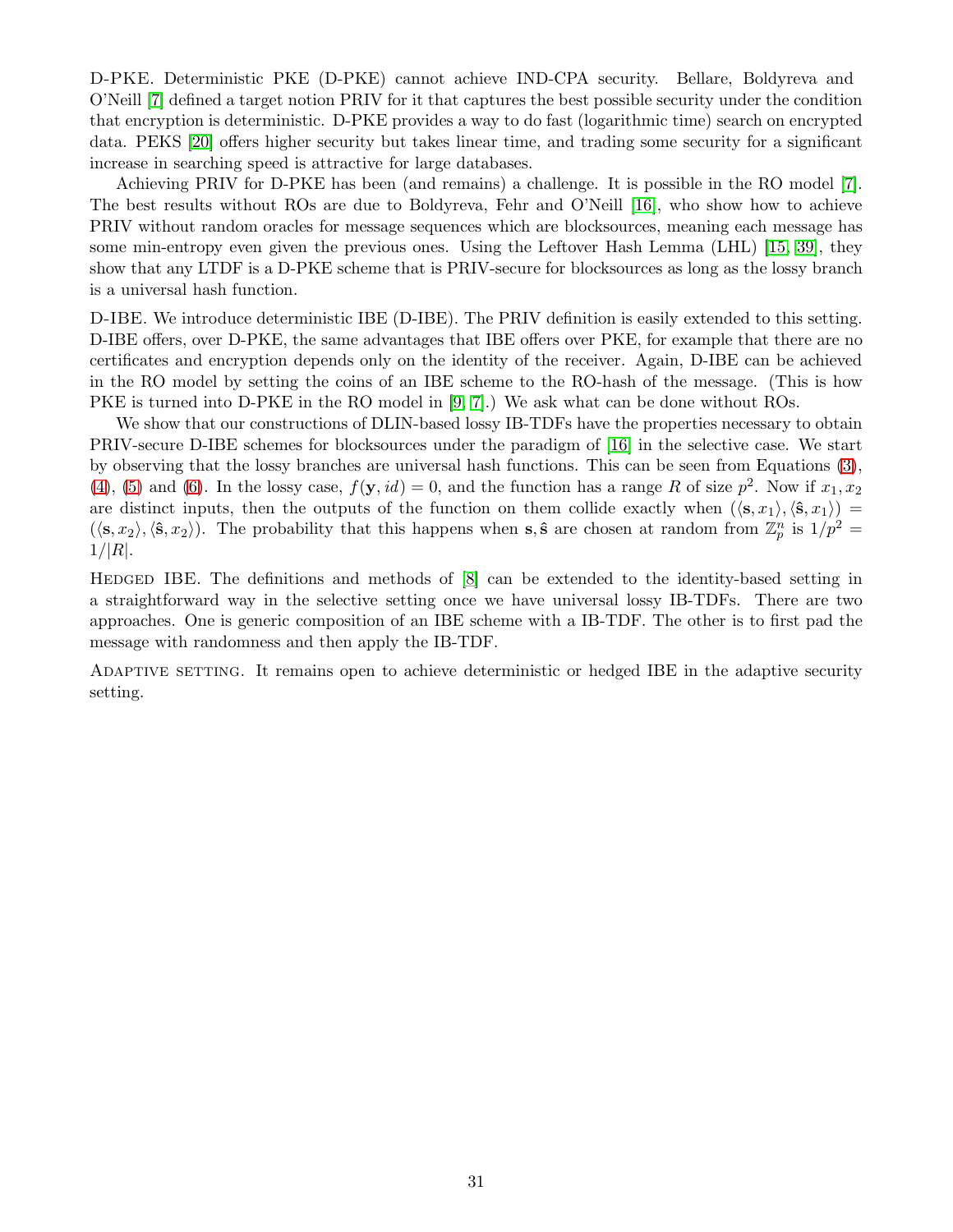D-PKE. Deterministic PKE (D-PKE) cannot achieve IND-CPA security. Bellare, Boldyreva and O'Neill [7] defined a target notion PRIV for it that captures the best possible security under the condition that encryption is deterministic. D-PKE provides a way to do fast (logarithmic time) search on encrypted data. PEKS [20] offers higher security but takes linear time, and trading some security for a significant increase in searching speed is attractive for large databases.

Achieving PRIV for D-PKE has been (and remains) a challenge. It is possible in the RO model [7]. The best results without ROs are due to Boldyreva, Fehr and O'Neill [16], who show how to achieve PRIV without random oracles for message sequences which are blocksources, meaning each message has some min-entropy even given the previous ones. Using the Leftover Hash Lemma (LHL) [15, 39], they show that any LTDF is a D-PKE scheme that is PRIV-secure for blocksources as long as the lossy branch is a universal hash function.

D-IBE. We introduce deterministic IBE (D-IBE). The PRIV definition is easily extended to this setting. D-IBE offers, over D-PKE, the same advantages that IBE offers over PKE, for example that there are no certificates and encryption depends only on the identity of the receiver. Again, D-IBE can be achieved in the RO model by setting the coins of an IBE scheme to the RO-hash of the message. (This is how PKE is turned into D-PKE in the RO model in [9, 7].) We ask what can be done without ROs.

We show that our constructions of DLIN-based lossy IB-TDFs have the properties necessary to obtain PRIV-secure D-IBE schemes for blocksources under the paradigm of [16] in the selective case. We start by observing that the lossy branches are universal hash functions. This can be seen from Equations (3), (4), (5) and (6). In the lossy case, $f(\mathbf{y}, id) = 0$, and the function has a range $R$ of size $p^2$. Now if $x_1, x_2$ are distinct inputs, then the outputs of the function on them collide exactly when $(\langle \mathbf{s}, x_1 \rangle, \langle \hat{\mathbf{s}}, x_1 \rangle) = (\langle \mathbf{s}, x_2 \rangle, \langle \hat{\mathbf{s}}, x_2 \rangle)$. The probability that this happens when $\mathbf{s}, \hat{\mathbf{s}}$ are chosen at random from $\mathbb{Z}_p^n$ is $1/p^2 = 1/|R|$.

Hedged IBE. The definitions and methods of [8] can be extended to the identity-based setting in a straightforward way in the selective setting once we have universal lossy IB-TDFs. There are two approaches. One is generic composition of an IBE scheme with a IB-TDF. The other is to first pad the message with randomness and then apply the IB-TDF.

Adaptive setting. It remains open to achieve deterministic or hedged IBE in the adaptive security setting.